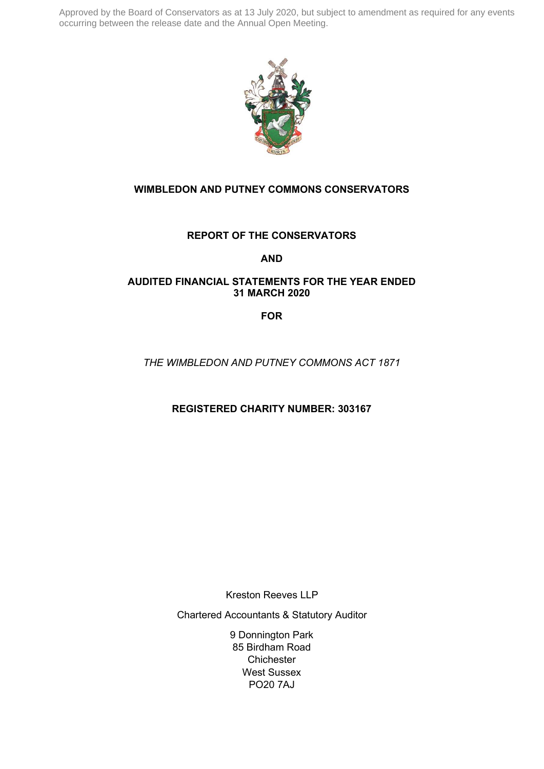Approved by the Board of Conservators as at 13 July 2020, but subject to amendment as required for any events occurring between the release date and the Annual Open Meeting.

# WIMBLEDON AND PUTNEY COMMONS CONSERVATORS

## REPORT OF THE CONSERVATORS

## AND

## AUDITED FINANCIAL STATEMENTS FOR THE YEAR ENDED 31 MARCH 2020

## FOR

*THE WIMBLEDON AND PUTNEY COMMONS ACT 1871*

**REGISTERED CHARITY NUMBER: 303167**

Kreston Reeves LLP

Chartered Accountants & Statutory Auditor

9 Donnington Park
85 Birdham Road
Chichester
West Sussex
PO20 7AJ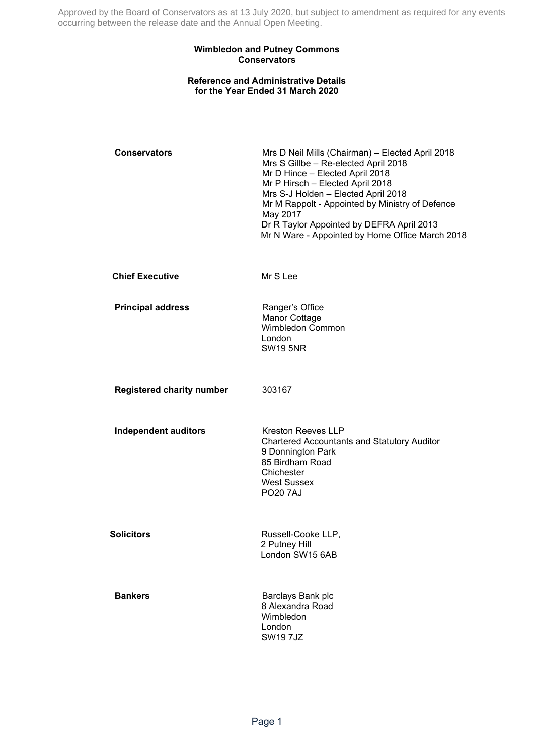Approved by the Board of Conservators as at 13 July 2020, but subject to amendment as required for any events occurring between the release date and the Annual Open Meeting.

# Wimbledon and Putney Commons Conservators

## Reference and Administrative Details for the Year Ended 31 March 2020

**Conservators**

Mrs D Neil Mills (Chairman) – Elected April 2018
Mrs S Gillbe – Re-elected April 2018
Mr D Hince – Elected April 2018
Mr P Hirsch – Elected April 2018
Mrs S-J Holden – Elected April 2018
Mr M Rappolt - Appointed by Ministry of Defence May 2017
Dr R Taylor Appointed by DEFRA April 2013
Mr N Ware - Appointed by Home Office March 2018

**Chief Executive**

Mr S Lee

**Principal address**

Ranger's Office
Manor Cottage
Wimbledon Common
London
SW19 5NR

**Registered charity number**

303167

**Independent auditors**

Kreston Reeves LLP
Chartered Accountants and Statutory Auditor
9 Donnington Park
85 Birdham Road
Chichester
West Sussex
PO20 7AJ

**Solicitors**

Russell-Cooke LLP,
2 Putney Hill
London SW15 6AB

**Bankers**

Barclays Bank plc
8 Alexandra Road
Wimbledon
London
SW19 7JZ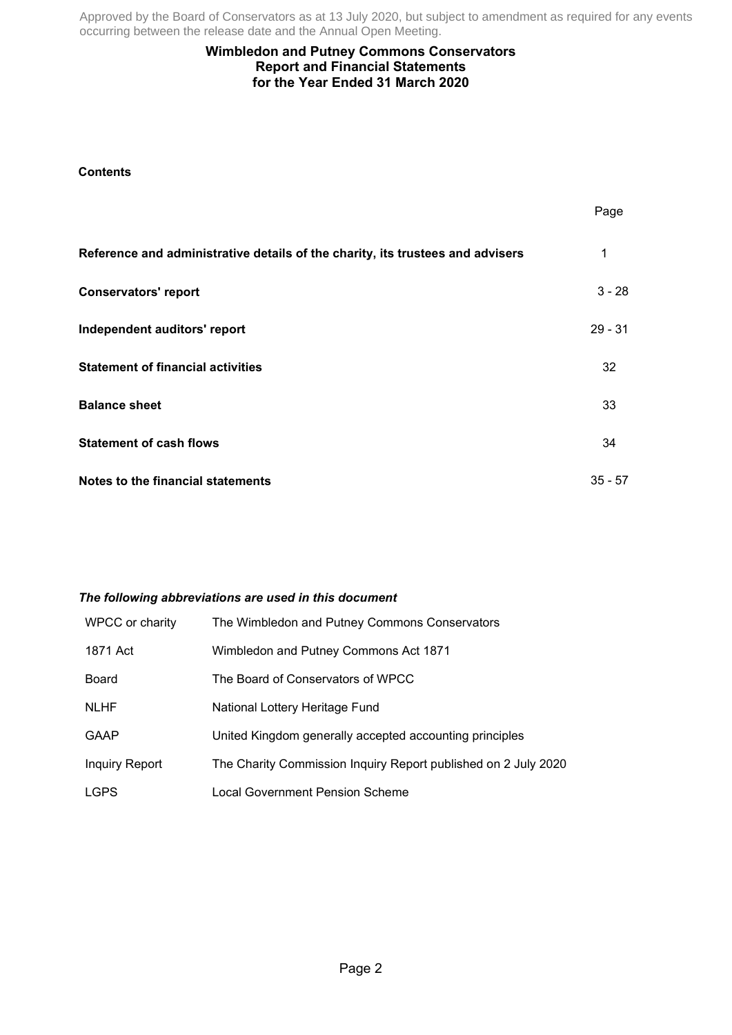Approved by the Board of Conservators as at 13 July 2020, but subject to amendment as required for any events occurring between the release date and the Annual Open Meeting.

# Wimbledon and Putney Commons Conservators
## Report and Financial Statements
## for the Year Ended 31 March 2020

**Contents**

| | Page |
|---|---|
| **Reference and administrative details of the charity, its trustees and advisers** | 1 |
| **Conservators' report** | 3 - 28 |
| **Independent auditors' report** | 29 - 31 |
| **Statement of financial activities** | 32 |
| **Balance sheet** | 33 |
| **Statement of cash flows** | 34 |
| **Notes to the financial statements** | 35 - 57 |

***The following abbreviations are used in this document***

| | |
|---|---|
| WPCC or charity | The Wimbledon and Putney Commons Conservators |
| 1871 Act | Wimbledon and Putney Commons Act 1871 |
| Board | The Board of Conservators of WPCC |
| NLHF | National Lottery Heritage Fund |
| GAAP | United Kingdom generally accepted accounting principles |
| Inquiry Report | The Charity Commission Inquiry Report published on 2 July 2020 |
| LGPS | Local Government Pension Scheme |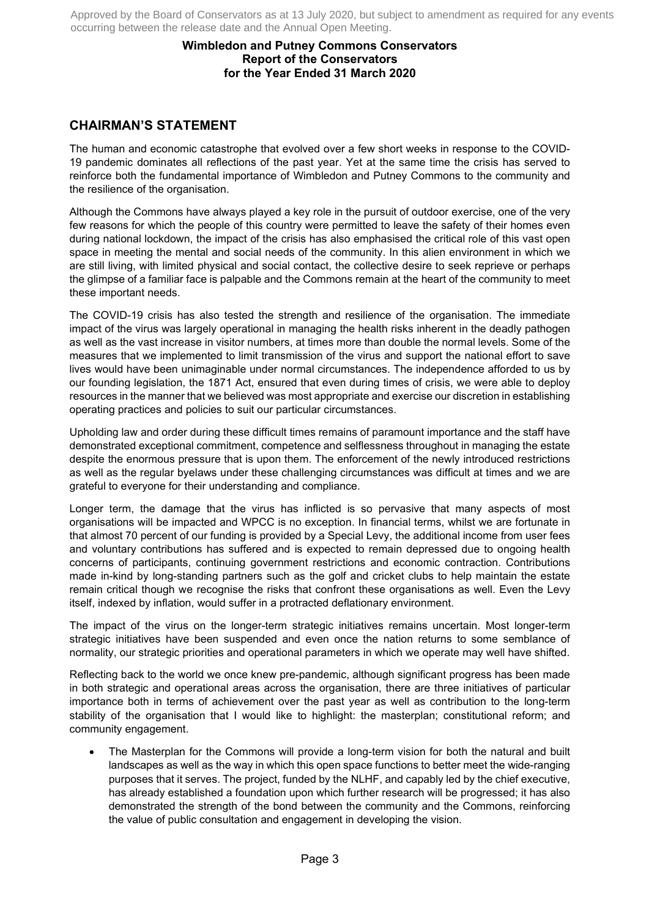Approved by the Board of Conservators as at 13 July 2020, but subject to amendment as required for any events occurring between the release date and the Annual Open Meeting.

**Wimbledon and Putney Commons Conservators**
**Report of the Conservators**
**for the Year Ended 31 March 2020**

## CHAIRMAN'S STATEMENT

The human and economic catastrophe that evolved over a few short weeks in response to the COVID-19 pandemic dominates all reflections of the past year. Yet at the same time the crisis has served to reinforce both the fundamental importance of Wimbledon and Putney Commons to the community and the resilience of the organisation.

Although the Commons have always played a key role in the pursuit of outdoor exercise, one of the very few reasons for which the people of this country were permitted to leave the safety of their homes even during national lockdown, the impact of the crisis has also emphasised the critical role of this vast open space in meeting the mental and social needs of the community. In this alien environment in which we are still living, with limited physical and social contact, the collective desire to seek reprieve or perhaps the glimpse of a familiar face is palpable and the Commons remain at the heart of the community to meet these important needs.

The COVID-19 crisis has also tested the strength and resilience of the organisation. The immediate impact of the virus was largely operational in managing the health risks inherent in the deadly pathogen as well as the vast increase in visitor numbers, at times more than double the normal levels. Some of the measures that we implemented to limit transmission of the virus and support the national effort to save lives would have been unimaginable under normal circumstances. The independence afforded to us by our founding legislation, the 1871 Act, ensured that even during times of crisis, we were able to deploy resources in the manner that we believed was most appropriate and exercise our discretion in establishing operating practices and policies to suit our particular circumstances.

Upholding law and order during these difficult times remains of paramount importance and the staff have demonstrated exceptional commitment, competence and selflessness throughout in managing the estate despite the enormous pressure that is upon them. The enforcement of the newly introduced restrictions as well as the regular byelaws under these challenging circumstances was difficult at times and we are grateful to everyone for their understanding and compliance.

Longer term, the damage that the virus has inflicted is so pervasive that many aspects of most organisations will be impacted and WPCC is no exception. In financial terms, whilst we are fortunate in that almost 70 percent of our funding is provided by a Special Levy, the additional income from user fees and voluntary contributions has suffered and is expected to remain depressed due to ongoing health concerns of participants, continuing government restrictions and economic contraction. Contributions made in-kind by long-standing partners such as the golf and cricket clubs to help maintain the estate remain critical though we recognise the risks that confront these organisations as well. Even the Levy itself, indexed by inflation, would suffer in a protracted deflationary environment.

The impact of the virus on the longer-term strategic initiatives remains uncertain. Most longer-term strategic initiatives have been suspended and even once the nation returns to some semblance of normality, our strategic priorities and operational parameters in which we operate may well have shifted.

Reflecting back to the world we once knew pre-pandemic, although significant progress has been made in both strategic and operational areas across the organisation, there are three initiatives of particular importance both in terms of achievement over the past year as well as contribution to the long-term stability of the organisation that I would like to highlight: the masterplan; constitutional reform; and community engagement.

- The Masterplan for the Commons will provide a long-term vision for both the natural and built landscapes as well as the way in which this open space functions to better meet the wide-ranging purposes that it serves. The project, funded by the NLHF, and capably led by the chief executive, has already established a foundation upon which further research will be progressed; it has also demonstrated the strength of the bond between the community and the Commons, reinforcing the value of public consultation and engagement in developing the vision.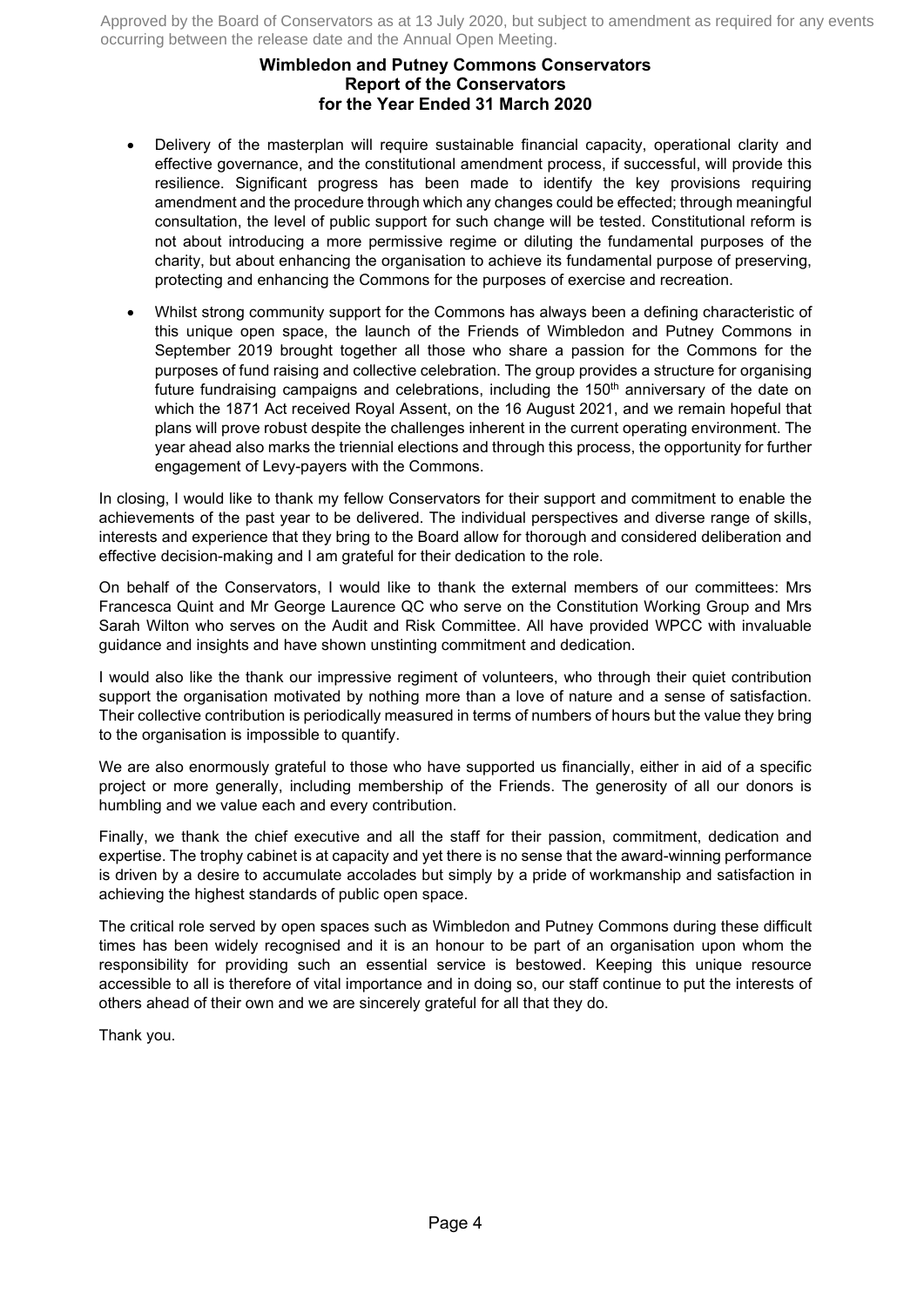- Delivery of the masterplan will require sustainable financial capacity, operational clarity and effective governance, and the constitutional amendment process, if successful, will provide this resilience. Significant progress has been made to identify the key provisions requiring amendment and the procedure through which any changes could be effected; through meaningful consultation, the level of public support for such change will be tested. Constitutional reform is not about introducing a more permissive regime or diluting the fundamental purposes of the charity, but about enhancing the organisation to achieve its fundamental purpose of preserving, protecting and enhancing the Commons for the purposes of exercise and recreation.

- Whilst strong community support for the Commons has always been a defining characteristic of this unique open space, the launch of the Friends of Wimbledon and Putney Commons in September 2019 brought together all those who share a passion for the Commons for the purposes of fund raising and collective celebration. The group provides a structure for organising future fundraising campaigns and celebrations, including the 150th anniversary of the date on which the 1871 Act received Royal Assent, on the 16 August 2021, and we remain hopeful that plans will prove robust despite the challenges inherent in the current operating environment. The year ahead also marks the triennial elections and through this process, the opportunity for further engagement of Levy-payers with the Commons.

In closing, I would like to thank my fellow Conservators for their support and commitment to enable the achievements of the past year to be delivered. The individual perspectives and diverse range of skills, interests and experience that they bring to the Board allow for thorough and considered deliberation and effective decision-making and I am grateful for their dedication to the role.

On behalf of the Conservators, I would like to thank the external members of our committees: Mrs Francesca Quint and Mr George Laurence QC who serve on the Constitution Working Group and Mrs Sarah Wilton who serves on the Audit and Risk Committee. All have provided WPCC with invaluable guidance and insights and have shown unstinting commitment and dedication.

I would also like the thank our impressive regiment of volunteers, who through their quiet contribution support the organisation motivated by nothing more than a love of nature and a sense of satisfaction. Their collective contribution is periodically measured in terms of numbers of hours but the value they bring to the organisation is impossible to quantify.

We are also enormously grateful to those who have supported us financially, either in aid of a specific project or more generally, including membership of the Friends. The generosity of all our donors is humbling and we value each and every contribution.

Finally, we thank the chief executive and all the staff for their passion, commitment, dedication and expertise. The trophy cabinet is at capacity and yet there is no sense that the award-winning performance is driven by a desire to accumulate accolades but simply by a pride of workmanship and satisfaction in achieving the highest standards of public open space.

The critical role served by open spaces such as Wimbledon and Putney Commons during these difficult times has been widely recognised and it is an honour to be part of an organisation upon whom the responsibility for providing such an essential service is bestowed. Keeping this unique resource accessible to all is therefore of vital importance and in doing so, our staff continue to put the interests of others ahead of their own and we are sincerely grateful for all that they do.

Thank you.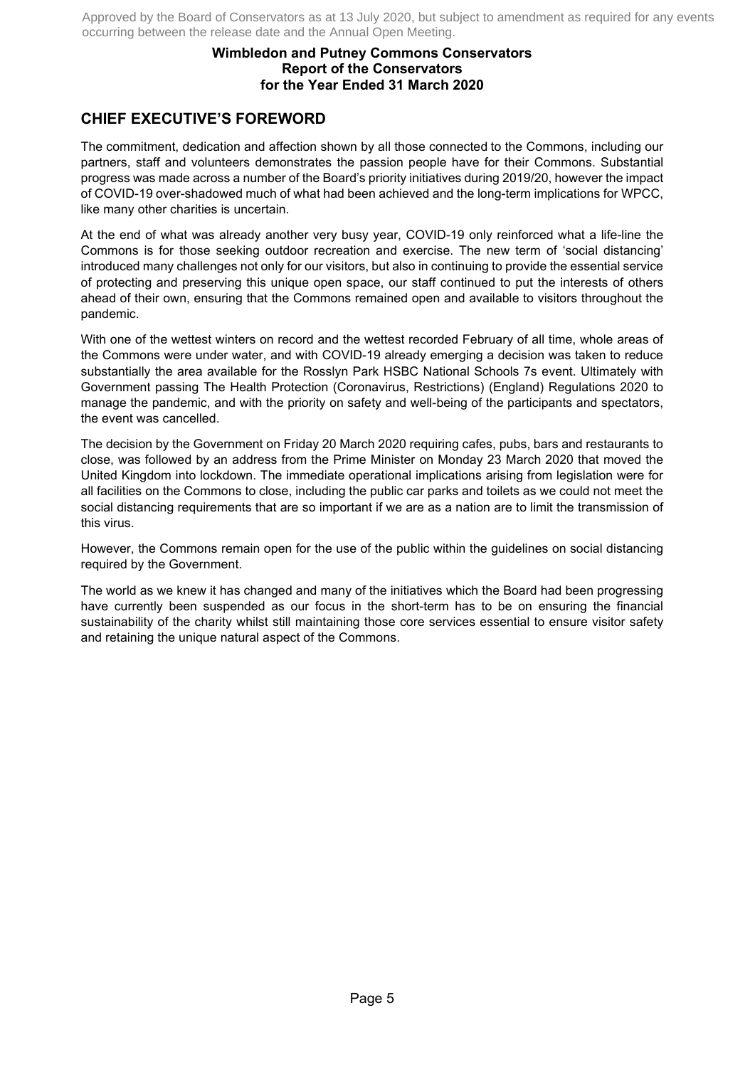**Wimbledon and Putney Commons Conservators**
**Report of the Conservators**
**for the Year Ended 31 March 2020**

## CHIEF EXECUTIVE'S FOREWORD

The commitment, dedication and affection shown by all those connected to the Commons, including our partners, staff and volunteers demonstrates the passion people have for their Commons. Substantial progress was made across a number of the Board's priority initiatives during 2019/20, however the impact of COVID-19 over-shadowed much of what had been achieved and the long-term implications for WPCC, like many other charities is uncertain.

At the end of what was already another very busy year, COVID-19 only reinforced what a life-line the Commons is for those seeking outdoor recreation and exercise. The new term of 'social distancing' introduced many challenges not only for our visitors, but also in continuing to provide the essential service of protecting and preserving this unique open space, our staff continued to put the interests of others ahead of their own, ensuring that the Commons remained open and available to visitors throughout the pandemic.

With one of the wettest winters on record and the wettest recorded February of all time, whole areas of the Commons were under water, and with COVID-19 already emerging a decision was taken to reduce substantially the area available for the Rosslyn Park HSBC National Schools 7s event. Ultimately with Government passing The Health Protection (Coronavirus, Restrictions) (England) Regulations 2020 to manage the pandemic, and with the priority on safety and well-being of the participants and spectators, the event was cancelled.

The decision by the Government on Friday 20 March 2020 requiring cafes, pubs, bars and restaurants to close, was followed by an address from the Prime Minister on Monday 23 March 2020 that moved the United Kingdom into lockdown. The immediate operational implications arising from legislation were for all facilities on the Commons to close, including the public car parks and toilets as we could not meet the social distancing requirements that are so important if we are as a nation are to limit the transmission of this virus.

However, the Commons remain open for the use of the public within the guidelines on social distancing required by the Government.

The world as we knew it has changed and many of the initiatives which the Board had been progressing have currently been suspended as our focus in the short-term has to be on ensuring the financial sustainability of the charity whilst still maintaining those core services essential to ensure visitor safety and retaining the unique natural aspect of the Commons.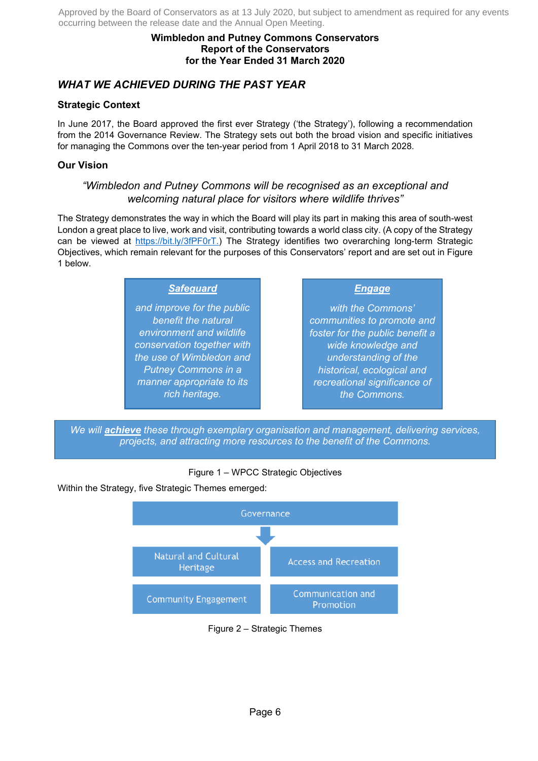Approved by the Board of Conservators as at 13 July 2020, but subject to amendment as required for any events occurring between the release date and the Annual Open Meeting.

**Wimbledon and Putney Commons Conservators**
**Report of the Conservators**
**for the Year Ended 31 March 2020**

## *WHAT WE ACHIEVED DURING THE PAST YEAR*

### Strategic Context

In June 2017, the Board approved the first ever Strategy ('the Strategy'), following a recommendation from the 2014 Governance Review. The Strategy sets out both the broad vision and specific initiatives for managing the Commons over the ten-year period from 1 April 2018 to 31 March 2028.

### Our Vision

*"Wimbledon and Putney Commons will be recognised as an exceptional and welcoming natural place for visitors where wildlife thrives"*

The Strategy demonstrates the way in which the Board will play its part in making this area of south-west London a great place to live, work and visit, contributing towards a world class city. (A copy of the Strategy can be viewed at https://bit.ly/3fPF0rT.) The Strategy identifies two overarching long-term Strategic Objectives, which remain relevant for the purposes of this Conservators' report and are set out in Figure 1 below.

***Safeguard***

*and improve for the public benefit the natural environment and wildlife conservation together with the use of Wimbledon and Putney Commons in a manner appropriate to its rich heritage.*

***Engage***

*with the Commons' communities to promote and foster for the public benefit a wide knowledge and understanding of the historical, ecological and recreational significance of the Commons.*

*We will **achieve** these through exemplary organisation and management, delivering services, projects, and attracting more resources to the benefit of the Commons.*

Figure 1 – WPCC Strategic Objectives

Within the Strategy, five Strategic Themes emerged:

- Governance
  - Natural and Cultural Heritage
  - Access and Recreation
  - Community Engagement
  - Communication and Promotion

Figure 2 – Strategic Themes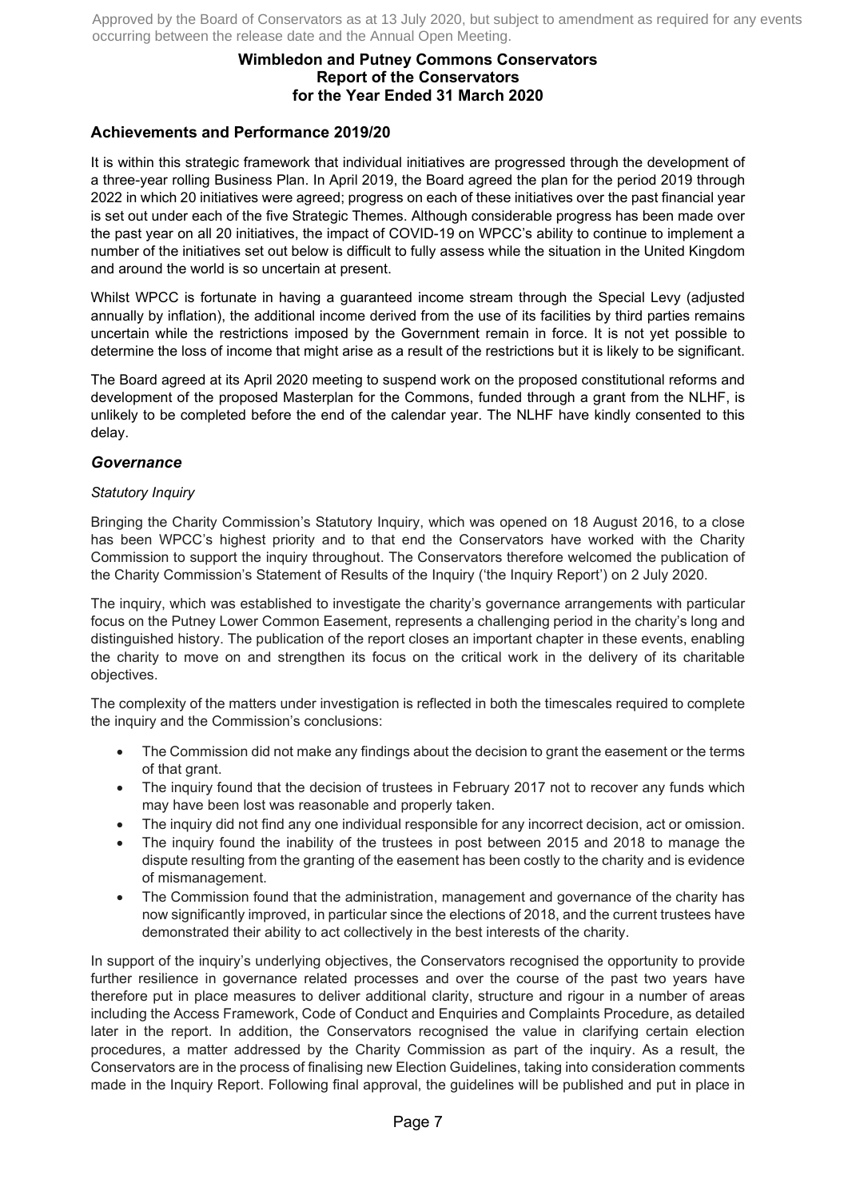## Achievements and Performance 2019/20

It is within this strategic framework that individual initiatives are progressed through the development of a three-year rolling Business Plan. In April 2019, the Board agreed the plan for the period 2019 through 2022 in which 20 initiatives were agreed; progress on each of these initiatives over the past financial year is set out under each of the five Strategic Themes. Although considerable progress has been made over the past year on all 20 initiatives, the impact of COVID-19 on WPCC's ability to continue to implement a number of the initiatives set out below is difficult to fully assess while the situation in the United Kingdom and around the world is so uncertain at present.

Whilst WPCC is fortunate in having a guaranteed income stream through the Special Levy (adjusted annually by inflation), the additional income derived from the use of its facilities by third parties remains uncertain while the restrictions imposed by the Government remain in force. It is not yet possible to determine the loss of income that might arise as a result of the restrictions but it is likely to be significant.

The Board agreed at its April 2020 meeting to suspend work on the proposed constitutional reforms and development of the proposed Masterplan for the Commons, funded through a grant from the NLHF, is unlikely to be completed before the end of the calendar year. The NLHF have kindly consented to this delay.

### *Governance*

*Statutory Inquiry*

Bringing the Charity Commission's Statutory Inquiry, which was opened on 18 August 2016, to a close has been WPCC's highest priority and to that end the Conservators have worked with the Charity Commission to support the inquiry throughout. The Conservators therefore welcomed the publication of the Charity Commission's Statement of Results of the Inquiry ('the Inquiry Report') on 2 July 2020.

The inquiry, which was established to investigate the charity's governance arrangements with particular focus on the Putney Lower Common Easement, represents a challenging period in the charity's long and distinguished history. The publication of the report closes an important chapter in these events, enabling the charity to move on and strengthen its focus on the critical work in the delivery of its charitable objectives.

The complexity of the matters under investigation is reflected in both the timescales required to complete the inquiry and the Commission's conclusions:

- The Commission did not make any findings about the decision to grant the easement or the terms of that grant.
- The inquiry found that the decision of trustees in February 2017 not to recover any funds which may have been lost was reasonable and properly taken.
- The inquiry did not find any one individual responsible for any incorrect decision, act or omission.
- The inquiry found the inability of the trustees in post between 2015 and 2018 to manage the dispute resulting from the granting of the easement has been costly to the charity and is evidence of mismanagement.
- The Commission found that the administration, management and governance of the charity has now significantly improved, in particular since the elections of 2018, and the current trustees have demonstrated their ability to act collectively in the best interests of the charity.

In support of the inquiry's underlying objectives, the Conservators recognised the opportunity to provide further resilience in governance related processes and over the course of the past two years have therefore put in place measures to deliver additional clarity, structure and rigour in a number of areas including the Access Framework, Code of Conduct and Enquiries and Complaints Procedure, as detailed later in the report. In addition, the Conservators recognised the value in clarifying certain election procedures, a matter addressed by the Charity Commission as part of the inquiry. As a result, the Conservators are in the process of finalising new Election Guidelines, taking into consideration comments made in the Inquiry Report. Following final approval, the guidelines will be published and put in place in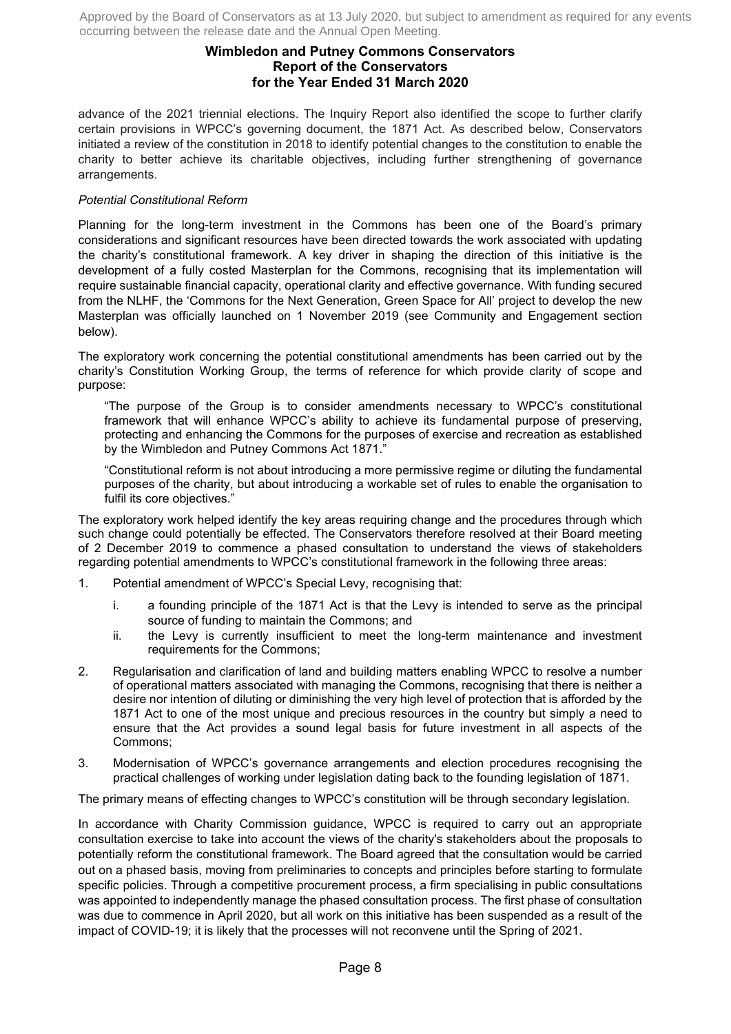advance of the 2021 triennial elections. The Inquiry Report also identified the scope to further clarify certain provisions in WPCC's governing document, the 1871 Act. As described below, Conservators initiated a review of the constitution in 2018 to identify potential changes to the constitution to enable the charity to better achieve its charitable objectives, including further strengthening of governance arrangements.

*Potential Constitutional Reform*

Planning for the long-term investment in the Commons has been one of the Board's primary considerations and significant resources have been directed towards the work associated with updating the charity's constitutional framework. A key driver in shaping the direction of this initiative is the development of a fully costed Masterplan for the Commons, recognising that its implementation will require sustainable financial capacity, operational clarity and effective governance. With funding secured from the NLHF, the 'Commons for the Next Generation, Green Space for All' project to develop the new Masterplan was officially launched on 1 November 2019 (see Community and Engagement section below).

The exploratory work concerning the potential constitutional amendments has been carried out by the charity's Constitution Working Group, the terms of reference for which provide clarity of scope and purpose:

> "The purpose of the Group is to consider amendments necessary to WPCC's constitutional framework that will enhance WPCC's ability to achieve its fundamental purpose of preserving, protecting and enhancing the Commons for the purposes of exercise and recreation as established by the Wimbledon and Putney Commons Act 1871."
>
> "Constitutional reform is not about introducing a more permissive regime or diluting the fundamental purposes of the charity, but about introducing a workable set of rules to enable the organisation to fulfil its core objectives."

The exploratory work helped identify the key areas requiring change and the procedures through which such change could potentially be effected. The Conservators therefore resolved at their Board meeting of 2 December 2019 to commence a phased consultation to understand the views of stakeholders regarding potential amendments to WPCC's constitutional framework in the following three areas:

1. Potential amendment of WPCC's Special Levy, recognising that:
   i. a founding principle of the 1871 Act is that the Levy is intended to serve as the principal source of funding to maintain the Commons; and
   ii. the Levy is currently insufficient to meet the long-term maintenance and investment requirements for the Commons;
2. Regularisation and clarification of land and building matters enabling WPCC to resolve a number of operational matters associated with managing the Commons, recognising that there is neither a desire nor intention of diluting or diminishing the very high level of protection that is afforded by the 1871 Act to one of the most unique and precious resources in the country but simply a need to ensure that the Act provides a sound legal basis for future investment in all aspects of the Commons;
3. Modernisation of WPCC's governance arrangements and election procedures recognising the practical challenges of working under legislation dating back to the founding legislation of 1871.

The primary means of effecting changes to WPCC's constitution will be through secondary legislation.

In accordance with Charity Commission guidance, WPCC is required to carry out an appropriate consultation exercise to take into account the views of the charity's stakeholders about the proposals to potentially reform the constitutional framework. The Board agreed that the consultation would be carried out on a phased basis, moving from preliminaries to concepts and principles before starting to formulate specific policies. Through a competitive procurement process, a firm specialising in public consultations was appointed to independently manage the phased consultation process. The first phase of consultation was due to commence in April 2020, but all work on this initiative has been suspended as a result of the impact of COVID-19; it is likely that the processes will not reconvene until the Spring of 2021.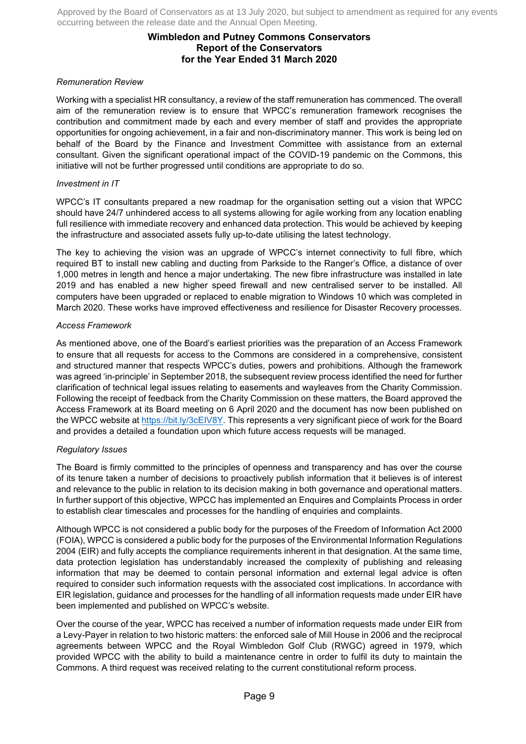*Remuneration Review*

Working with a specialist HR consultancy, a review of the staff remuneration has commenced. The overall aim of the remuneration review is to ensure that WPCC's remuneration framework recognises the contribution and commitment made by each and every member of staff and provides the appropriate opportunities for ongoing achievement, in a fair and non-discriminatory manner. This work is being led on behalf of the Board by the Finance and Investment Committee with assistance from an external consultant. Given the significant operational impact of the COVID-19 pandemic on the Commons, this initiative will not be further progressed until conditions are appropriate to do so.

*Investment in IT*

WPCC's IT consultants prepared a new roadmap for the organisation setting out a vision that WPCC should have 24/7 unhindered access to all systems allowing for agile working from any location enabling full resilience with immediate recovery and enhanced data protection. This would be achieved by keeping the infrastructure and associated assets fully up-to-date utilising the latest technology.

The key to achieving the vision was an upgrade of WPCC's internet connectivity to full fibre, which required BT to install new cabling and ducting from Parkside to the Ranger's Office, a distance of over 1,000 metres in length and hence a major undertaking. The new fibre infrastructure was installed in late 2019 and has enabled a new higher speed firewall and new centralised server to be installed. All computers have been upgraded or replaced to enable migration to Windows 10 which was completed in March 2020. These works have improved effectiveness and resilience for Disaster Recovery processes.

*Access Framework*

As mentioned above, one of the Board's earliest priorities was the preparation of an Access Framework to ensure that all requests for access to the Commons are considered in a comprehensive, consistent and structured manner that respects WPCC's duties, powers and prohibitions. Although the framework was agreed 'in-principle' in September 2018, the subsequent review process identified the need for further clarification of technical legal issues relating to easements and wayleaves from the Charity Commission. Following the receipt of feedback from the Charity Commission on these matters, the Board approved the Access Framework at its Board meeting on 6 April 2020 and the document has now been published on the WPCC website at https://bit.ly/3cEIV8Y. This represents a very significant piece of work for the Board and provides a detailed a foundation upon which future access requests will be managed.

*Regulatory Issues*

The Board is firmly committed to the principles of openness and transparency and has over the course of its tenure taken a number of decisions to proactively publish information that it believes is of interest and relevance to the public in relation to its decision making in both governance and operational matters. In further support of this objective, WPCC has implemented an Enquires and Complaints Process in order to establish clear timescales and processes for the handling of enquiries and complaints.

Although WPCC is not considered a public body for the purposes of the Freedom of Information Act 2000 (FOIA), WPCC is considered a public body for the purposes of the Environmental Information Regulations 2004 (EIR) and fully accepts the compliance requirements inherent in that designation. At the same time, data protection legislation has understandably increased the complexity of publishing and releasing information that may be deemed to contain personal information and external legal advice is often required to consider such information requests with the associated cost implications. In accordance with EIR legislation, guidance and processes for the handling of all information requests made under EIR have been implemented and published on WPCC's website.

Over the course of the year, WPCC has received a number of information requests made under EIR from a Levy-Payer in relation to two historic matters: the enforced sale of Mill House in 2006 and the reciprocal agreements between WPCC and the Royal Wimbledon Golf Club (RWGC) agreed in 1979, which provided WPCC with the ability to build a maintenance centre in order to fulfil its duty to maintain the Commons. A third request was received relating to the current constitutional reform process.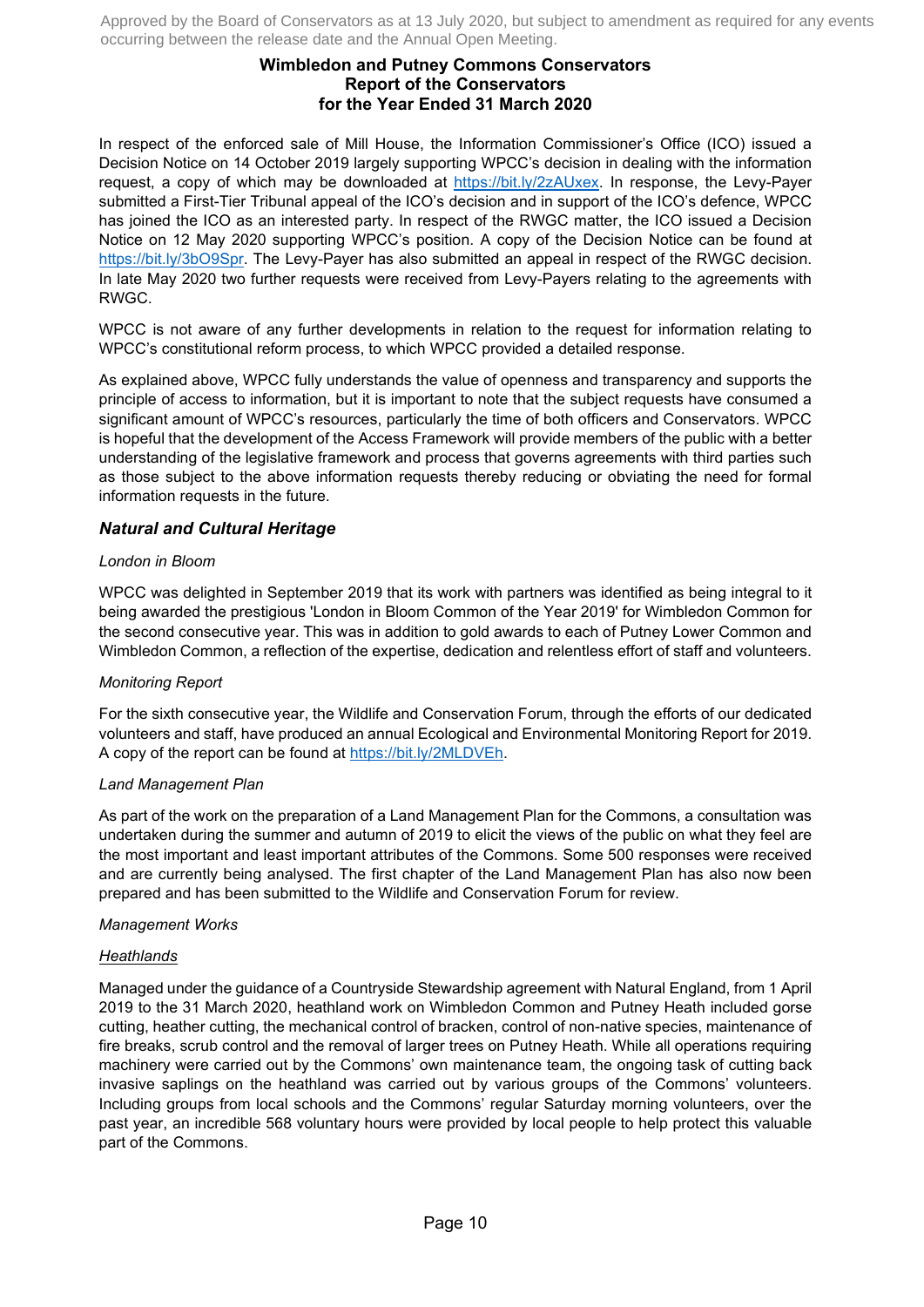In respect of the enforced sale of Mill House, the Information Commissioner's Office (ICO) issued a Decision Notice on 14 October 2019 largely supporting WPCC's decision in dealing with the information request, a copy of which may be downloaded at https://bit.ly/2zAUxex. In response, the Levy-Payer submitted a First-Tier Tribunal appeal of the ICO's decision and in support of the ICO's defence, WPCC has joined the ICO as an interested party. In respect of the RWGC matter, the ICO issued a Decision Notice on 12 May 2020 supporting WPCC's position. A copy of the Decision Notice can be found at https://bit.ly/3bO9Spr. The Levy-Payer has also submitted an appeal in respect of the RWGC decision. In late May 2020 two further requests were received from Levy-Payers relating to the agreements with RWGC.

WPCC is not aware of any further developments in relation to the request for information relating to WPCC's constitutional reform process, to which WPCC provided a detailed response.

As explained above, WPCC fully understands the value of openness and transparency and supports the principle of access to information, but it is important to note that the subject requests have consumed a significant amount of WPCC's resources, particularly the time of both officers and Conservators. WPCC is hopeful that the development of the Access Framework will provide members of the public with a better understanding of the legislative framework and process that governs agreements with third parties such as those subject to the above information requests thereby reducing or obviating the need for formal information requests in the future.

## *Natural and Cultural Heritage*

*London in Bloom*

WPCC was delighted in September 2019 that its work with partners was identified as being integral to it being awarded the prestigious 'London in Bloom Common of the Year 2019' for Wimbledon Common for the second consecutive year. This was in addition to gold awards to each of Putney Lower Common and Wimbledon Common, a reflection of the expertise, dedication and relentless effort of staff and volunteers.

*Monitoring Report*

For the sixth consecutive year, the Wildlife and Conservation Forum, through the efforts of our dedicated volunteers and staff, have produced an annual Ecological and Environmental Monitoring Report for 2019. A copy of the report can be found at https://bit.ly/2MLDVEh.

*Land Management Plan*

As part of the work on the preparation of a Land Management Plan for the Commons, a consultation was undertaken during the summer and autumn of 2019 to elicit the views of the public on what they feel are the most important and least important attributes of the Commons. Some 500 responses were received and are currently being analysed. The first chapter of the Land Management Plan has also now been prepared and has been submitted to the Wildlife and Conservation Forum for review.

*Management Works*

Heathlands

Managed under the guidance of a Countryside Stewardship agreement with Natural England, from 1 April 2019 to the 31 March 2020, heathland work on Wimbledon Common and Putney Heath included gorse cutting, heather cutting, the mechanical control of bracken, control of non-native species, maintenance of fire breaks, scrub control and the removal of larger trees on Putney Heath. While all operations requiring machinery were carried out by the Commons' own maintenance team, the ongoing task of cutting back invasive saplings on the heathland was carried out by various groups of the Commons' volunteers. Including groups from local schools and the Commons' regular Saturday morning volunteers, over the past year, an incredible 568 voluntary hours were provided by local people to help protect this valuable part of the Commons.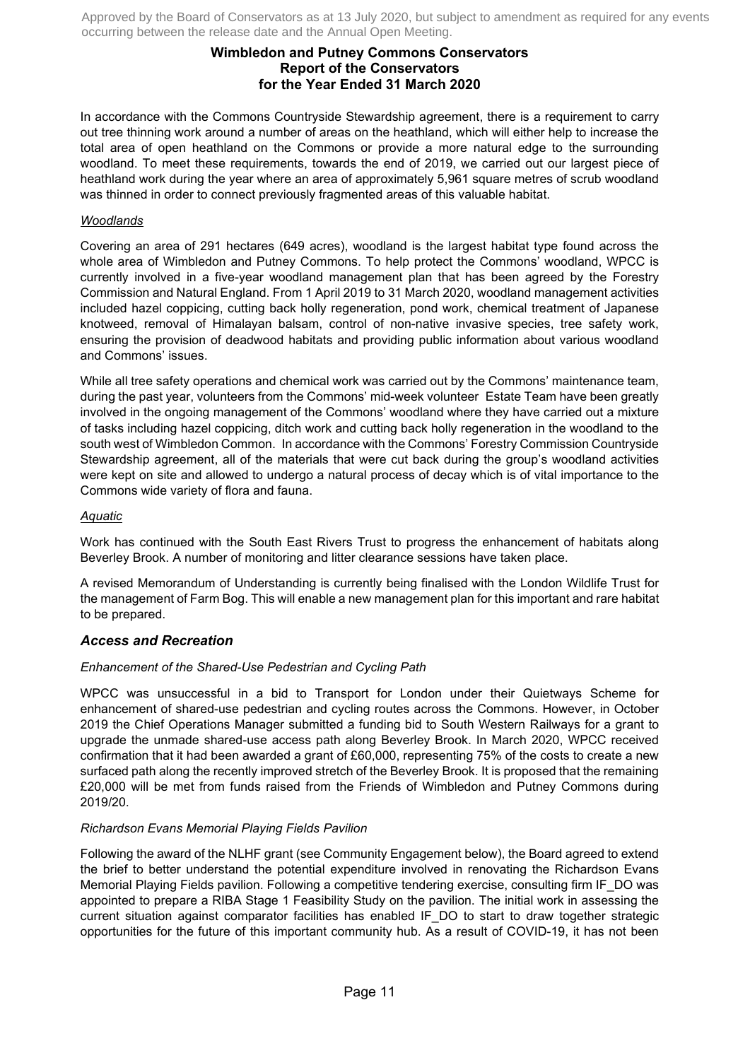In accordance with the Commons Countryside Stewardship agreement, there is a requirement to carry out tree thinning work around a number of areas on the heathland, which will either help to increase the total area of open heathland on the Commons or provide a more natural edge to the surrounding woodland. To meet these requirements, towards the end of 2019, we carried out our largest piece of heathland work during the year where an area of approximately 5,961 square metres of scrub woodland was thinned in order to connect previously fragmented areas of this valuable habitat.

*Woodlands*

Covering an area of 291 hectares (649 acres), woodland is the largest habitat type found across the whole area of Wimbledon and Putney Commons. To help protect the Commons' woodland, WPCC is currently involved in a five-year woodland management plan that has been agreed by the Forestry Commission and Natural England. From 1 April 2019 to 31 March 2020, woodland management activities included hazel coppicing, cutting back holly regeneration, pond work, chemical treatment of Japanese knotweed, removal of Himalayan balsam, control of non-native invasive species, tree safety work, ensuring the provision of deadwood habitats and providing public information about various woodland and Commons' issues.

While all tree safety operations and chemical work was carried out by the Commons' maintenance team, during the past year, volunteers from the Commons' mid-week volunteer Estate Team have been greatly involved in the ongoing management of the Commons' woodland where they have carried out a mixture of tasks including hazel coppicing, ditch work and cutting back holly regeneration in the woodland to the south west of Wimbledon Common. In accordance with the Commons' Forestry Commission Countryside Stewardship agreement, all of the materials that were cut back during the group's woodland activities were kept on site and allowed to undergo a natural process of decay which is of vital importance to the Commons wide variety of flora and fauna.

*Aquatic*

Work has continued with the South East Rivers Trust to progress the enhancement of habitats along Beverley Brook. A number of monitoring and litter clearance sessions have taken place.

A revised Memorandum of Understanding is currently being finalised with the London Wildlife Trust for the management of Farm Bog. This will enable a new management plan for this important and rare habitat to be prepared.

### *Access and Recreation*

*Enhancement of the Shared-Use Pedestrian and Cycling Path*

WPCC was unsuccessful in a bid to Transport for London under their Quietways Scheme for enhancement of shared-use pedestrian and cycling routes across the Commons. However, in October 2019 the Chief Operations Manager submitted a funding bid to South Western Railways for a grant to upgrade the unmade shared-use access path along Beverley Brook. In March 2020, WPCC received confirmation that it had been awarded a grant of £60,000, representing 75% of the costs to create a new surfaced path along the recently improved stretch of the Beverley Brook. It is proposed that the remaining £20,000 will be met from funds raised from the Friends of Wimbledon and Putney Commons during 2019/20.

*Richardson Evans Memorial Playing Fields Pavilion*

Following the award of the NLHF grant (see Community Engagement below), the Board agreed to extend the brief to better understand the potential expenditure involved in renovating the Richardson Evans Memorial Playing Fields pavilion. Following a competitive tendering exercise, consulting firm IF_DO was appointed to prepare a RIBA Stage 1 Feasibility Study on the pavilion. The initial work in assessing the current situation against comparator facilities has enabled IF_DO to start to draw together strategic opportunities for the future of this important community hub. As a result of COVID-19, it has not been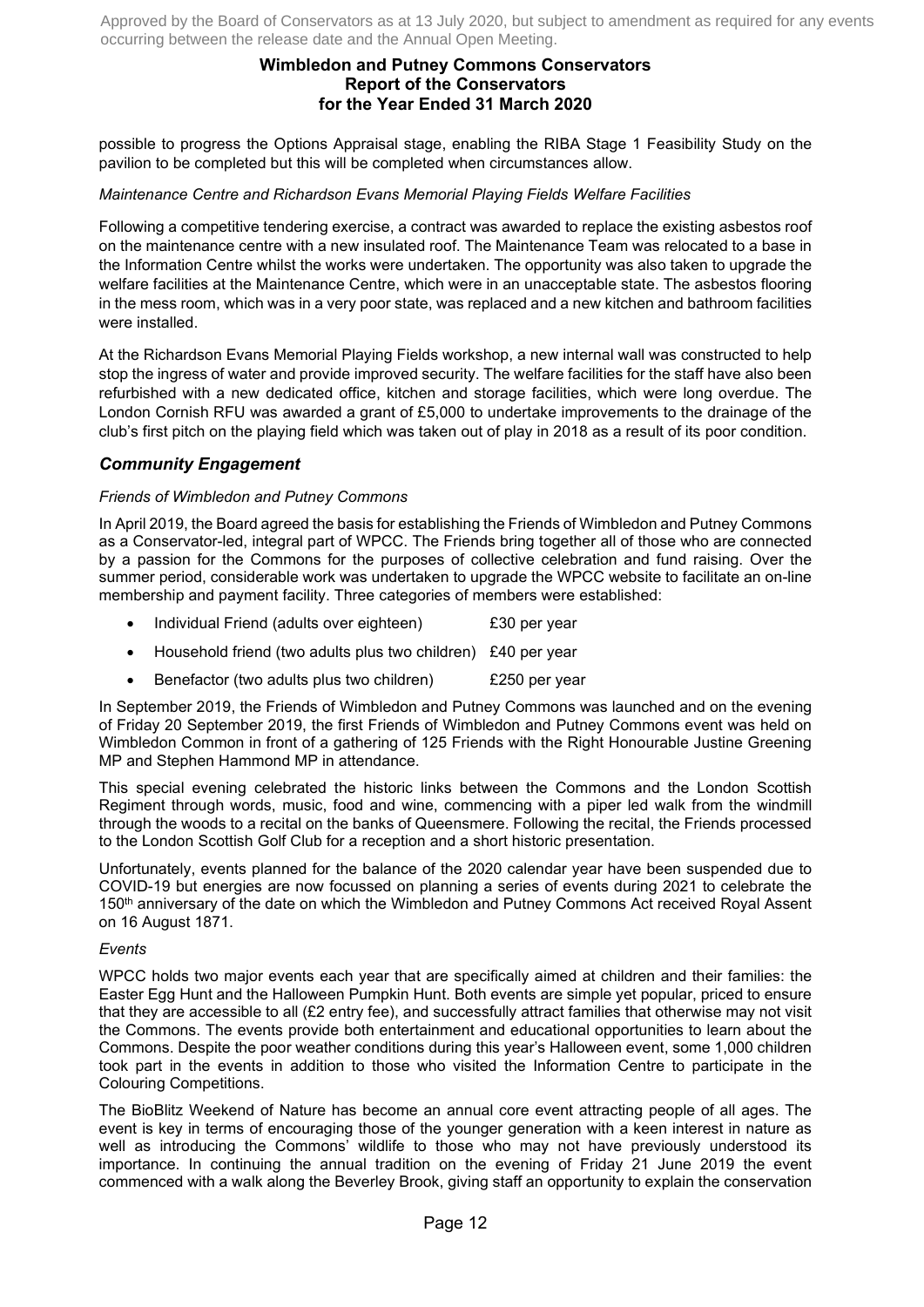possible to progress the Options Appraisal stage, enabling the RIBA Stage 1 Feasibility Study on the pavilion to be completed but this will be completed when circumstances allow.

*Maintenance Centre and Richardson Evans Memorial Playing Fields Welfare Facilities*

Following a competitive tendering exercise, a contract was awarded to replace the existing asbestos roof on the maintenance centre with a new insulated roof. The Maintenance Team was relocated to a base in the Information Centre whilst the works were undertaken. The opportunity was also taken to upgrade the welfare facilities at the Maintenance Centre, which were in an unacceptable state. The asbestos flooring in the mess room, which was in a very poor state, was replaced and a new kitchen and bathroom facilities were installed.

At the Richardson Evans Memorial Playing Fields workshop, a new internal wall was constructed to help stop the ingress of water and provide improved security. The welfare facilities for the staff have also been refurbished with a new dedicated office, kitchen and storage facilities, which were long overdue. The London Cornish RFU was awarded a grant of £5,000 to undertake improvements to the drainage of the club's first pitch on the playing field which was taken out of play in 2018 as a result of its poor condition.

## *Community Engagement*

*Friends of Wimbledon and Putney Commons*

In April 2019, the Board agreed the basis for establishing the Friends of Wimbledon and Putney Commons as a Conservator-led, integral part of WPCC. The Friends bring together all of those who are connected by a passion for the Commons for the purposes of collective celebration and fund raising. Over the summer period, considerable work was undertaken to upgrade the WPCC website to facilitate an on-line membership and payment facility. Three categories of members were established:

- Individual Friend (adults over eighteen) £30 per year
- Household friend (two adults plus two children) £40 per year
- Benefactor (two adults plus two children) £250 per year

In September 2019, the Friends of Wimbledon and Putney Commons was launched and on the evening of Friday 20 September 2019, the first Friends of Wimbledon and Putney Commons event was held on Wimbledon Common in front of a gathering of 125 Friends with the Right Honourable Justine Greening MP and Stephen Hammond MP in attendance.

This special evening celebrated the historic links between the Commons and the London Scottish Regiment through words, music, food and wine, commencing with a piper led walk from the windmill through the woods to a recital on the banks of Queensmere. Following the recital, the Friends processed to the London Scottish Golf Club for a reception and a short historic presentation.

Unfortunately, events planned for the balance of the 2020 calendar year have been suspended due to COVID-19 but energies are now focussed on planning a series of events during 2021 to celebrate the 150th anniversary of the date on which the Wimbledon and Putney Commons Act received Royal Assent on 16 August 1871.

*Events*

WPCC holds two major events each year that are specifically aimed at children and their families: the Easter Egg Hunt and the Halloween Pumpkin Hunt. Both events are simple yet popular, priced to ensure that they are accessible to all (£2 entry fee), and successfully attract families that otherwise may not visit the Commons. The events provide both entertainment and educational opportunities to learn about the Commons. Despite the poor weather conditions during this year's Halloween event, some 1,000 children took part in the events in addition to those who visited the Information Centre to participate in the Colouring Competitions.

The BioBlitz Weekend of Nature has become an annual core event attracting people of all ages. The event is key in terms of encouraging those of the younger generation with a keen interest in nature as well as introducing the Commons' wildlife to those who may not have previously understood its importance. In continuing the annual tradition on the evening of Friday 21 June 2019 the event commenced with a walk along the Beverley Brook, giving staff an opportunity to explain the conservation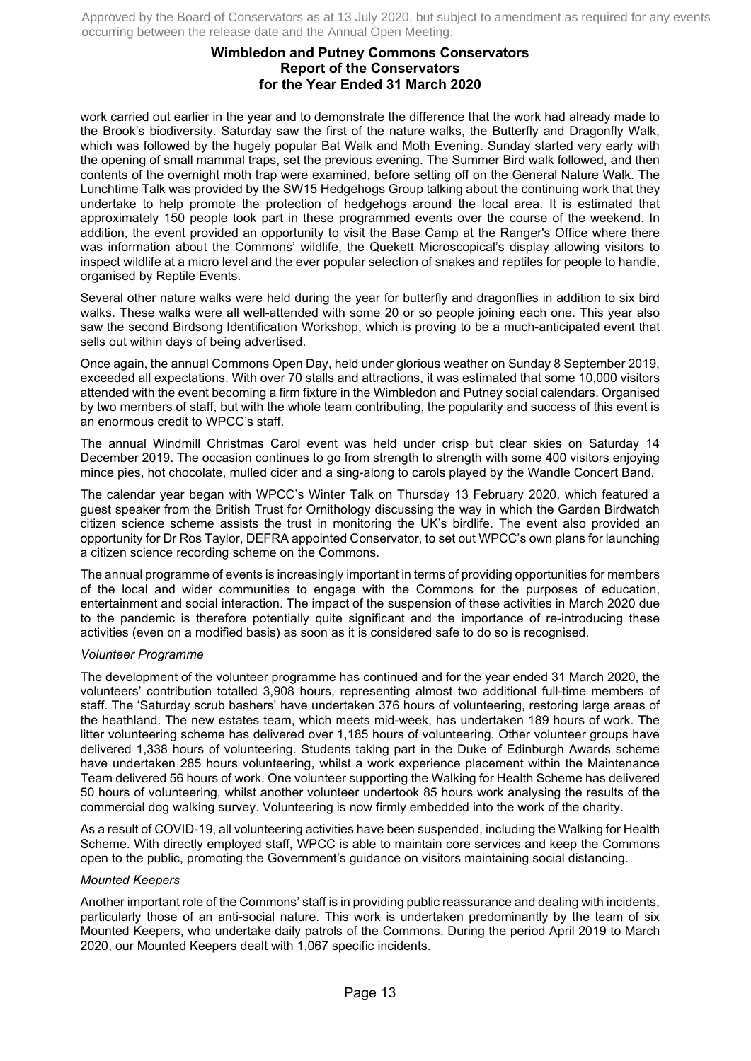work carried out earlier in the year and to demonstrate the difference that the work had already made to the Brook's biodiversity. Saturday saw the first of the nature walks, the Butterfly and Dragonfly Walk, which was followed by the hugely popular Bat Walk and Moth Evening. Sunday started very early with the opening of small mammal traps, set the previous evening. The Summer Bird walk followed, and then contents of the overnight moth trap were examined, before setting off on the General Nature Walk. The Lunchtime Talk was provided by the SW15 Hedgehogs Group talking about the continuing work that they undertake to help promote the protection of hedgehogs around the local area. It is estimated that approximately 150 people took part in these programmed events over the course of the weekend. In addition, the event provided an opportunity to visit the Base Camp at the Ranger's Office where there was information about the Commons' wildlife, the Quekett Microscopical's display allowing visitors to inspect wildlife at a micro level and the ever popular selection of snakes and reptiles for people to handle, organised by Reptile Events.

Several other nature walks were held during the year for butterfly and dragonflies in addition to six bird walks. These walks were all well-attended with some 20 or so people joining each one. This year also saw the second Birdsong Identification Workshop, which is proving to be a much-anticipated event that sells out within days of being advertised.

Once again, the annual Commons Open Day, held under glorious weather on Sunday 8 September 2019, exceeded all expectations. With over 70 stalls and attractions, it was estimated that some 10,000 visitors attended with the event becoming a firm fixture in the Wimbledon and Putney social calendars. Organised by two members of staff, but with the whole team contributing, the popularity and success of this event is an enormous credit to WPCC's staff.

The annual Windmill Christmas Carol event was held under crisp but clear skies on Saturday 14 December 2019. The occasion continues to go from strength to strength with some 400 visitors enjoying mince pies, hot chocolate, mulled cider and a sing-along to carols played by the Wandle Concert Band.

The calendar year began with WPCC's Winter Talk on Thursday 13 February 2020, which featured a guest speaker from the British Trust for Ornithology discussing the way in which the Garden Birdwatch citizen science scheme assists the trust in monitoring the UK's birdlife. The event also provided an opportunity for Dr Ros Taylor, DEFRA appointed Conservator, to set out WPCC's own plans for launching a citizen science recording scheme on the Commons.

The annual programme of events is increasingly important in terms of providing opportunities for members of the local and wider communities to engage with the Commons for the purposes of education, entertainment and social interaction. The impact of the suspension of these activities in March 2020 due to the pandemic is therefore potentially quite significant and the importance of re-introducing these activities (even on a modified basis) as soon as it is considered safe to do so is recognised.

*Volunteer Programme*

The development of the volunteer programme has continued and for the year ended 31 March 2020, the volunteers' contribution totalled 3,908 hours, representing almost two additional full-time members of staff. The 'Saturday scrub bashers' have undertaken 376 hours of volunteering, restoring large areas of the heathland. The new estates team, which meets mid-week, has undertaken 189 hours of work. The litter volunteering scheme has delivered over 1,185 hours of volunteering. Other volunteer groups have delivered 1,338 hours of volunteering. Students taking part in the Duke of Edinburgh Awards scheme have undertaken 285 hours volunteering, whilst a work experience placement within the Maintenance Team delivered 56 hours of work. One volunteer supporting the Walking for Health Scheme has delivered 50 hours of volunteering, whilst another volunteer undertook 85 hours work analysing the results of the commercial dog walking survey. Volunteering is now firmly embedded into the work of the charity.

As a result of COVID-19, all volunteering activities have been suspended, including the Walking for Health Scheme. With directly employed staff, WPCC is able to maintain core services and keep the Commons open to the public, promoting the Government's guidance on visitors maintaining social distancing.

*Mounted Keepers*

Another important role of the Commons' staff is in providing public reassurance and dealing with incidents, particularly those of an anti-social nature. This work is undertaken predominantly by the team of six Mounted Keepers, who undertake daily patrols of the Commons. During the period April 2019 to March 2020, our Mounted Keepers dealt with 1,067 specific incidents.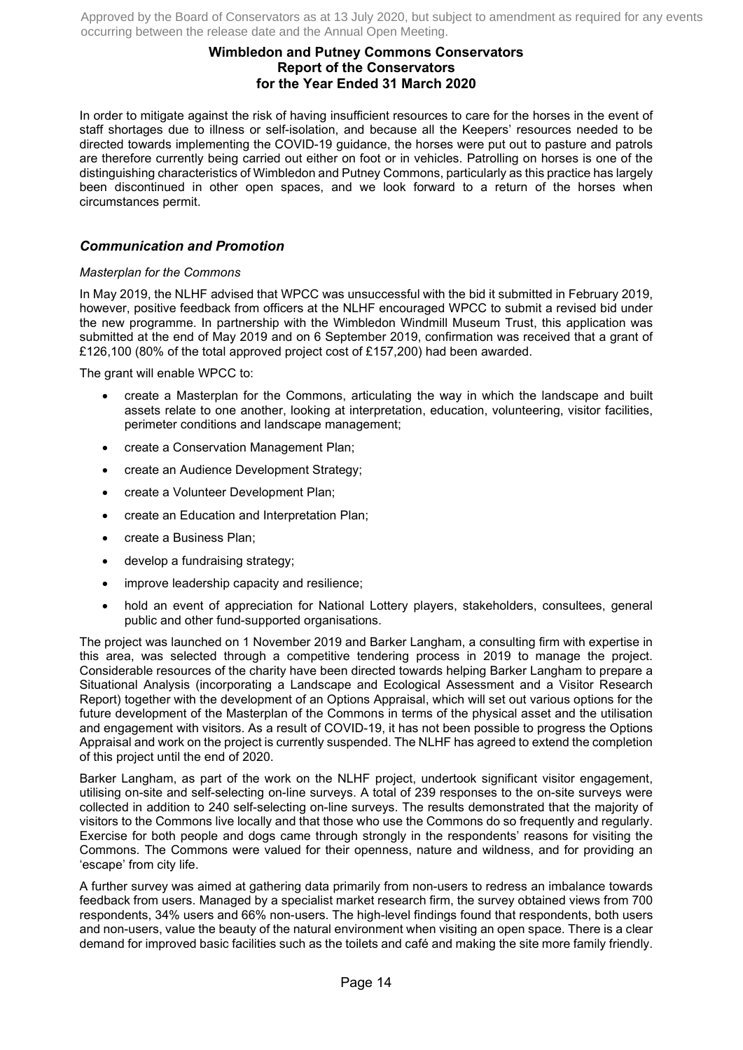In order to mitigate against the risk of having insufficient resources to care for the horses in the event of staff shortages due to illness or self-isolation, and because all the Keepers' resources needed to be directed towards implementing the COVID-19 guidance, the horses were put out to pasture and patrols are therefore currently being carried out either on foot or in vehicles. Patrolling on horses is one of the distinguishing characteristics of Wimbledon and Putney Commons, particularly as this practice has largely been discontinued in other open spaces, and we look forward to a return of the horses when circumstances permit.

## *Communication and Promotion*

*Masterplan for the Commons*

In May 2019, the NLHF advised that WPCC was unsuccessful with the bid it submitted in February 2019, however, positive feedback from officers at the NLHF encouraged WPCC to submit a revised bid under the new programme. In partnership with the Wimbledon Windmill Museum Trust, this application was submitted at the end of May 2019 and on 6 September 2019, confirmation was received that a grant of £126,100 (80% of the total approved project cost of £157,200) had been awarded.

The grant will enable WPCC to:

- create a Masterplan for the Commons, articulating the way in which the landscape and built assets relate to one another, looking at interpretation, education, volunteering, visitor facilities, perimeter conditions and landscape management;
- create a Conservation Management Plan;
- create an Audience Development Strategy;
- create a Volunteer Development Plan;
- create an Education and Interpretation Plan;
- create a Business Plan;
- develop a fundraising strategy;
- improve leadership capacity and resilience;
- hold an event of appreciation for National Lottery players, stakeholders, consultees, general public and other fund-supported organisations.

The project was launched on 1 November 2019 and Barker Langham, a consulting firm with expertise in this area, was selected through a competitive tendering process in 2019 to manage the project. Considerable resources of the charity have been directed towards helping Barker Langham to prepare a Situational Analysis (incorporating a Landscape and Ecological Assessment and a Visitor Research Report) together with the development of an Options Appraisal, which will set out various options for the future development of the Masterplan of the Commons in terms of the physical asset and the utilisation and engagement with visitors. As a result of COVID-19, it has not been possible to progress the Options Appraisal and work on the project is currently suspended. The NLHF has agreed to extend the completion of this project until the end of 2020.

Barker Langham, as part of the work on the NLHF project, undertook significant visitor engagement, utilising on-site and self-selecting on-line surveys. A total of 239 responses to the on-site surveys were collected in addition to 240 self-selecting on-line surveys. The results demonstrated that the majority of visitors to the Commons live locally and that those who use the Commons do so frequently and regularly. Exercise for both people and dogs came through strongly in the respondents' reasons for visiting the Commons. The Commons were valued for their openness, nature and wildness, and for providing an 'escape' from city life.

A further survey was aimed at gathering data primarily from non-users to redress an imbalance towards feedback from users. Managed by a specialist market research firm, the survey obtained views from 700 respondents, 34% users and 66% non-users. The high-level findings found that respondents, both users and non-users, value the beauty of the natural environment when visiting an open space. There is a clear demand for improved basic facilities such as the toilets and café and making the site more family friendly.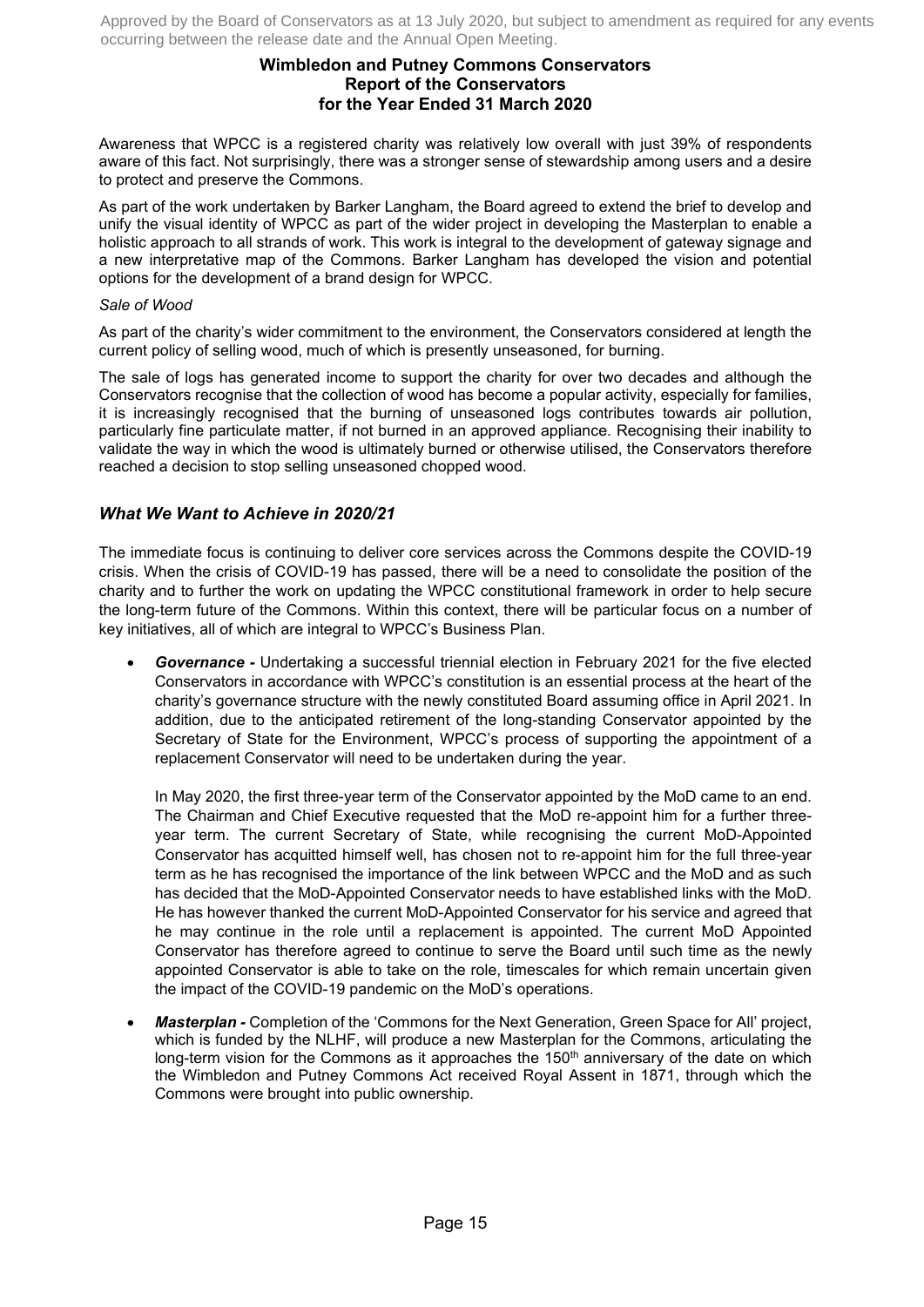Awareness that WPCC is a registered charity was relatively low overall with just 39% of respondents aware of this fact. Not surprisingly, there was a stronger sense of stewardship among users and a desire to protect and preserve the Commons.

As part of the work undertaken by Barker Langham, the Board agreed to extend the brief to develop and unify the visual identity of WPCC as part of the wider project in developing the Masterplan to enable a holistic approach to all strands of work. This work is integral to the development of gateway signage and a new interpretative map of the Commons. Barker Langham has developed the vision and potential options for the development of a brand design for WPCC.

*Sale of Wood*

As part of the charity's wider commitment to the environment, the Conservators considered at length the current policy of selling wood, much of which is presently unseasoned, for burning.

The sale of logs has generated income to support the charity for over two decades and although the Conservators recognise that the collection of wood has become a popular activity, especially for families, it is increasingly recognised that the burning of unseasoned logs contributes towards air pollution, particularly fine particulate matter, if not burned in an approved appliance. Recognising their inability to validate the way in which the wood is ultimately burned or otherwise utilised, the Conservators therefore reached a decision to stop selling unseasoned chopped wood.

## *What We Want to Achieve in 2020/21*

The immediate focus is continuing to deliver core services across the Commons despite the COVID-19 crisis. When the crisis of COVID-19 has passed, there will be a need to consolidate the position of the charity and to further the work on updating the WPCC constitutional framework in order to help secure the long-term future of the Commons. Within this context, there will be particular focus on a number of key initiatives, all of which are integral to WPCC's Business Plan.

- ***Governance -*** Undertaking a successful triennial election in February 2021 for the five elected Conservators in accordance with WPCC's constitution is an essential process at the heart of the charity's governance structure with the newly constituted Board assuming office in April 2021. In addition, due to the anticipated retirement of the long-standing Conservator appointed by the Secretary of State for the Environment, WPCC's process of supporting the appointment of a replacement Conservator will need to be undertaken during the year.

  In May 2020, the first three-year term of the Conservator appointed by the MoD came to an end. The Chairman and Chief Executive requested that the MoD re-appoint him for a further three-year term. The current Secretary of State, while recognising the current MoD-Appointed Conservator has acquitted himself well, has chosen not to re-appoint him for the full three-year term as he has recognised the importance of the link between WPCC and the MoD and as such has decided that the MoD-Appointed Conservator needs to have established links with the MoD. He has however thanked the current MoD-Appointed Conservator for his service and agreed that he may continue in the role until a replacement is appointed. The current MoD Appointed Conservator has therefore agreed to continue to serve the Board until such time as the newly appointed Conservator is able to take on the role, timescales for which remain uncertain given the impact of the COVID-19 pandemic on the MoD's operations.

- ***Masterplan -*** Completion of the 'Commons for the Next Generation, Green Space for All' project, which is funded by the NLHF, will produce a new Masterplan for the Commons, articulating the long-term vision for the Commons as it approaches the 150th anniversary of the date on which the Wimbledon and Putney Commons Act received Royal Assent in 1871, through which the Commons were brought into public ownership.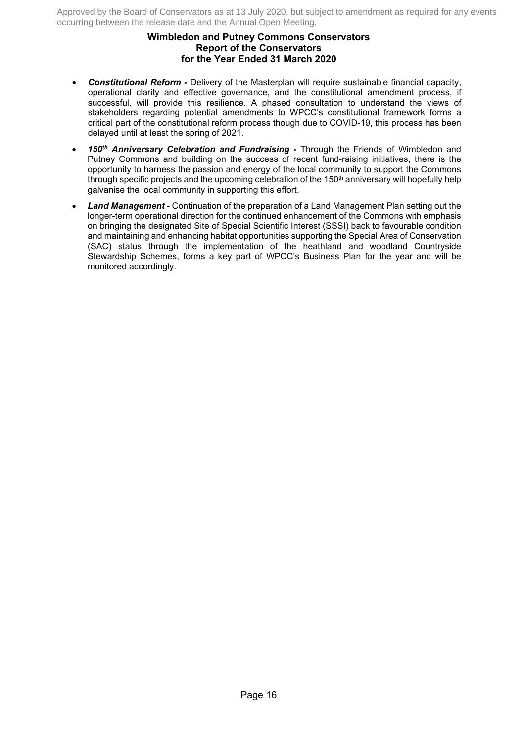- ***Constitutional Reform -*** Delivery of the Masterplan will require sustainable financial capacity, operational clarity and effective governance, and the constitutional amendment process, if successful, will provide this resilience. A phased consultation to understand the views of stakeholders regarding potential amendments to WPCC's constitutional framework forms a critical part of the constitutional reform process though due to COVID-19, this process has been delayed until at least the spring of 2021.
- ***150th Anniversary Celebration and Fundraising -*** Through the Friends of Wimbledon and Putney Commons and building on the success of recent fund-raising initiatives, there is the opportunity to harness the passion and energy of the local community to support the Commons through specific projects and the upcoming celebration of the 150th anniversary will hopefully help galvanise the local community in supporting this effort.
- ***Land Management*** - Continuation of the preparation of a Land Management Plan setting out the longer-term operational direction for the continued enhancement of the Commons with emphasis on bringing the designated Site of Special Scientific Interest (SSSI) back to favourable condition and maintaining and enhancing habitat opportunities supporting the Special Area of Conservation (SAC) status through the implementation of the heathland and woodland Countryside Stewardship Schemes, forms a key part of WPCC's Business Plan for the year and will be monitored accordingly.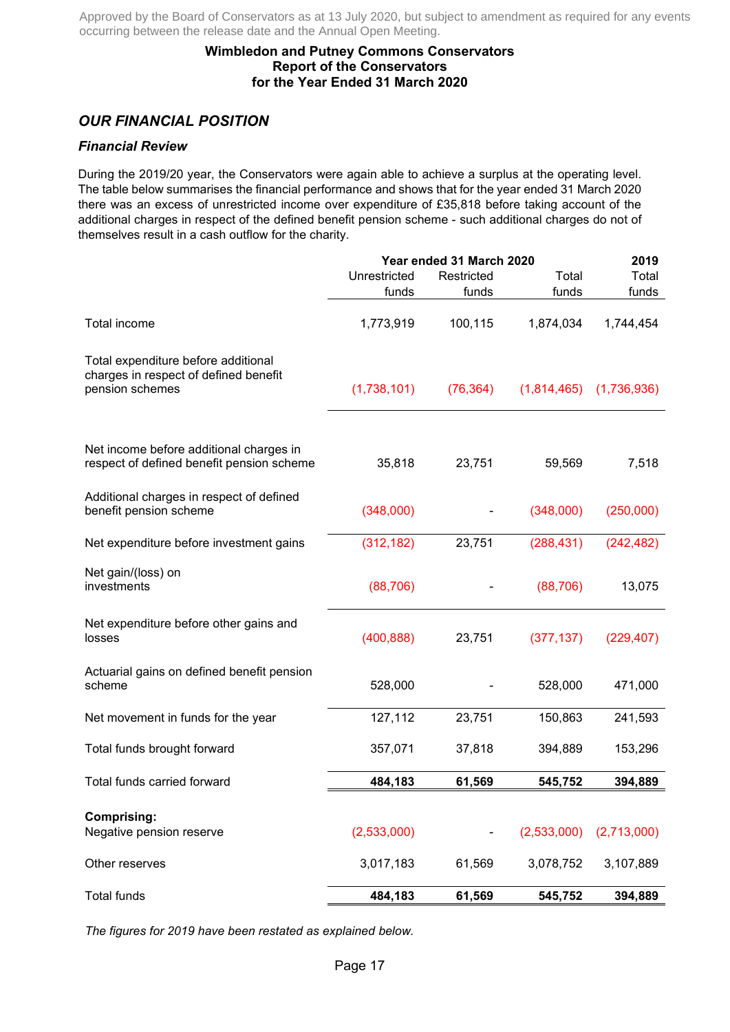Approved by the Board of Conservators as at 13 July 2020, but subject to amendment as required for any events occurring between the release date and the Annual Open Meeting.

**Wimbledon and Putney Commons Conservators**
**Report of the Conservators**
**for the Year Ended 31 March 2020**

## *OUR FINANCIAL POSITION*

### *Financial Review*

During the 2019/20 year, the Conservators were again able to achieve a surplus at the operating level. The table below summarises the financial performance and shows that for the year ended 31 March 2020 there was an excess of unrestricted income over expenditure of £35,818 before taking account of the additional charges in respect of the defined benefit pension scheme - such additional charges do not of themselves result in a cash outflow for the charity.

| | Year ended 31 March 2020 | | | 2019 |
|---|---|---|---|---|
| | Unrestricted funds | Restricted funds | Total funds | Total funds |
| Total income | 1,773,919 | 100,115 | 1,874,034 | 1,744,454 |
| Total expenditure before additional charges in respect of defined benefit pension schemes | (1,738,101) | (76,364) | (1,814,465) | (1,736,936) |
| Net income before additional charges in respect of defined benefit pension scheme | 35,818 | 23,751 | 59,569 | 7,518 |
| Additional charges in respect of defined benefit pension scheme | (348,000) | - | (348,000) | (250,000) |
| Net expenditure before investment gains | (312,182) | 23,751 | (288,431) | (242,482) |
| Net gain/(loss) on investments | (88,706) | - | (88,706) | 13,075 |
| Net expenditure before other gains and losses | (400,888) | 23,751 | (377,137) | (229,407) |
| Actuarial gains on defined benefit pension scheme | 528,000 | - | 528,000 | 471,000 |
| Net movement in funds for the year | 127,112 | 23,751 | 150,863 | 241,593 |
| Total funds brought forward | 357,071 | 37,818 | 394,889 | 153,296 |
| Total funds carried forward | **484,183** | **61,569** | **545,752** | **394,889** |
| **Comprising:** | | | | |
| Negative pension reserve | (2,533,000) | - | (2,533,000) | (2,713,000) |
| Other reserves | 3,017,183 | 61,569 | 3,078,752 | 3,107,889 |
| Total funds | **484,183** | **61,569** | **545,752** | **394,889** |

*The figures for 2019 have been restated as explained below.*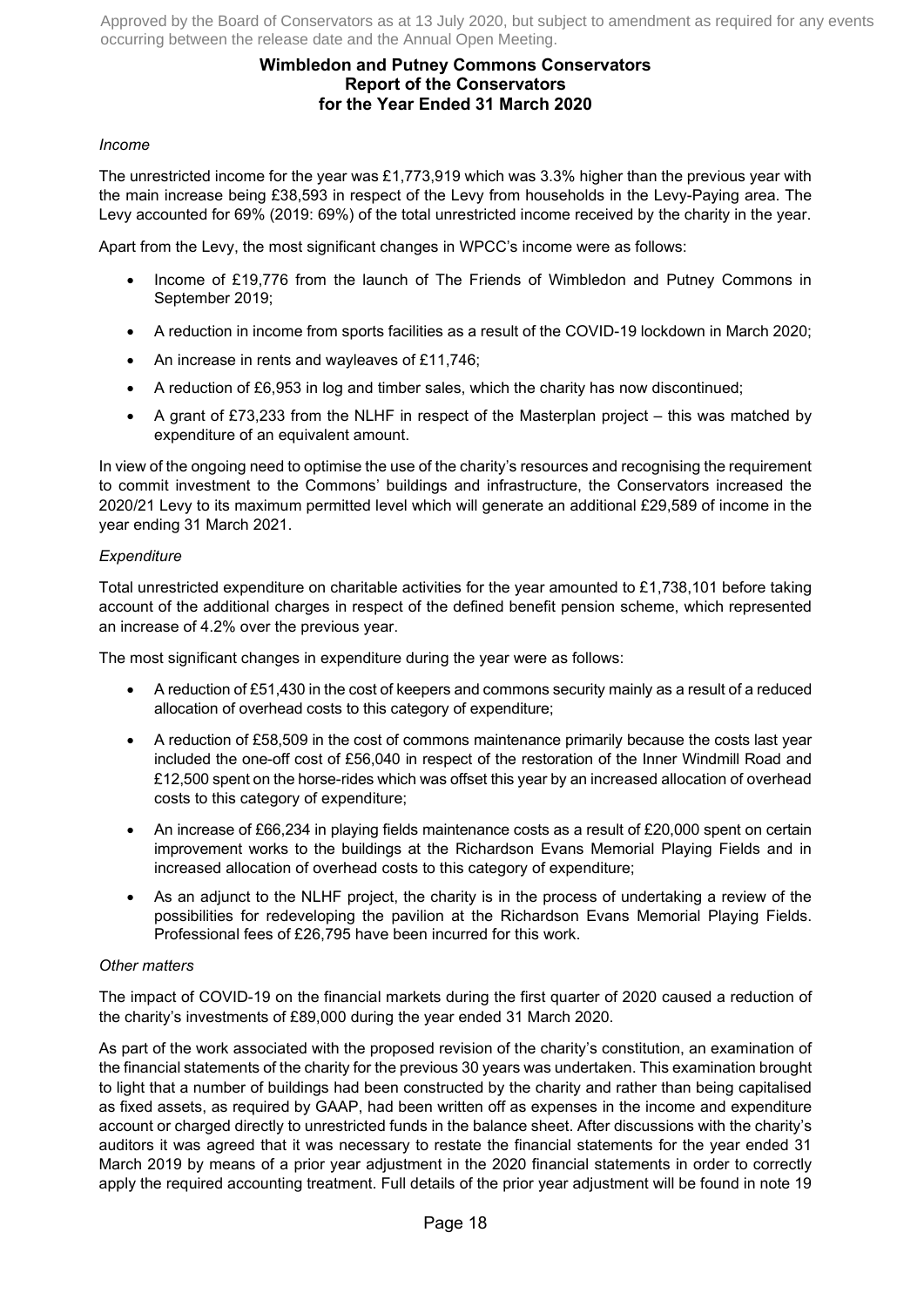Approved by the Board of Conservators as at 13 July 2020, but subject to amendment as required for any events occurring between the release date and the Annual Open Meeting.

**Wimbledon and Putney Commons Conservators**
**Report of the Conservators**
**for the Year Ended 31 March 2020**

*Income*

The unrestricted income for the year was £1,773,919 which was 3.3% higher than the previous year with the main increase being £38,593 in respect of the Levy from households in the Levy-Paying area. The Levy accounted for 69% (2019: 69%) of the total unrestricted income received by the charity in the year.

Apart from the Levy, the most significant changes in WPCC's income were as follows:

- Income of £19,776 from the launch of The Friends of Wimbledon and Putney Commons in September 2019;
- A reduction in income from sports facilities as a result of the COVID-19 lockdown in March 2020;
- An increase in rents and wayleaves of £11,746;
- A reduction of £6,953 in log and timber sales, which the charity has now discontinued;
- A grant of £73,233 from the NLHF in respect of the Masterplan project – this was matched by expenditure of an equivalent amount.

In view of the ongoing need to optimise the use of the charity's resources and recognising the requirement to commit investment to the Commons' buildings and infrastructure, the Conservators increased the 2020/21 Levy to its maximum permitted level which will generate an additional £29,589 of income in the year ending 31 March 2021.

*Expenditure*

Total unrestricted expenditure on charitable activities for the year amounted to £1,738,101 before taking account of the additional charges in respect of the defined benefit pension scheme, which represented an increase of 4.2% over the previous year.

The most significant changes in expenditure during the year were as follows:

- A reduction of £51,430 in the cost of keepers and commons security mainly as a result of a reduced allocation of overhead costs to this category of expenditure;
- A reduction of £58,509 in the cost of commons maintenance primarily because the costs last year included the one-off cost of £56,040 in respect of the restoration of the Inner Windmill Road and £12,500 spent on the horse-rides which was offset this year by an increased allocation of overhead costs to this category of expenditure;
- An increase of £66,234 in playing fields maintenance costs as a result of £20,000 spent on certain improvement works to the buildings at the Richardson Evans Memorial Playing Fields and in increased allocation of overhead costs to this category of expenditure;
- As an adjunct to the NLHF project, the charity is in the process of undertaking a review of the possibilities for redeveloping the pavilion at the Richardson Evans Memorial Playing Fields. Professional fees of £26,795 have been incurred for this work.

*Other matters*

The impact of COVID-19 on the financial markets during the first quarter of 2020 caused a reduction of the charity's investments of £89,000 during the year ended 31 March 2020.

As part of the work associated with the proposed revision of the charity's constitution, an examination of the financial statements of the charity for the previous 30 years was undertaken. This examination brought to light that a number of buildings had been constructed by the charity and rather than being capitalised as fixed assets, as required by GAAP, had been written off as expenses in the income and expenditure account or charged directly to unrestricted funds in the balance sheet. After discussions with the charity's auditors it was agreed that it was necessary to restate the financial statements for the year ended 31 March 2019 by means of a prior year adjustment in the 2020 financial statements in order to correctly apply the required accounting treatment. Full details of the prior year adjustment will be found in note 19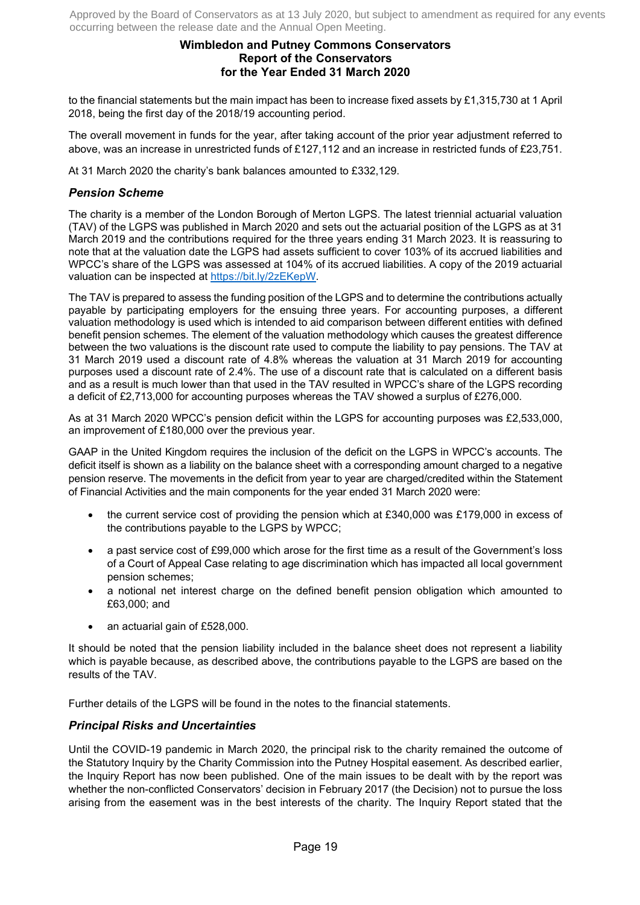to the financial statements but the main impact has been to increase fixed assets by £1,315,730 at 1 April 2018, being the first day of the 2018/19 accounting period.

The overall movement in funds for the year, after taking account of the prior year adjustment referred to above, was an increase in unrestricted funds of £127,112 and an increase in restricted funds of £23,751.

At 31 March 2020 the charity's bank balances amounted to £332,129.

### *Pension Scheme*

The charity is a member of the London Borough of Merton LGPS. The latest triennial actuarial valuation (TAV) of the LGPS was published in March 2020 and sets out the actuarial position of the LGPS as at 31 March 2019 and the contributions required for the three years ending 31 March 2023. It is reassuring to note that at the valuation date the LGPS had assets sufficient to cover 103% of its accrued liabilities and WPCC's share of the LGPS was assessed at 104% of its accrued liabilities. A copy of the 2019 actuarial valuation can be inspected at https://bit.ly/2zEKepW.

The TAV is prepared to assess the funding position of the LGPS and to determine the contributions actually payable by participating employers for the ensuing three years. For accounting purposes, a different valuation methodology is used which is intended to aid comparison between different entities with defined benefit pension schemes. The element of the valuation methodology which causes the greatest difference between the two valuations is the discount rate used to compute the liability to pay pensions. The TAV at 31 March 2019 used a discount rate of 4.8% whereas the valuation at 31 March 2019 for accounting purposes used a discount rate of 2.4%. The use of a discount rate that is calculated on a different basis and as a result is much lower than that used in the TAV resulted in WPCC's share of the LGPS recording a deficit of £2,713,000 for accounting purposes whereas the TAV showed a surplus of £276,000.

As at 31 March 2020 WPCC's pension deficit within the LGPS for accounting purposes was £2,533,000, an improvement of £180,000 over the previous year.

GAAP in the United Kingdom requires the inclusion of the deficit on the LGPS in WPCC's accounts. The deficit itself is shown as a liability on the balance sheet with a corresponding amount charged to a negative pension reserve. The movements in the deficit from year to year are charged/credited within the Statement of Financial Activities and the main components for the year ended 31 March 2020 were:

- the current service cost of providing the pension which at £340,000 was £179,000 in excess of the contributions payable to the LGPS by WPCC;
- a past service cost of £99,000 which arose for the first time as a result of the Government's loss of a Court of Appeal Case relating to age discrimination which has impacted all local government pension schemes;
- a notional net interest charge on the defined benefit pension obligation which amounted to £63,000; and
- an actuarial gain of £528,000.

It should be noted that the pension liability included in the balance sheet does not represent a liability which is payable because, as described above, the contributions payable to the LGPS are based on the results of the TAV.

Further details of the LGPS will be found in the notes to the financial statements.

### *Principal Risks and Uncertainties*

Until the COVID-19 pandemic in March 2020, the principal risk to the charity remained the outcome of the Statutory Inquiry by the Charity Commission into the Putney Hospital easement. As described earlier, the Inquiry Report has now been published. One of the main issues to be dealt with by the report was whether the non-conflicted Conservators' decision in February 2017 (the Decision) not to pursue the loss arising from the easement was in the best interests of the charity. The Inquiry Report stated that the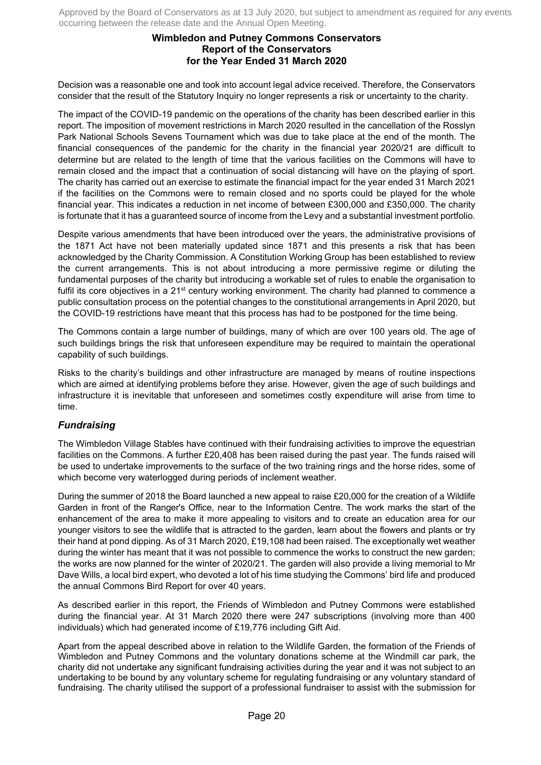Decision was a reasonable one and took into account legal advice received. Therefore, the Conservators consider that the result of the Statutory Inquiry no longer represents a risk or uncertainty to the charity.

The impact of the COVID-19 pandemic on the operations of the charity has been described earlier in this report. The imposition of movement restrictions in March 2020 resulted in the cancellation of the Rosslyn Park National Schools Sevens Tournament which was due to take place at the end of the month. The financial consequences of the pandemic for the charity in the financial year 2020/21 are difficult to determine but are related to the length of time that the various facilities on the Commons will have to remain closed and the impact that a continuation of social distancing will have on the playing of sport. The charity has carried out an exercise to estimate the financial impact for the year ended 31 March 2021 if the facilities on the Commons were to remain closed and no sports could be played for the whole financial year. This indicates a reduction in net income of between £300,000 and £350,000. The charity is fortunate that it has a guaranteed source of income from the Levy and a substantial investment portfolio.

Despite various amendments that have been introduced over the years, the administrative provisions of the 1871 Act have not been materially updated since 1871 and this presents a risk that has been acknowledged by the Charity Commission. A Constitution Working Group has been established to review the current arrangements. This is not about introducing a more permissive regime or diluting the fundamental purposes of the charity but introducing a workable set of rules to enable the organisation to fulfil its core objectives in a 21st century working environment. The charity had planned to commence a public consultation process on the potential changes to the constitutional arrangements in April 2020, but the COVID-19 restrictions have meant that this process has had to be postponed for the time being.

The Commons contain a large number of buildings, many of which are over 100 years old. The age of such buildings brings the risk that unforeseen expenditure may be required to maintain the operational capability of such buildings.

Risks to the charity's buildings and other infrastructure are managed by means of routine inspections which are aimed at identifying problems before they arise. However, given the age of such buildings and infrastructure it is inevitable that unforeseen and sometimes costly expenditure will arise from time to time.

## *Fundraising*

The Wimbledon Village Stables have continued with their fundraising activities to improve the equestrian facilities on the Commons. A further £20,408 has been raised during the past year. The funds raised will be used to undertake improvements to the surface of the two training rings and the horse rides, some of which become very waterlogged during periods of inclement weather.

During the summer of 2018 the Board launched a new appeal to raise £20,000 for the creation of a Wildlife Garden in front of the Ranger's Office, near to the Information Centre. The work marks the start of the enhancement of the area to make it more appealing to visitors and to create an education area for our younger visitors to see the wildlife that is attracted to the garden, learn about the flowers and plants or try their hand at pond dipping. As of 31 March 2020, £19,108 had been raised. The exceptionally wet weather during the winter has meant that it was not possible to commence the works to construct the new garden; the works are now planned for the winter of 2020/21. The garden will also provide a living memorial to Mr Dave Wills, a local bird expert, who devoted a lot of his time studying the Commons' bird life and produced the annual Commons Bird Report for over 40 years.

As described earlier in this report, the Friends of Wimbledon and Putney Commons were established during the financial year. At 31 March 2020 there were 247 subscriptions (involving more than 400 individuals) which had generated income of £19,776 including Gift Aid.

Apart from the appeal described above in relation to the Wildlife Garden, the formation of the Friends of Wimbledon and Putney Commons and the voluntary donations scheme at the Windmill car park, the charity did not undertake any significant fundraising activities during the year and it was not subject to an undertaking to be bound by any voluntary scheme for regulating fundraising or any voluntary standard of fundraising. The charity utilised the support of a professional fundraiser to assist with the submission for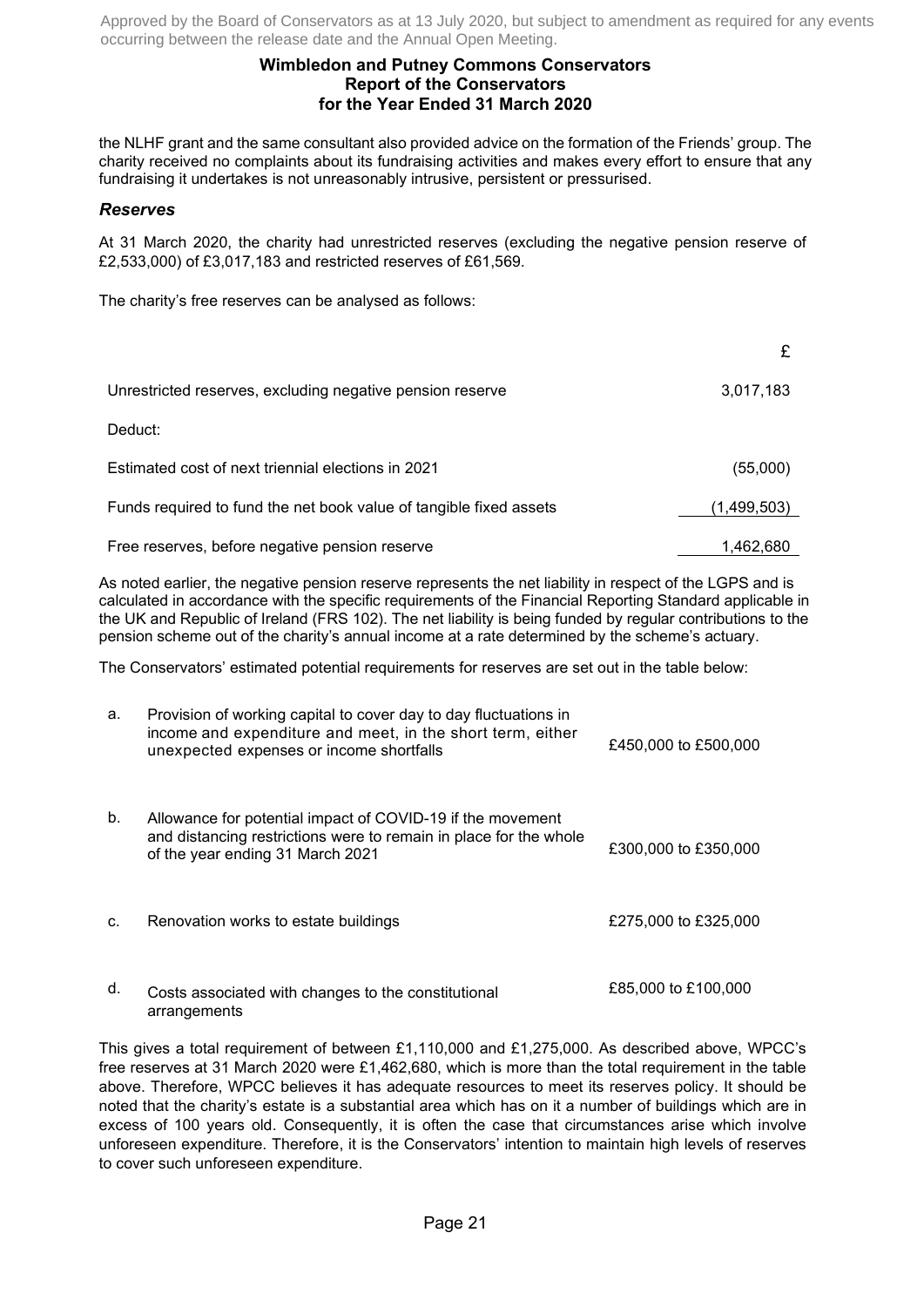the NLHF grant and the same consultant also provided advice on the formation of the Friends' group. The charity received no complaints about its fundraising activities and makes every effort to ensure that any fundraising it undertakes is not unreasonably intrusive, persistent or pressurised.

### *Reserves*

At 31 March 2020, the charity had unrestricted reserves (excluding the negative pension reserve of £2,533,000) of £3,017,183 and restricted reserves of £61,569.

The charity's free reserves can be analysed as follows:

| | £ |
|---|---|
| Unrestricted reserves, excluding negative pension reserve | 3,017,183 |
| Deduct: | |
| Estimated cost of next triennial elections in 2021 | (55,000) |
| Funds required to fund the net book value of tangible fixed assets | (1,499,503) |
| Free reserves, before negative pension reserve | 1,462,680 |

As noted earlier, the negative pension reserve represents the net liability in respect of the LGPS and is calculated in accordance with the specific requirements of the Financial Reporting Standard applicable in the UK and Republic of Ireland (FRS 102). The net liability is being funded by regular contributions to the pension scheme out of the charity's annual income at a rate determined by the scheme's actuary.

The Conservators' estimated potential requirements for reserves are set out in the table below:

| | | |
|---|---|---|
| a. | Provision of working capital to cover day to day fluctuations in income and expenditure and meet, in the short term, either unexpected expenses or income shortfalls | £450,000 to £500,000 |
| b. | Allowance for potential impact of COVID-19 if the movement and distancing restrictions were to remain in place for the whole of the year ending 31 March 2021 | £300,000 to £350,000 |
| c. | Renovation works to estate buildings | £275,000 to £325,000 |
| d. | Costs associated with changes to the constitutional arrangements | £85,000 to £100,000 |

This gives a total requirement of between £1,110,000 and £1,275,000. As described above, WPCC's free reserves at 31 March 2020 were £1,462,680, which is more than the total requirement in the table above. Therefore, WPCC believes it has adequate resources to meet its reserves policy. It should be noted that the charity's estate is a substantial area which has on it a number of buildings which are in excess of 100 years old. Consequently, it is often the case that circumstances arise which involve unforeseen expenditure. Therefore, it is the Conservators' intention to maintain high levels of reserves to cover such unforeseen expenditure.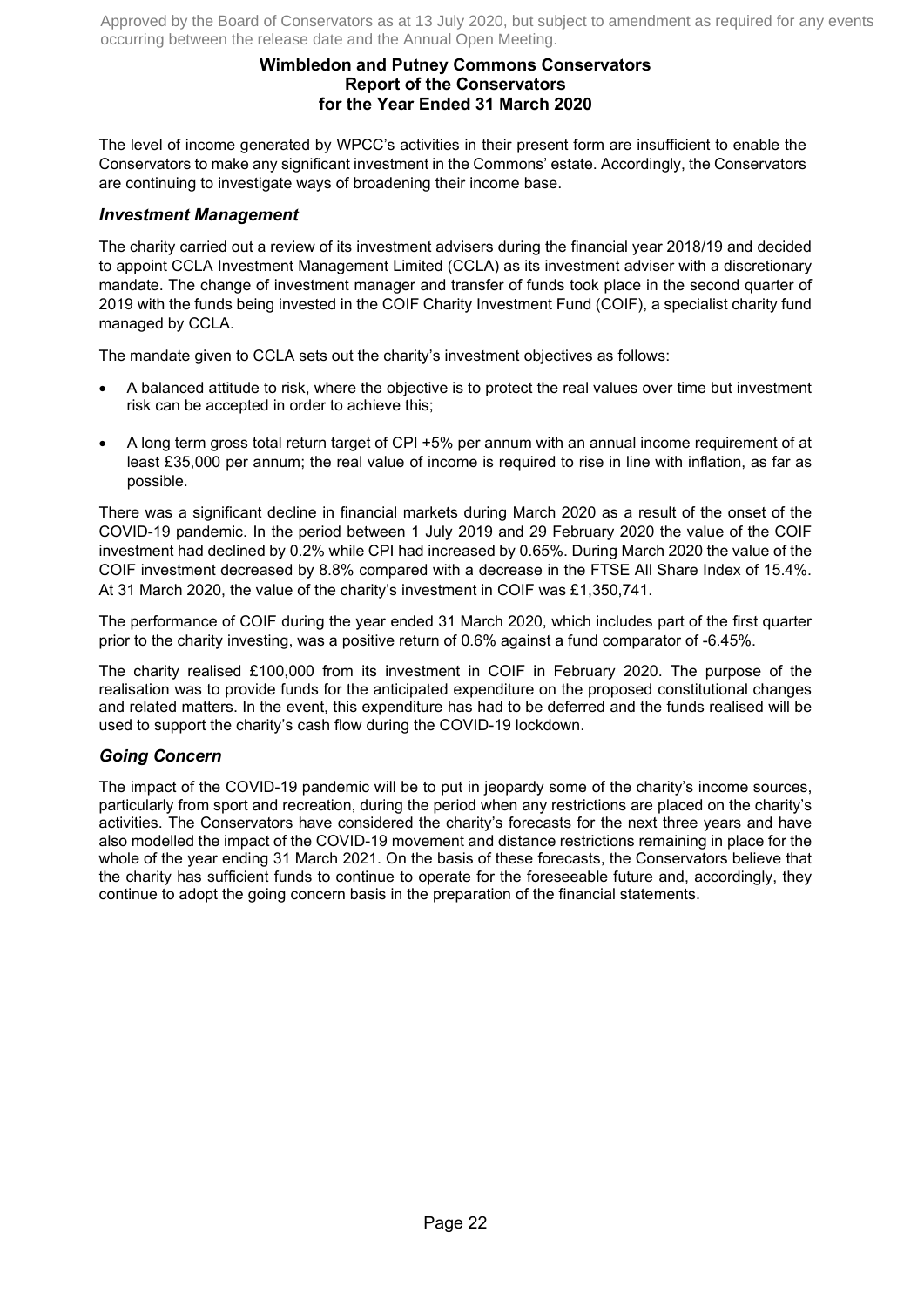The level of income generated by WPCC's activities in their present form are insufficient to enable the Conservators to make any significant investment in the Commons' estate. Accordingly, the Conservators are continuing to investigate ways of broadening their income base.

### *Investment Management*

The charity carried out a review of its investment advisers during the financial year 2018/19 and decided to appoint CCLA Investment Management Limited (CCLA) as its investment adviser with a discretionary mandate. The change of investment manager and transfer of funds took place in the second quarter of 2019 with the funds being invested in the COIF Charity Investment Fund (COIF), a specialist charity fund managed by CCLA.

The mandate given to CCLA sets out the charity's investment objectives as follows:

- A balanced attitude to risk, where the objective is to protect the real values over time but investment risk can be accepted in order to achieve this;
- A long term gross total return target of CPI +5% per annum with an annual income requirement of at least £35,000 per annum; the real value of income is required to rise in line with inflation, as far as possible.

There was a significant decline in financial markets during March 2020 as a result of the onset of the COVID-19 pandemic. In the period between 1 July 2019 and 29 February 2020 the value of the COIF investment had declined by 0.2% while CPI had increased by 0.65%. During March 2020 the value of the COIF investment decreased by 8.8% compared with a decrease in the FTSE All Share Index of 15.4%. At 31 March 2020, the value of the charity's investment in COIF was £1,350,741.

The performance of COIF during the year ended 31 March 2020, which includes part of the first quarter prior to the charity investing, was a positive return of 0.6% against a fund comparator of -6.45%.

The charity realised £100,000 from its investment in COIF in February 2020. The purpose of the realisation was to provide funds for the anticipated expenditure on the proposed constitutional changes and related matters. In the event, this expenditure has had to be deferred and the funds realised will be used to support the charity's cash flow during the COVID-19 lockdown.

### *Going Concern*

The impact of the COVID-19 pandemic will be to put in jeopardy some of the charity's income sources, particularly from sport and recreation, during the period when any restrictions are placed on the charity's activities. The Conservators have considered the charity's forecasts for the next three years and have also modelled the impact of the COVID-19 movement and distance restrictions remaining in place for the whole of the year ending 31 March 2021. On the basis of these forecasts, the Conservators believe that the charity has sufficient funds to continue to operate for the foreseeable future and, accordingly, they continue to adopt the going concern basis in the preparation of the financial statements.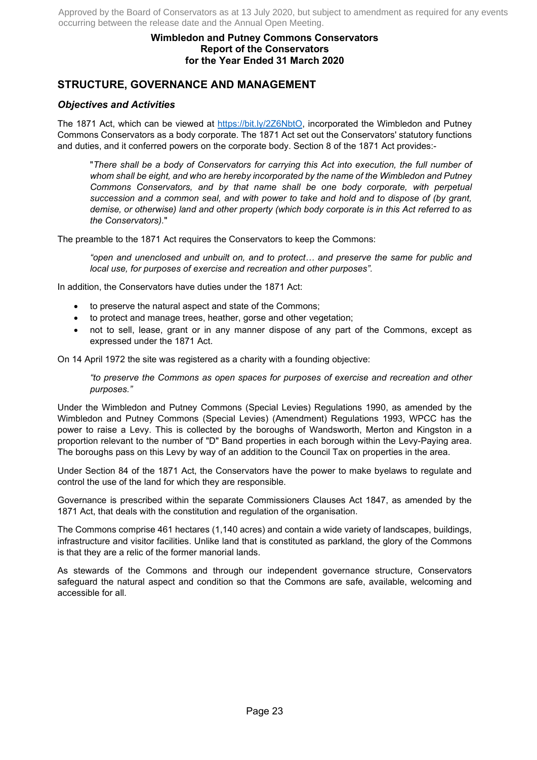Approved by the Board of Conservators as at 13 July 2020, but subject to amendment as required for any events occurring between the release date and the Annual Open Meeting.

**Wimbledon and Putney Commons Conservators**
**Report of the Conservators**
**for the Year Ended 31 March 2020**

## STRUCTURE, GOVERNANCE AND MANAGEMENT

### *Objectives and Activities*

The 1871 Act, which can be viewed at [https://bit.ly/2Z6NbtO](https://bit.ly/2Z6NbtO), incorporated the Wimbledon and Putney Commons Conservators as a body corporate. The 1871 Act set out the Conservators' statutory functions and duties, and it conferred powers on the corporate body. Section 8 of the 1871 Act provides:-

> "*There shall be a body of Conservators for carrying this Act into execution, the full number of whom shall be eight, and who are hereby incorporated by the name of the Wimbledon and Putney Commons Conservators, and by that name shall be one body corporate, with perpetual succession and a common seal, and with power to take and hold and to dispose of (by grant, demise, or otherwise) land and other property (which body corporate is in this Act referred to as the Conservators).*"

The preamble to the 1871 Act requires the Conservators to keep the Commons:

> *"open and unenclosed and unbuilt on, and to protect… and preserve the same for public and local use, for purposes of exercise and recreation and other purposes".*

In addition, the Conservators have duties under the 1871 Act:

- to preserve the natural aspect and state of the Commons;
- to protect and manage trees, heather, gorse and other vegetation;
- not to sell, lease, grant or in any manner dispose of any part of the Commons, except as expressed under the 1871 Act.

On 14 April 1972 the site was registered as a charity with a founding objective:

> *"to preserve the Commons as open spaces for purposes of exercise and recreation and other purposes."*

Under the Wimbledon and Putney Commons (Special Levies) Regulations 1990, as amended by the Wimbledon and Putney Commons (Special Levies) (Amendment) Regulations 1993, WPCC has the power to raise a Levy. This is collected by the boroughs of Wandsworth, Merton and Kingston in a proportion relevant to the number of "D" Band properties in each borough within the Levy-Paying area. The boroughs pass on this Levy by way of an addition to the Council Tax on properties in the area.

Under Section 84 of the 1871 Act, the Conservators have the power to make byelaws to regulate and control the use of the land for which they are responsible.

Governance is prescribed within the separate Commissioners Clauses Act 1847, as amended by the 1871 Act, that deals with the constitution and regulation of the organisation.

The Commons comprise 461 hectares (1,140 acres) and contain a wide variety of landscapes, buildings, infrastructure and visitor facilities. Unlike land that is constituted as parkland, the glory of the Commons is that they are a relic of the former manorial lands.

As stewards of the Commons and through our independent governance structure, Conservators safeguard the natural aspect and condition so that the Commons are safe, available, welcoming and accessible for all.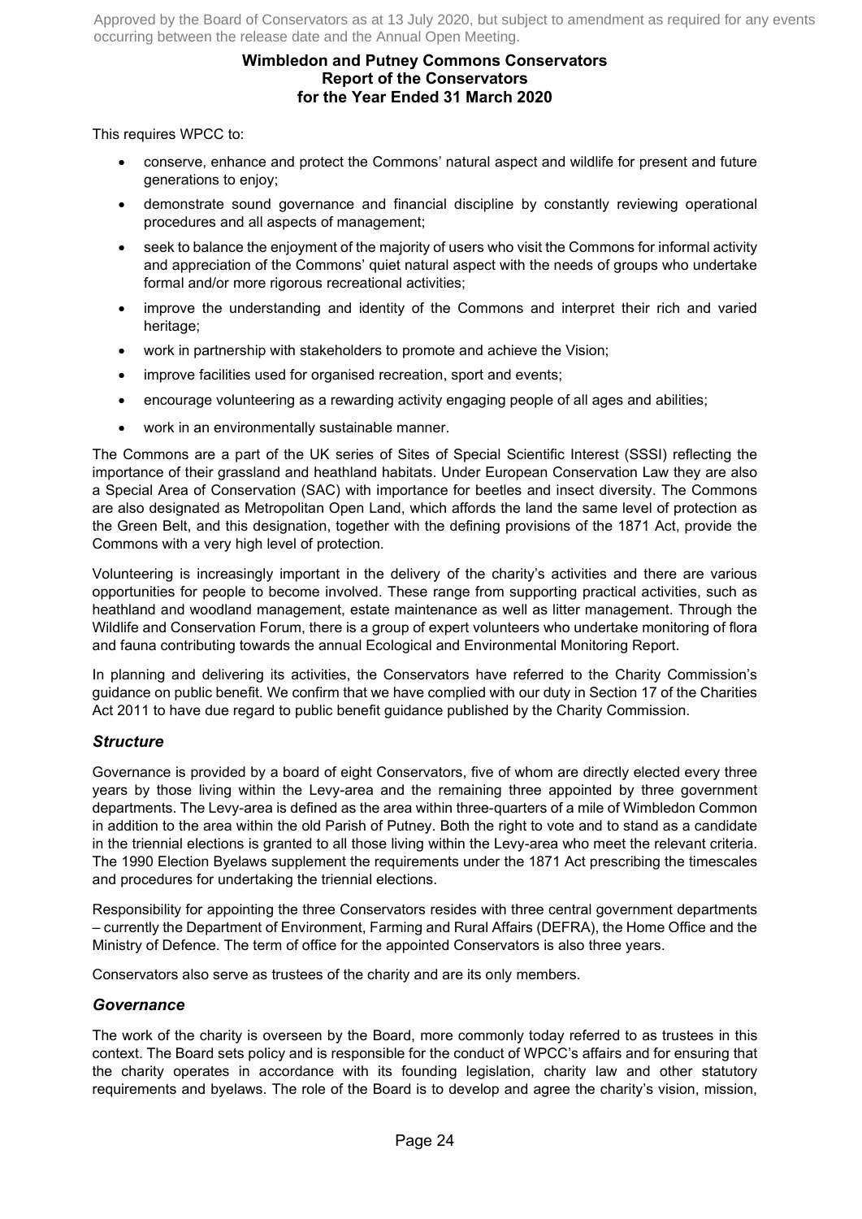This requires WPCC to:

- conserve, enhance and protect the Commons' natural aspect and wildlife for present and future generations to enjoy;
- demonstrate sound governance and financial discipline by constantly reviewing operational procedures and all aspects of management;
- seek to balance the enjoyment of the majority of users who visit the Commons for informal activity and appreciation of the Commons' quiet natural aspect with the needs of groups who undertake formal and/or more rigorous recreational activities;
- improve the understanding and identity of the Commons and interpret their rich and varied heritage;
- work in partnership with stakeholders to promote and achieve the Vision;
- improve facilities used for organised recreation, sport and events;
- encourage volunteering as a rewarding activity engaging people of all ages and abilities;
- work in an environmentally sustainable manner.

The Commons are a part of the UK series of Sites of Special Scientific Interest (SSSI) reflecting the importance of their grassland and heathland habitats. Under European Conservation Law they are also a Special Area of Conservation (SAC) with importance for beetles and insect diversity. The Commons are also designated as Metropolitan Open Land, which affords the land the same level of protection as the Green Belt, and this designation, together with the defining provisions of the 1871 Act, provide the Commons with a very high level of protection.

Volunteering is increasingly important in the delivery of the charity's activities and there are various opportunities for people to become involved. These range from supporting practical activities, such as heathland and woodland management, estate maintenance as well as litter management. Through the Wildlife and Conservation Forum, there is a group of expert volunteers who undertake monitoring of flora and fauna contributing towards the annual Ecological and Environmental Monitoring Report.

In planning and delivering its activities, the Conservators have referred to the Charity Commission's guidance on public benefit. We confirm that we have complied with our duty in Section 17 of the Charities Act 2011 to have due regard to public benefit guidance published by the Charity Commission.

### *Structure*

Governance is provided by a board of eight Conservators, five of whom are directly elected every three years by those living within the Levy-area and the remaining three appointed by three government departments. The Levy-area is defined as the area within three-quarters of a mile of Wimbledon Common in addition to the area within the old Parish of Putney. Both the right to vote and to stand as a candidate in the triennial elections is granted to all those living within the Levy-area who meet the relevant criteria. The 1990 Election Byelaws supplement the requirements under the 1871 Act prescribing the timescales and procedures for undertaking the triennial elections.

Responsibility for appointing the three Conservators resides with three central government departments – currently the Department of Environment, Farming and Rural Affairs (DEFRA), the Home Office and the Ministry of Defence. The term of office for the appointed Conservators is also three years.

Conservators also serve as trustees of the charity and are its only members.

### *Governance*

The work of the charity is overseen by the Board, more commonly today referred to as trustees in this context. The Board sets policy and is responsible for the conduct of WPCC's affairs and for ensuring that the charity operates in accordance with its founding legislation, charity law and other statutory requirements and byelaws. The role of the Board is to develop and agree the charity's vision, mission,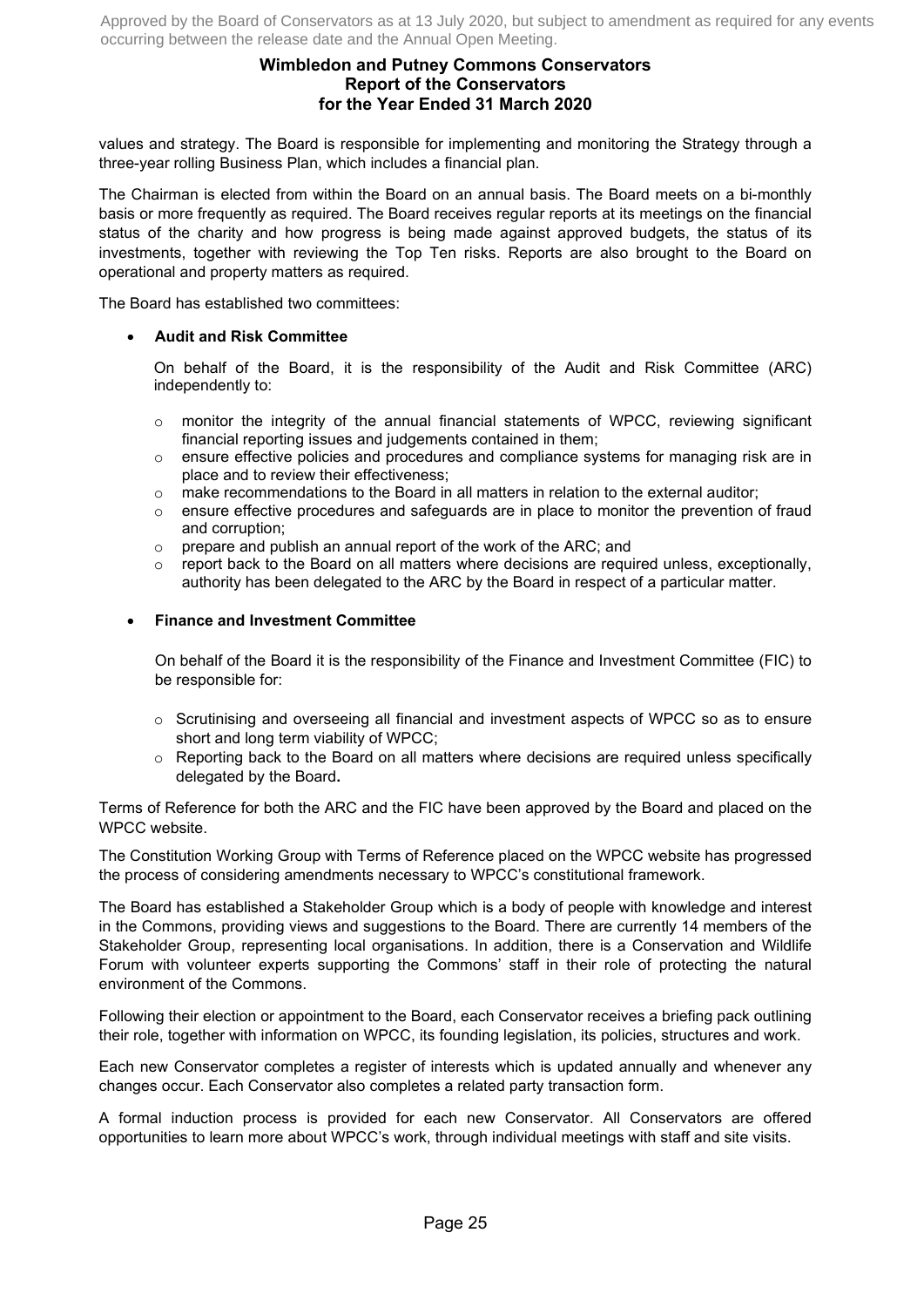values and strategy. The Board is responsible for implementing and monitoring the Strategy through a three-year rolling Business Plan, which includes a financial plan.

The Chairman is elected from within the Board on an annual basis. The Board meets on a bi-monthly basis or more frequently as required. The Board receives regular reports at its meetings on the financial status of the charity and how progress is being made against approved budgets, the status of its investments, together with reviewing the Top Ten risks. Reports are also brought to the Board on operational and property matters as required.

The Board has established two committees:

- **Audit and Risk Committee**

  On behalf of the Board, it is the responsibility of the Audit and Risk Committee (ARC) independently to:

  - monitor the integrity of the annual financial statements of WPCC, reviewing significant financial reporting issues and judgements contained in them;
  - ensure effective policies and procedures and compliance systems for managing risk are in place and to review their effectiveness;
  - make recommendations to the Board in all matters in relation to the external auditor;
  - ensure effective procedures and safeguards are in place to monitor the prevention of fraud and corruption;
  - prepare and publish an annual report of the work of the ARC; and
  - report back to the Board on all matters where decisions are required unless, exceptionally, authority has been delegated to the ARC by the Board in respect of a particular matter.

- **Finance and Investment Committee**

  On behalf of the Board it is the responsibility of the Finance and Investment Committee (FIC) to be responsible for:

  - Scrutinising and overseeing all financial and investment aspects of WPCC so as to ensure short and long term viability of WPCC;
  - Reporting back to the Board on all matters where decisions are required unless specifically delegated by the Board.

Terms of Reference for both the ARC and the FIC have been approved by the Board and placed on the WPCC website.

The Constitution Working Group with Terms of Reference placed on the WPCC website has progressed the process of considering amendments necessary to WPCC's constitutional framework.

The Board has established a Stakeholder Group which is a body of people with knowledge and interest in the Commons, providing views and suggestions to the Board. There are currently 14 members of the Stakeholder Group, representing local organisations. In addition, there is a Conservation and Wildlife Forum with volunteer experts supporting the Commons' staff in their role of protecting the natural environment of the Commons.

Following their election or appointment to the Board, each Conservator receives a briefing pack outlining their role, together with information on WPCC, its founding legislation, its policies, structures and work.

Each new Conservator completes a register of interests which is updated annually and whenever any changes occur. Each Conservator also completes a related party transaction form.

A formal induction process is provided for each new Conservator. All Conservators are offered opportunities to learn more about WPCC's work, through individual meetings with staff and site visits.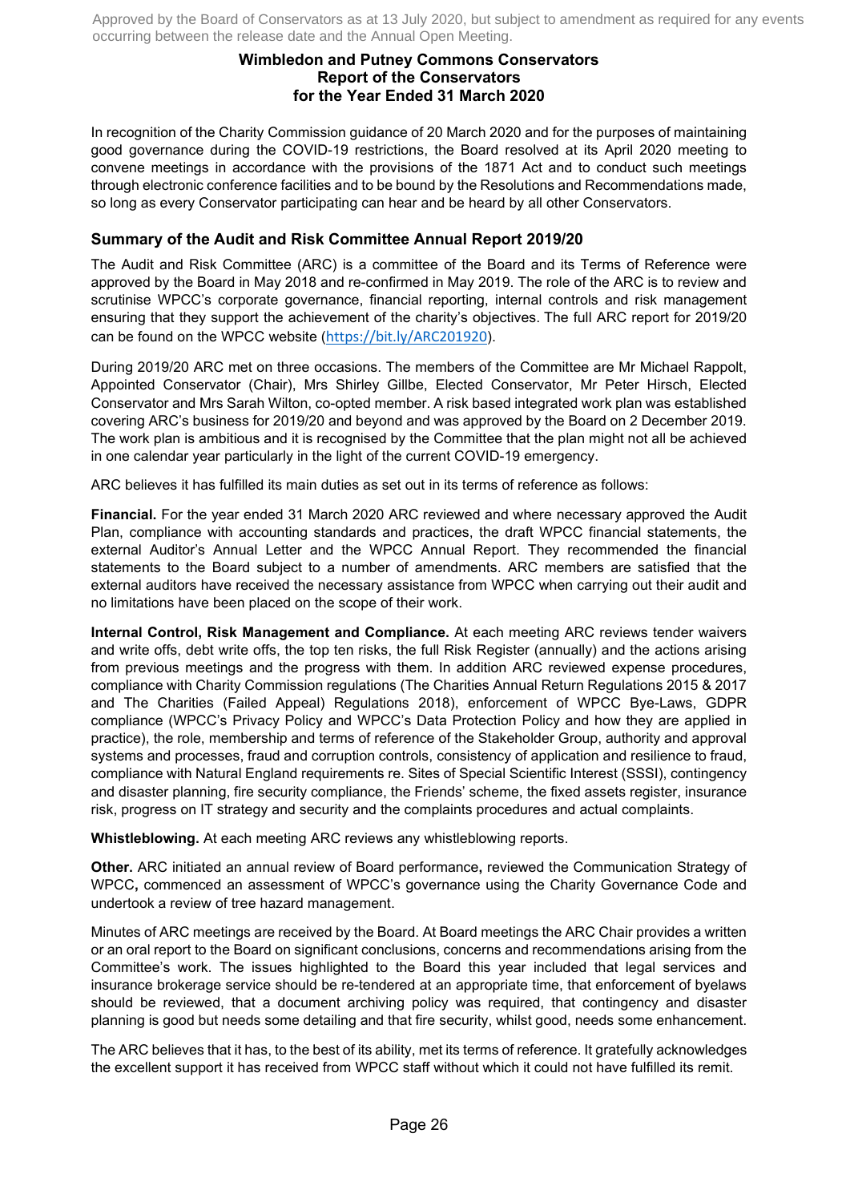Approved by the Board of Conservators as at 13 July 2020, but subject to amendment as required for any events occurring between the release date and the Annual Open Meeting.

**Wimbledon and Putney Commons Conservators**
**Report of the Conservators**
**for the Year Ended 31 March 2020**

In recognition of the Charity Commission guidance of 20 March 2020 and for the purposes of maintaining good governance during the COVID-19 restrictions, the Board resolved at its April 2020 meeting to convene meetings in accordance with the provisions of the 1871 Act and to conduct such meetings through electronic conference facilities and to be bound by the Resolutions and Recommendations made, so long as every Conservator participating can hear and be heard by all other Conservators.

## Summary of the Audit and Risk Committee Annual Report 2019/20

The Audit and Risk Committee (ARC) is a committee of the Board and its Terms of Reference were approved by the Board in May 2018 and re-confirmed in May 2019. The role of the ARC is to review and scrutinise WPCC's corporate governance, financial reporting, internal controls and risk management ensuring that they support the achievement of the charity's objectives. The full ARC report for 2019/20 can be found on the WPCC website (https://bit.ly/ARC201920).

During 2019/20 ARC met on three occasions. The members of the Committee are Mr Michael Rappolt, Appointed Conservator (Chair), Mrs Shirley Gillbe, Elected Conservator, Mr Peter Hirsch, Elected Conservator and Mrs Sarah Wilton, co-opted member. A risk based integrated work plan was established covering ARC's business for 2019/20 and beyond and was approved by the Board on 2 December 2019. The work plan is ambitious and it is recognised by the Committee that the plan might not all be achieved in one calendar year particularly in the light of the current COVID-19 emergency.

ARC believes it has fulfilled its main duties as set out in its terms of reference as follows:

**Financial.** For the year ended 31 March 2020 ARC reviewed and where necessary approved the Audit Plan, compliance with accounting standards and practices, the draft WPCC financial statements, the external Auditor's Annual Letter and the WPCC Annual Report. They recommended the financial statements to the Board subject to a number of amendments. ARC members are satisfied that the external auditors have received the necessary assistance from WPCC when carrying out their audit and no limitations have been placed on the scope of their work.

**Internal Control, Risk Management and Compliance.** At each meeting ARC reviews tender waivers and write offs, debt write offs, the top ten risks, the full Risk Register (annually) and the actions arising from previous meetings and the progress with them. In addition ARC reviewed expense procedures, compliance with Charity Commission regulations (The Charities Annual Return Regulations 2015 & 2017 and The Charities (Failed Appeal) Regulations 2018), enforcement of WPCC Bye-Laws, GDPR compliance (WPCC's Privacy Policy and WPCC's Data Protection Policy and how they are applied in practice), the role, membership and terms of reference of the Stakeholder Group, authority and approval systems and processes, fraud and corruption controls, consistency of application and resilience to fraud, compliance with Natural England requirements re. Sites of Special Scientific Interest (SSSI), contingency and disaster planning, fire security compliance, the Friends' scheme, the fixed assets register, insurance risk, progress on IT strategy and security and the complaints procedures and actual complaints.

**Whistleblowing.** At each meeting ARC reviews any whistleblowing reports.

**Other.** ARC initiated an annual review of Board performance**,** reviewed the Communication Strategy of WPCC**,** commenced an assessment of WPCC's governance using the Charity Governance Code and undertook a review of tree hazard management.

Minutes of ARC meetings are received by the Board. At Board meetings the ARC Chair provides a written or an oral report to the Board on significant conclusions, concerns and recommendations arising from the Committee's work. The issues highlighted to the Board this year included that legal services and insurance brokerage service should be re-tendered at an appropriate time, that enforcement of byelaws should be reviewed, that a document archiving policy was required, that contingency and disaster planning is good but needs some detailing and that fire security, whilst good, needs some enhancement.

The ARC believes that it has, to the best of its ability, met its terms of reference. It gratefully acknowledges the excellent support it has received from WPCC staff without which it could not have fulfilled its remit.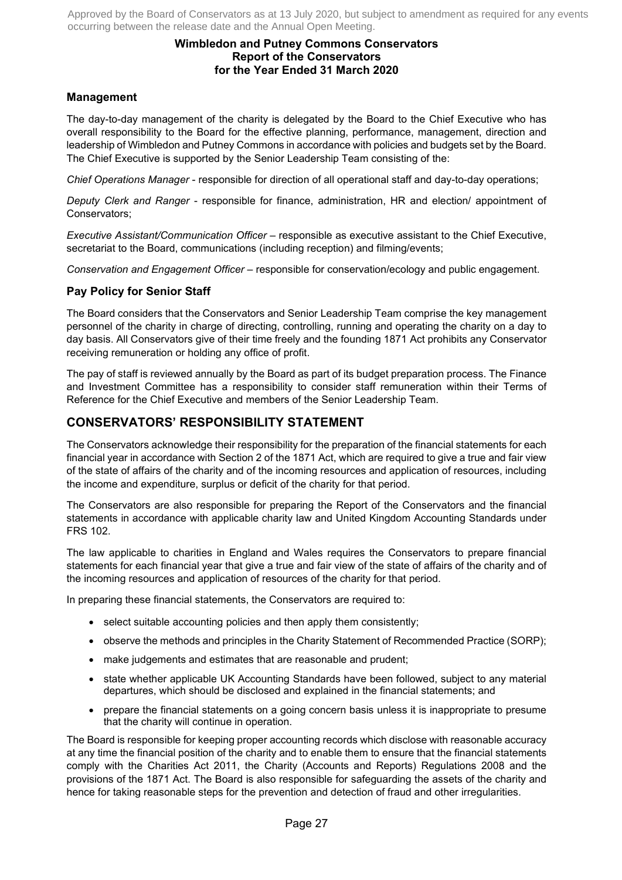## Management

The day-to-day management of the charity is delegated by the Board to the Chief Executive who has overall responsibility to the Board for the effective planning, performance, management, direction and leadership of Wimbledon and Putney Commons in accordance with policies and budgets set by the Board. The Chief Executive is supported by the Senior Leadership Team consisting of the:

*Chief Operations Manager* - responsible for direction of all operational staff and day-to-day operations;

*Deputy Clerk and Ranger* - responsible for finance, administration, HR and election/ appointment of Conservators;

*Executive Assistant/Communication Officer* – responsible as executive assistant to the Chief Executive, secretariat to the Board, communications (including reception) and filming/events;

*Conservation and Engagement Officer* – responsible for conservation/ecology and public engagement.

## Pay Policy for Senior Staff

The Board considers that the Conservators and Senior Leadership Team comprise the key management personnel of the charity in charge of directing, controlling, running and operating the charity on a day to day basis. All Conservators give of their time freely and the founding 1871 Act prohibits any Conservator receiving remuneration or holding any office of profit.

The pay of staff is reviewed annually by the Board as part of its budget preparation process. The Finance and Investment Committee has a responsibility to consider staff remuneration within their Terms of Reference for the Chief Executive and members of the Senior Leadership Team.

# CONSERVATORS' RESPONSIBILITY STATEMENT

The Conservators acknowledge their responsibility for the preparation of the financial statements for each financial year in accordance with Section 2 of the 1871 Act, which are required to give a true and fair view of the state of affairs of the charity and of the incoming resources and application of resources, including the income and expenditure, surplus or deficit of the charity for that period.

The Conservators are also responsible for preparing the Report of the Conservators and the financial statements in accordance with applicable charity law and United Kingdom Accounting Standards under FRS 102.

The law applicable to charities in England and Wales requires the Conservators to prepare financial statements for each financial year that give a true and fair view of the state of affairs of the charity and of the incoming resources and application of resources of the charity for that period.

In preparing these financial statements, the Conservators are required to:

- select suitable accounting policies and then apply them consistently;
- observe the methods and principles in the Charity Statement of Recommended Practice (SORP);
- make judgements and estimates that are reasonable and prudent;
- state whether applicable UK Accounting Standards have been followed, subject to any material departures, which should be disclosed and explained in the financial statements; and
- prepare the financial statements on a going concern basis unless it is inappropriate to presume that the charity will continue in operation.

The Board is responsible for keeping proper accounting records which disclose with reasonable accuracy at any time the financial position of the charity and to enable them to ensure that the financial statements comply with the Charities Act 2011, the Charity (Accounts and Reports) Regulations 2008 and the provisions of the 1871 Act. The Board is also responsible for safeguarding the assets of the charity and hence for taking reasonable steps for the prevention and detection of fraud and other irregularities.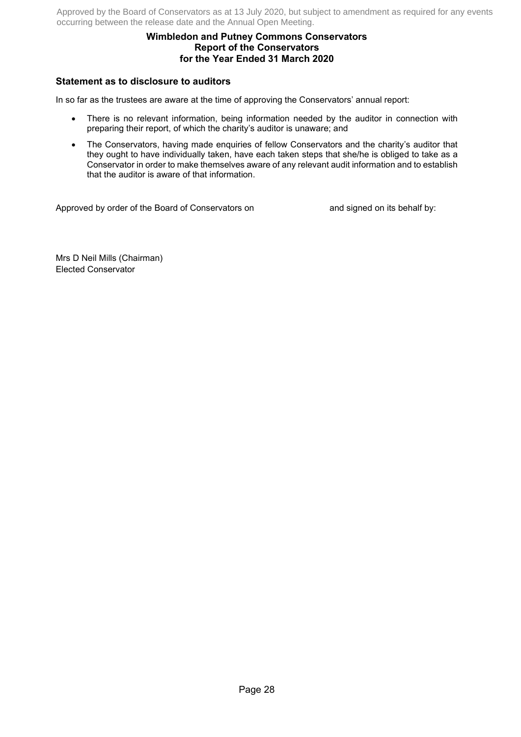Approved by the Board of Conservators as at 13 July 2020, but subject to amendment as required for any events occurring between the release date and the Annual Open Meeting.

**Wimbledon and Putney Commons Conservators**
**Report of the Conservators**
**for the Year Ended 31 March 2020**

### Statement as to disclosure to auditors

In so far as the trustees are aware at the time of approving the Conservators' annual report:

- There is no relevant information, being information needed by the auditor in connection with preparing their report, of which the charity's auditor is unaware; and
- The Conservators, having made enquiries of fellow Conservators and the charity's auditor that they ought to have individually taken, have each taken steps that she/he is obliged to take as a Conservator in order to make themselves aware of any relevant audit information and to establish that the auditor is aware of that information.

Approved by order of the Board of Conservators on and signed on its behalf by:

Mrs D Neil Mills (Chairman)
Elected Conservator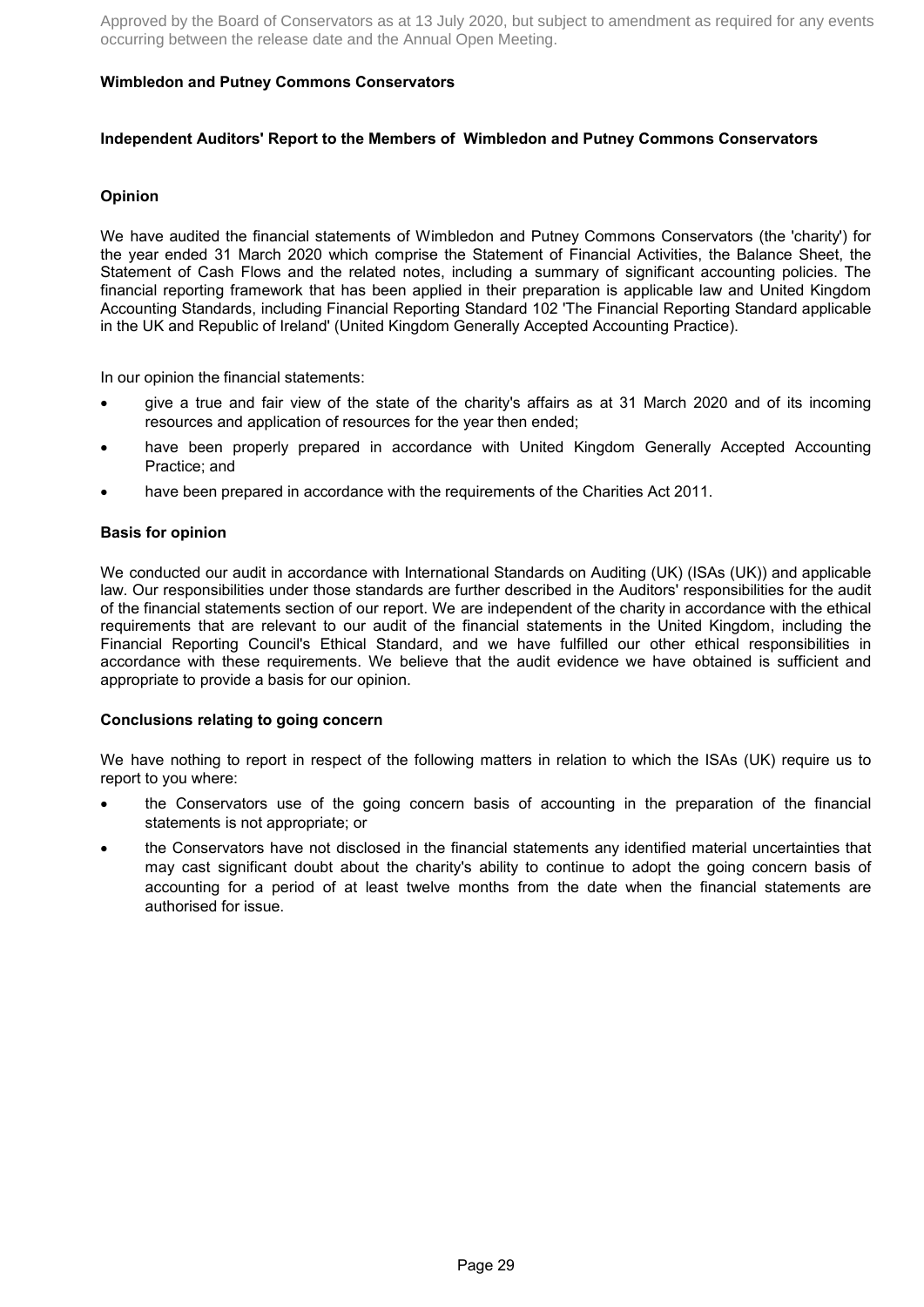Approved by the Board of Conservators as at 13 July 2020, but subject to amendment as required for any events occurring between the release date and the Annual Open Meeting.

**Wimbledon and Putney Commons Conservators**

## Independent Auditors' Report to the Members of Wimbledon and Putney Commons Conservators

### Opinion

We have audited the financial statements of Wimbledon and Putney Commons Conservators (the 'charity') for the year ended 31 March 2020 which comprise the Statement of Financial Activities, the Balance Sheet, the Statement of Cash Flows and the related notes, including a summary of significant accounting policies. The financial reporting framework that has been applied in their preparation is applicable law and United Kingdom Accounting Standards, including Financial Reporting Standard 102 'The Financial Reporting Standard applicable in the UK and Republic of Ireland' (United Kingdom Generally Accepted Accounting Practice).

In our opinion the financial statements:

- give a true and fair view of the state of the charity's affairs as at 31 March 2020 and of its incoming resources and application of resources for the year then ended;
- have been properly prepared in accordance with United Kingdom Generally Accepted Accounting Practice; and
- have been prepared in accordance with the requirements of the Charities Act 2011.

### Basis for opinion

We conducted our audit in accordance with International Standards on Auditing (UK) (ISAs (UK)) and applicable law. Our responsibilities under those standards are further described in the Auditors' responsibilities for the audit of the financial statements section of our report. We are independent of the charity in accordance with the ethical requirements that are relevant to our audit of the financial statements in the United Kingdom, including the Financial Reporting Council's Ethical Standard, and we have fulfilled our other ethical responsibilities in accordance with these requirements. We believe that the audit evidence we have obtained is sufficient and appropriate to provide a basis for our opinion.

### Conclusions relating to going concern

We have nothing to report in respect of the following matters in relation to which the ISAs (UK) require us to report to you where:

- the Conservators use of the going concern basis of accounting in the preparation of the financial statements is not appropriate; or
- the Conservators have not disclosed in the financial statements any identified material uncertainties that may cast significant doubt about the charity's ability to continue to adopt the going concern basis of accounting for a period of at least twelve months from the date when the financial statements are authorised for issue.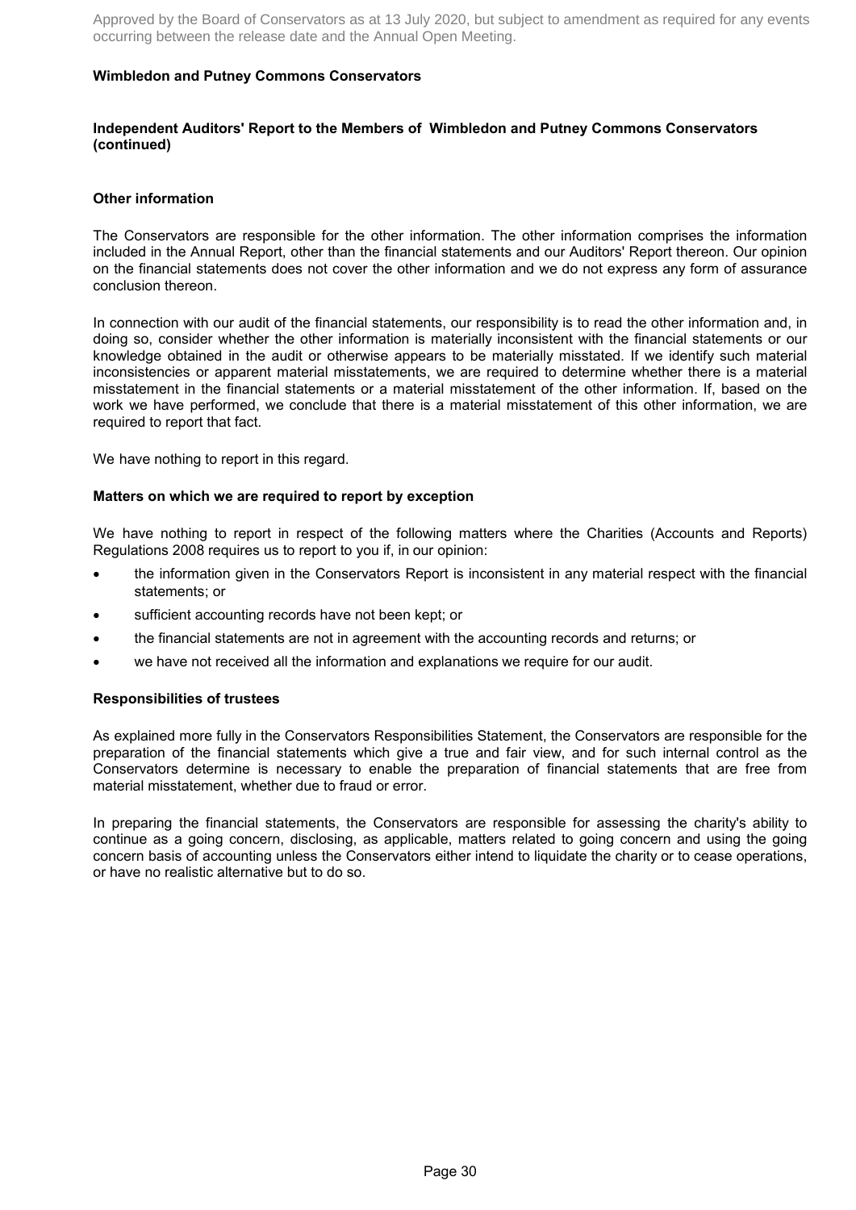**Wimbledon and Putney Commons Conservators**

**Independent Auditors' Report to the Members of Wimbledon and Putney Commons Conservators (continued)**

**Other information**

The Conservators are responsible for the other information. The other information comprises the information included in the Annual Report, other than the financial statements and our Auditors' Report thereon. Our opinion on the financial statements does not cover the other information and we do not express any form of assurance conclusion thereon.

In connection with our audit of the financial statements, our responsibility is to read the other information and, in doing so, consider whether the other information is materially inconsistent with the financial statements or our knowledge obtained in the audit or otherwise appears to be materially misstated. If we identify such material inconsistencies or apparent material misstatements, we are required to determine whether there is a material misstatement in the financial statements or a material misstatement of the other information. If, based on the work we have performed, we conclude that there is a material misstatement of this other information, we are required to report that fact.

We have nothing to report in this regard.

**Matters on which we are required to report by exception**

We have nothing to report in respect of the following matters where the Charities (Accounts and Reports) Regulations 2008 requires us to report to you if, in our opinion:

- the information given in the Conservators Report is inconsistent in any material respect with the financial statements; or
- sufficient accounting records have not been kept; or
- the financial statements are not in agreement with the accounting records and returns; or
- we have not received all the information and explanations we require for our audit.

**Responsibilities of trustees**

As explained more fully in the Conservators Responsibilities Statement, the Conservators are responsible for the preparation of the financial statements which give a true and fair view, and for such internal control as the Conservators determine is necessary to enable the preparation of financial statements that are free from material misstatement, whether due to fraud or error.

In preparing the financial statements, the Conservators are responsible for assessing the charity's ability to continue as a going concern, disclosing, as applicable, matters related to going concern and using the going concern basis of accounting unless the Conservators either intend to liquidate the charity or to cease operations, or have no realistic alternative but to do so.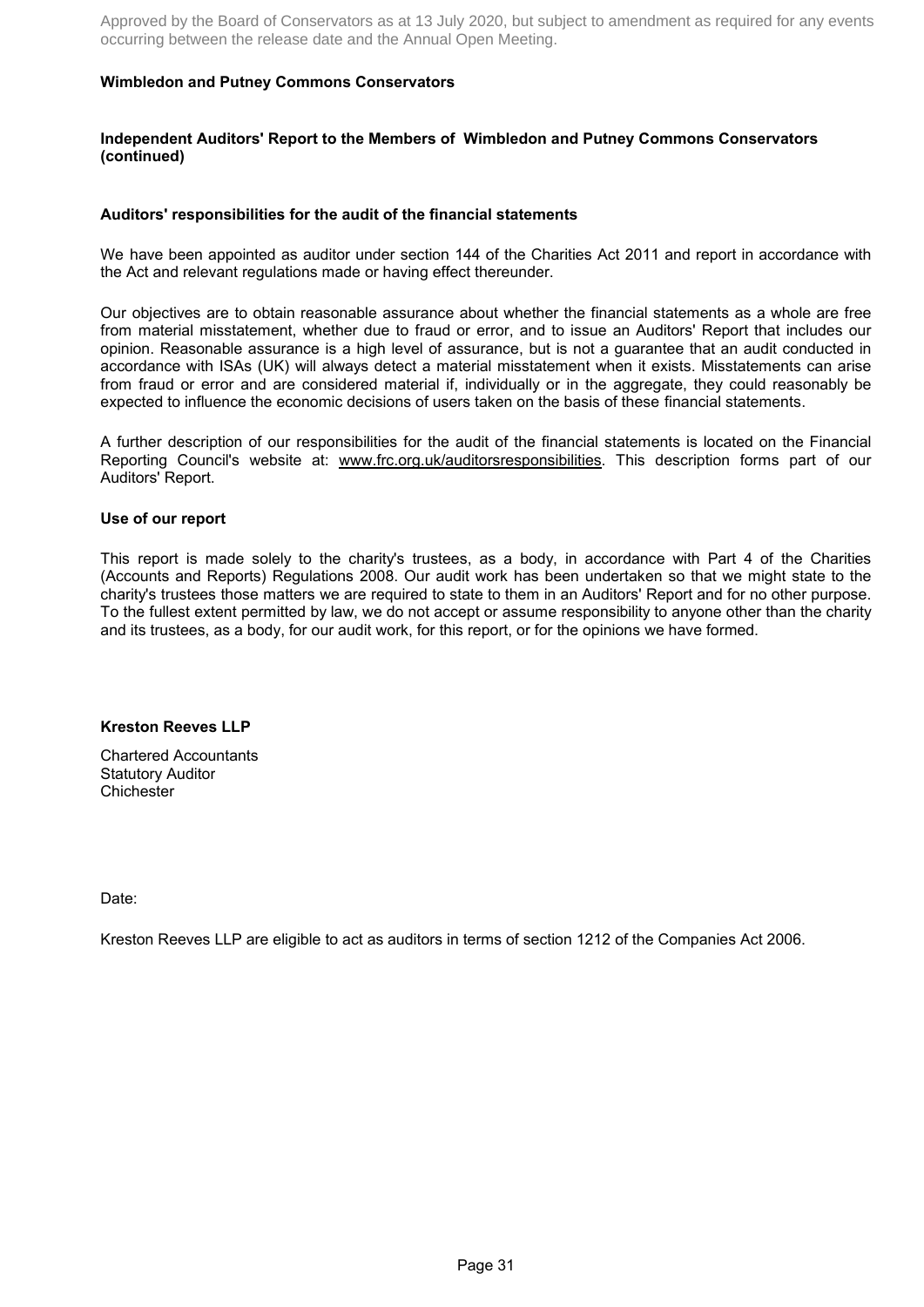Approved by the Board of Conservators as at 13 July 2020, but subject to amendment as required for any events occurring between the release date and the Annual Open Meeting.

**Wimbledon and Putney Commons Conservators**

**Independent Auditors' Report to the Members of Wimbledon and Putney Commons Conservators (continued)**

**Auditors' responsibilities for the audit of the financial statements**

We have been appointed as auditor under section 144 of the Charities Act 2011 and report in accordance with the Act and relevant regulations made or having effect thereunder.

Our objectives are to obtain reasonable assurance about whether the financial statements as a whole are free from material misstatement, whether due to fraud or error, and to issue an Auditors' Report that includes our opinion. Reasonable assurance is a high level of assurance, but is not a guarantee that an audit conducted in accordance with ISAs (UK) will always detect a material misstatement when it exists. Misstatements can arise from fraud or error and are considered material if, individually or in the aggregate, they could reasonably be expected to influence the economic decisions of users taken on the basis of these financial statements.

A further description of our responsibilities for the audit of the financial statements is located on the Financial Reporting Council's website at: www.frc.org.uk/auditorsresponsibilities. This description forms part of our Auditors' Report.

**Use of our report**

This report is made solely to the charity's trustees, as a body, in accordance with Part 4 of the Charities (Accounts and Reports) Regulations 2008. Our audit work has been undertaken so that we might state to the charity's trustees those matters we are required to state to them in an Auditors' Report and for no other purpose. To the fullest extent permitted by law, we do not accept or assume responsibility to anyone other than the charity and its trustees, as a body, for our audit work, for this report, or for the opinions we have formed.

**Kreston Reeves LLP**

Chartered Accountants
Statutory Auditor
Chichester

Date:

Kreston Reeves LLP are eligible to act as auditors in terms of section 1212 of the Companies Act 2006.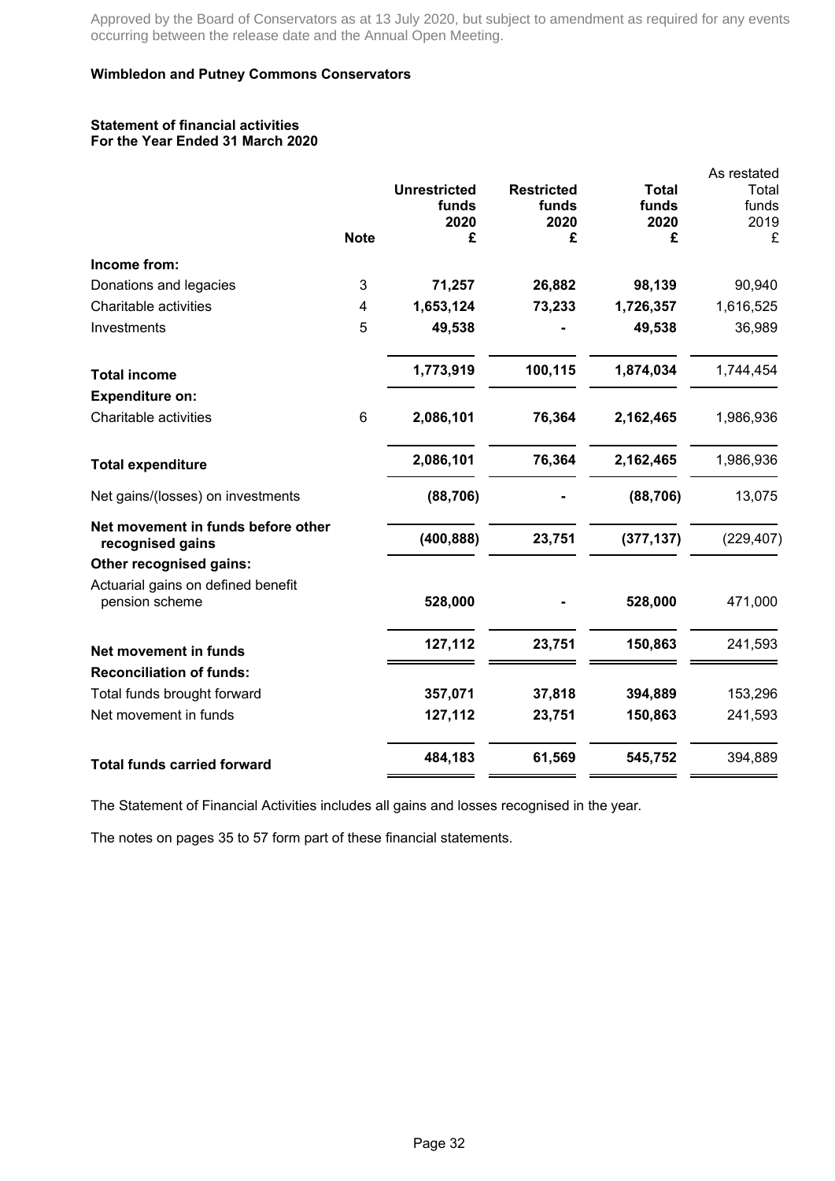Approved by the Board of Conservators as at 13 July 2020, but subject to amendment as required for any events occurring between the release date and the Annual Open Meeting.

**Wimbledon and Putney Commons Conservators**

**Statement of financial activities**
**For the Year Ended 31 March 2020**

| | Note | Unrestricted funds 2020 £ | Restricted funds 2020 £ | Total funds 2020 £ | As restated Total funds 2019 £ |
|---|---|---|---|---|---|
| **Income from:** | | | | | |
| Donations and legacies | 3 | **71,257** | **26,882** | **98,139** | 90,940 |
| Charitable activities | 4 | **1,653,124** | **73,233** | **1,726,357** | 1,616,525 |
| Investments | 5 | **49,538** | **-** | **49,538** | 36,989 |
| **Total income** | | **1,773,919** | **100,115** | **1,874,034** | 1,744,454 |
| **Expenditure on:** | | | | | |
| Charitable activities | 6 | **2,086,101** | **76,364** | **2,162,465** | 1,986,936 |
| **Total expenditure** | | **2,086,101** | **76,364** | **2,162,465** | 1,986,936 |
| Net gains/(losses) on investments | | **(88,706)** | **-** | **(88,706)** | 13,075 |
| **Net movement in funds before other recognised gains** | | **(400,888)** | **23,751** | **(377,137)** | (229,407) |
| **Other recognised gains:** | | | | | |
| Actuarial gains on defined benefit pension scheme | | **528,000** | **-** | **528,000** | 471,000 |
| **Net movement in funds** | | **127,112** | **23,751** | **150,863** | 241,593 |
| **Reconciliation of funds:** | | | | | |
| Total funds brought forward | | **357,071** | **37,818** | **394,889** | 153,296 |
| Net movement in funds | | **127,112** | **23,751** | **150,863** | 241,593 |
| **Total funds carried forward** | | **484,183** | **61,569** | **545,752** | 394,889 |

The Statement of Financial Activities includes all gains and losses recognised in the year.

The notes on pages 35 to 57 form part of these financial statements.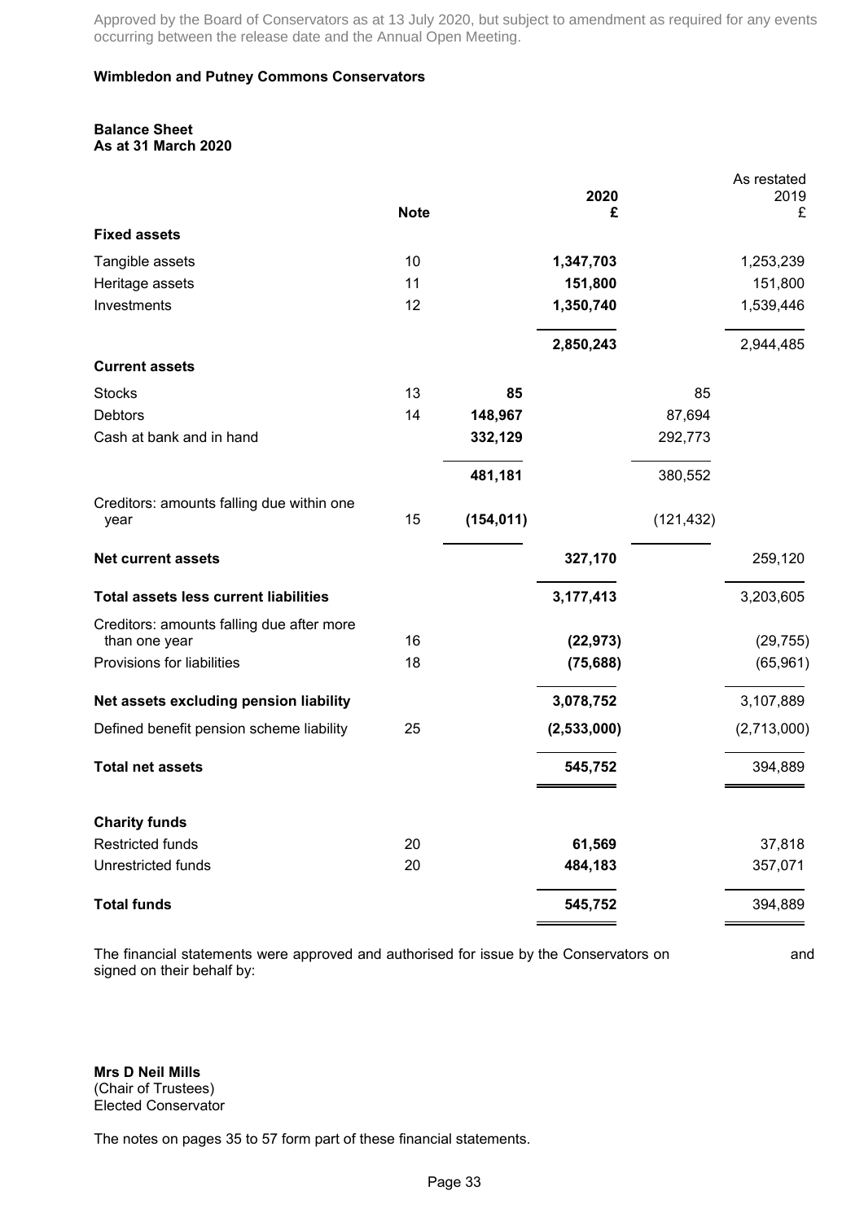Approved by the Board of Conservators as at 13 July 2020, but subject to amendment as required for any events occurring between the release date and the Annual Open Meeting.

**Wimbledon and Putney Commons Conservators**

**Balance Sheet**
**As at 31 March 2020**

| | Note | | 2020 £ | | As restated 2019 £ |
|---|---|---|---|---|---|
| **Fixed assets** | | | | | |
| Tangible assets | 10 | | **1,347,703** | | 1,253,239 |
| Heritage assets | 11 | | **151,800** | | 151,800 |
| Investments | 12 | | **1,350,740** | | 1,539,446 |
| | | | **2,850,243** | | 2,944,485 |
| **Current assets** | | | | | |
| Stocks | 13 | **85** | | 85 | |
| Debtors | 14 | **148,967** | | 87,694 | |
| Cash at bank and in hand | | **332,129** | | 292,773 | |
| | | **481,181** | | 380,552 | |
| Creditors: amounts falling due within one year | 15 | **(154,011)** | | (121,432) | |
| **Net current assets** | | | **327,170** | | 259,120 |
| **Total assets less current liabilities** | | | **3,177,413** | | 3,203,605 |
| Creditors: amounts falling due after more than one year | 16 | | **(22,973)** | | (29,755) |
| Provisions for liabilities | 18 | | **(75,688)** | | (65,961) |
| **Net assets excluding pension liability** | | | **3,078,752** | | 3,107,889 |
| Defined benefit pension scheme liability | 25 | | **(2,533,000)** | | (2,713,000) |
| **Total net assets** | | | **545,752** | | 394,889 |
| **Charity funds** | | | | | |
| Restricted funds | 20 | | **61,569** | | 37,818 |
| Unrestricted funds | 20 | | **484,183** | | 357,071 |
| **Total funds** | | | **545,752** | | 394,889 |

The financial statements were approved and authorised for issue by the Conservators on and signed on their behalf by:

**Mrs D Neil Mills**
(Chair of Trustees)
Elected Conservator

The notes on pages 35 to 57 form part of these financial statements.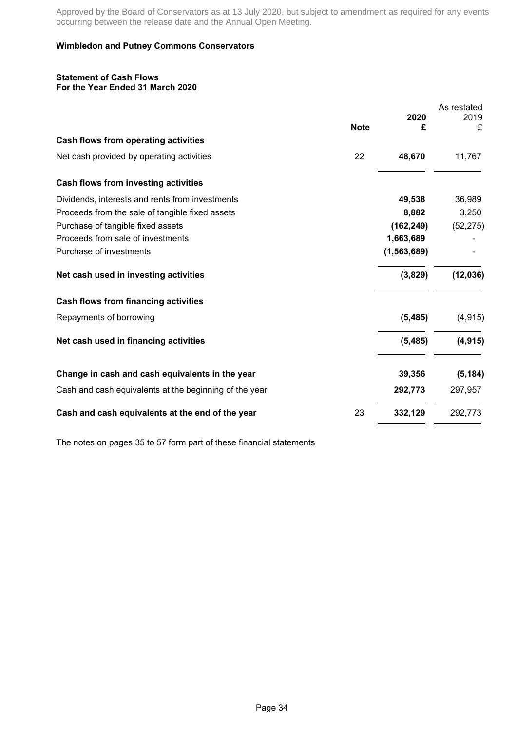Approved by the Board of Conservators as at 13 July 2020, but subject to amendment as required for any events occurring between the release date and the Annual Open Meeting.

**Wimbledon and Putney Commons Conservators**

**Statement of Cash Flows**
**For the Year Ended 31 March 2020**

| | Note | 2020 £ | As restated 2019 £ |
|---|---|---|---|
| **Cash flows from operating activities** | | | |
| Net cash provided by operating activities | 22 | **48,670** | 11,767 |
| **Cash flows from investing activities** | | | |
| Dividends, interests and rents from investments | | **49,538** | 36,989 |
| Proceeds from the sale of tangible fixed assets | | **8,882** | 3,250 |
| Purchase of tangible fixed assets | | **(162,249)** | (52,275) |
| Proceeds from sale of investments | | **1,663,689** | - |
| Purchase of investments | | **(1,563,689)** | - |
| **Net cash used in investing activities** | | **(3,829)** | **(12,036)** |
| **Cash flows from financing activities** | | | |
| Repayments of borrowing | | **(5,485)** | (4,915) |
| **Net cash used in financing activities** | | **(5,485)** | **(4,915)** |
| **Change in cash and cash equivalents in the year** | | **39,356** | **(5,184)** |
| Cash and cash equivalents at the beginning of the year | | **292,773** | 297,957 |
| **Cash and cash equivalents at the end of the year** | 23 | **332,129** | 292,773 |

The notes on pages 35 to 57 form part of these financial statements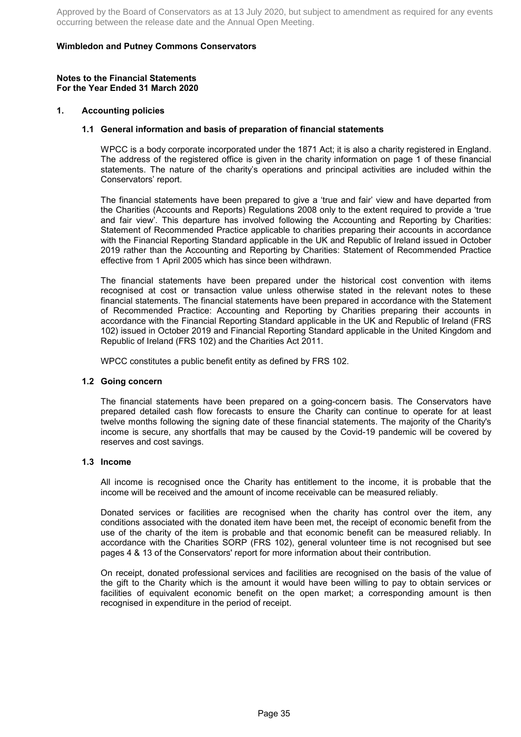Approved by the Board of Conservators as at 13 July 2020, but subject to amendment as required for any events occurring between the release date and the Annual Open Meeting.

**Wimbledon and Putney Commons Conservators**

**Notes to the Financial Statements**
**For the Year Ended 31 March 2020**

## 1. Accounting policies

### 1.1 General information and basis of preparation of financial statements

WPCC is a body corporate incorporated under the 1871 Act; it is also a charity registered in England. The address of the registered office is given in the charity information on page 1 of these financial statements. The nature of the charity's operations and principal activities are included within the Conservators' report.

The financial statements have been prepared to give a 'true and fair' view and have departed from the Charities (Accounts and Reports) Regulations 2008 only to the extent required to provide a 'true and fair view'. This departure has involved following the Accounting and Reporting by Charities: Statement of Recommended Practice applicable to charities preparing their accounts in accordance with the Financial Reporting Standard applicable in the UK and Republic of Ireland issued in October 2019 rather than the Accounting and Reporting by Charities: Statement of Recommended Practice effective from 1 April 2005 which has since been withdrawn.

The financial statements have been prepared under the historical cost convention with items recognised at cost or transaction value unless otherwise stated in the relevant notes to these financial statements. The financial statements have been prepared in accordance with the Statement of Recommended Practice: Accounting and Reporting by Charities preparing their accounts in accordance with the Financial Reporting Standard applicable in the UK and Republic of Ireland (FRS 102) issued in October 2019 and Financial Reporting Standard applicable in the United Kingdom and Republic of Ireland (FRS 102) and the Charities Act 2011.

WPCC constitutes a public benefit entity as defined by FRS 102.

### 1.2 Going concern

The financial statements have been prepared on a going-concern basis. The Conservators have prepared detailed cash flow forecasts to ensure the Charity can continue to operate for at least twelve months following the signing date of these financial statements. The majority of the Charity's income is secure, any shortfalls that may be caused by the Covid-19 pandemic will be covered by reserves and cost savings.

### 1.3 Income

All income is recognised once the Charity has entitlement to the income, it is probable that the income will be received and the amount of income receivable can be measured reliably.

Donated services or facilities are recognised when the charity has control over the item, any conditions associated with the donated item have been met, the receipt of economic benefit from the use of the charity of the item is probable and that economic benefit can be measured reliably. In accordance with the Charities SORP (FRS 102), general volunteer time is not recognised but see pages 4 & 13 of the Conservators' report for more information about their contribution.

On receipt, donated professional services and facilities are recognised on the basis of the value of the gift to the Charity which is the amount it would have been willing to pay to obtain services or facilities of equivalent economic benefit on the open market; a corresponding amount is then recognised in expenditure in the period of receipt.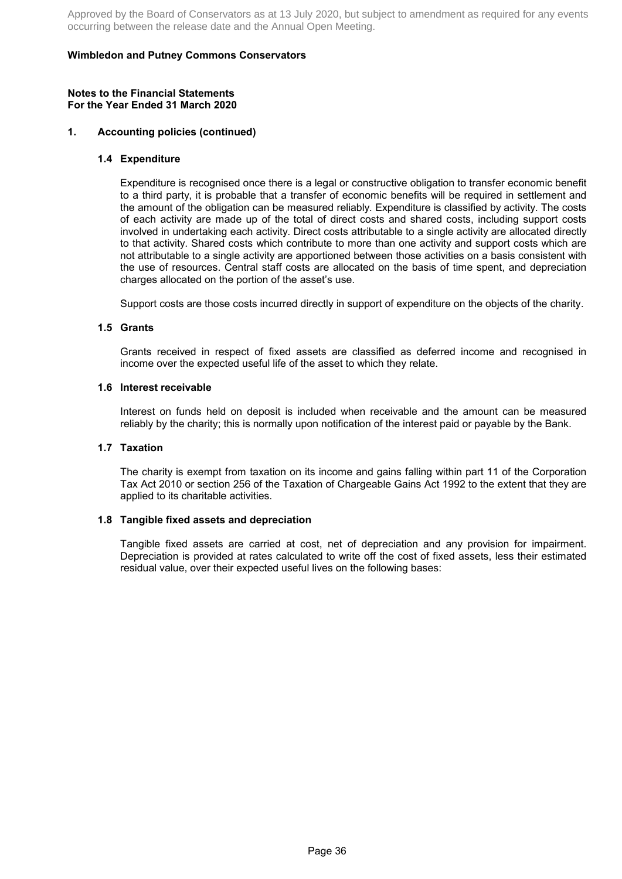Approved by the Board of Conservators as at 13 July 2020, but subject to amendment as required for any events occurring between the release date and the Annual Open Meeting.

**Wimbledon and Putney Commons Conservators**

**Notes to the Financial Statements**
**For the Year Ended 31 March 2020**

## 1. Accounting policies (continued)

### 1.4 Expenditure

Expenditure is recognised once there is a legal or constructive obligation to transfer economic benefit to a third party, it is probable that a transfer of economic benefits will be required in settlement and the amount of the obligation can be measured reliably. Expenditure is classified by activity. The costs of each activity are made up of the total of direct costs and shared costs, including support costs involved in undertaking each activity. Direct costs attributable to a single activity are allocated directly to that activity. Shared costs which contribute to more than one activity and support costs which are not attributable to a single activity are apportioned between those activities on a basis consistent with the use of resources. Central staff costs are allocated on the basis of time spent, and depreciation charges allocated on the portion of the asset's use.

Support costs are those costs incurred directly in support of expenditure on the objects of the charity.

### 1.5 Grants

Grants received in respect of fixed assets are classified as deferred income and recognised in income over the expected useful life of the asset to which they relate.

### 1.6 Interest receivable

Interest on funds held on deposit is included when receivable and the amount can be measured reliably by the charity; this is normally upon notification of the interest paid or payable by the Bank.

### 1.7 Taxation

The charity is exempt from taxation on its income and gains falling within part 11 of the Corporation Tax Act 2010 or section 256 of the Taxation of Chargeable Gains Act 1992 to the extent that they are applied to its charitable activities.

### 1.8 Tangible fixed assets and depreciation

Tangible fixed assets are carried at cost, net of depreciation and any provision for impairment. Depreciation is provided at rates calculated to write off the cost of fixed assets, less their estimated residual value, over their expected useful lives on the following bases: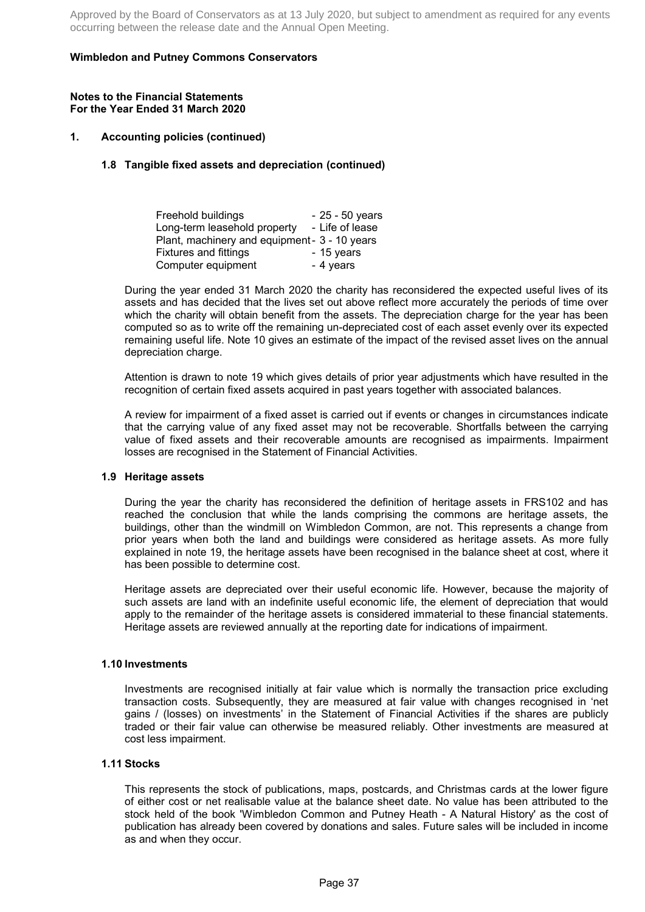Approved by the Board of Conservators as at 13 July 2020, but subject to amendment as required for any events occurring between the release date and the Annual Open Meeting.

**Wimbledon and Putney Commons Conservators**

**Notes to the Financial Statements**
**For the Year Ended 31 March 2020**

## 1. Accounting policies (continued)

### 1.8 Tangible fixed assets and depreciation (continued)

| | |
|---|---|
| Freehold buildings | - 25 - 50 years |
| Long-term leasehold property | - Life of lease |
| Plant, machinery and equipment | - 3 - 10 years |
| Fixtures and fittings | - 15 years |
| Computer equipment | - 4 years |

During the year ended 31 March 2020 the charity has reconsidered the expected useful lives of its assets and has decided that the lives set out above reflect more accurately the periods of time over which the charity will obtain benefit from the assets. The depreciation charge for the year has been computed so as to write off the remaining un-depreciated cost of each asset evenly over its expected remaining useful life. Note 10 gives an estimate of the impact of the revised asset lives on the annual depreciation charge.

Attention is drawn to note 19 which gives details of prior year adjustments which have resulted in the recognition of certain fixed assets acquired in past years together with associated balances.

A review for impairment of a fixed asset is carried out if events or changes in circumstances indicate that the carrying value of any fixed asset may not be recoverable. Shortfalls between the carrying value of fixed assets and their recoverable amounts are recognised as impairments. Impairment losses are recognised in the Statement of Financial Activities.

### 1.9 Heritage assets

During the year the charity has reconsidered the definition of heritage assets in FRS102 and has reached the conclusion that while the lands comprising the commons are heritage assets, the buildings, other than the windmill on Wimbledon Common, are not. This represents a change from prior years when both the land and buildings were considered as heritage assets. As more fully explained in note 19, the heritage assets have been recognised in the balance sheet at cost, where it has been possible to determine cost.

Heritage assets are depreciated over their useful economic life. However, because the majority of such assets are land with an indefinite useful economic life, the element of depreciation that would apply to the remainder of the heritage assets is considered immaterial to these financial statements. Heritage assets are reviewed annually at the reporting date for indications of impairment.

### 1.10 Investments

Investments are recognised initially at fair value which is normally the transaction price excluding transaction costs. Subsequently, they are measured at fair value with changes recognised in 'net gains / (losses) on investments' in the Statement of Financial Activities if the shares are publicly traded or their fair value can otherwise be measured reliably. Other investments are measured at cost less impairment.

### 1.11 Stocks

This represents the stock of publications, maps, postcards, and Christmas cards at the lower figure of either cost or net realisable value at the balance sheet date. No value has been attributed to the stock held of the book 'Wimbledon Common and Putney Heath - A Natural History' as the cost of publication has already been covered by donations and sales. Future sales will be included in income as and when they occur.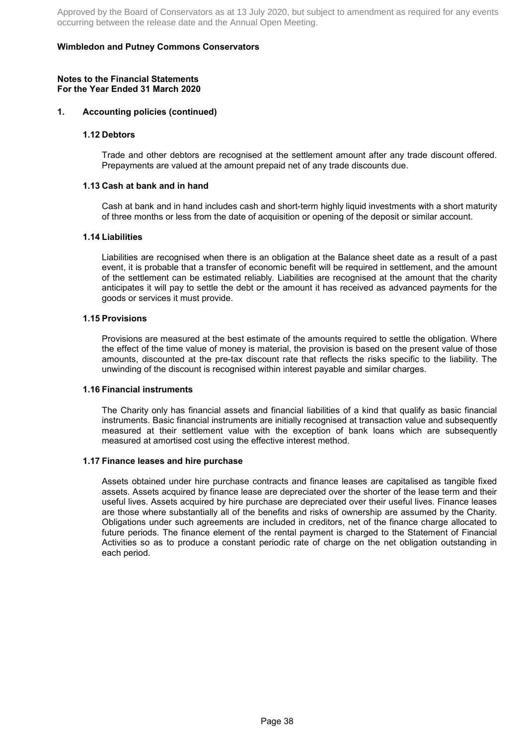Approved by the Board of Conservators as at 13 July 2020, but subject to amendment as required for any events occurring between the release date and the Annual Open Meeting.

**Wimbledon and Putney Commons Conservators**

**Notes to the Financial Statements**
**For the Year Ended 31 March 2020**

## 1. Accounting policies (continued)

### 1.12 Debtors

Trade and other debtors are recognised at the settlement amount after any trade discount offered. Prepayments are valued at the amount prepaid net of any trade discounts due.

### 1.13 Cash at bank and in hand

Cash at bank and in hand includes cash and short-term highly liquid investments with a short maturity of three months or less from the date of acquisition or opening of the deposit or similar account.

### 1.14 Liabilities

Liabilities are recognised when there is an obligation at the Balance sheet date as a result of a past event, it is probable that a transfer of economic benefit will be required in settlement, and the amount of the settlement can be estimated reliably. Liabilities are recognised at the amount that the charity anticipates it will pay to settle the debt or the amount it has received as advanced payments for the goods or services it must provide.

### 1.15 Provisions

Provisions are measured at the best estimate of the amounts required to settle the obligation. Where the effect of the time value of money is material, the provision is based on the present value of those amounts, discounted at the pre-tax discount rate that reflects the risks specific to the liability. The unwinding of the discount is recognised within interest payable and similar charges.

### 1.16 Financial instruments

The Charity only has financial assets and financial liabilities of a kind that qualify as basic financial instruments. Basic financial instruments are initially recognised at transaction value and subsequently measured at their settlement value with the exception of bank loans which are subsequently measured at amortised cost using the effective interest method.

### 1.17 Finance leases and hire purchase

Assets obtained under hire purchase contracts and finance leases are capitalised as tangible fixed assets. Assets acquired by finance lease are depreciated over the shorter of the lease term and their useful lives. Assets acquired by hire purchase are depreciated over their useful lives. Finance leases are those where substantially all of the benefits and risks of ownership are assumed by the Charity. Obligations under such agreements are included in creditors, net of the finance charge allocated to future periods. The finance element of the rental payment is charged to the Statement of Financial Activities so as to produce a constant periodic rate of charge on the net obligation outstanding in each period.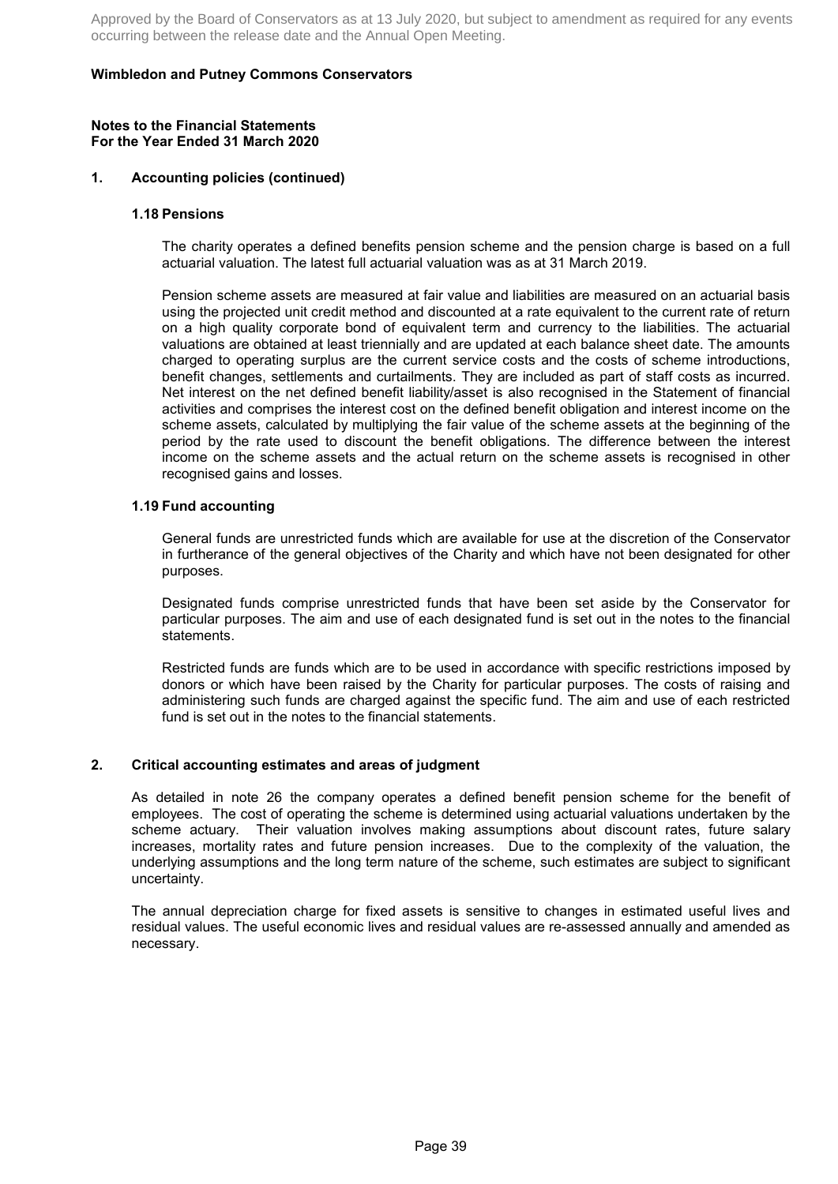Approved by the Board of Conservators as at 13 July 2020, but subject to amendment as required for any events occurring between the release date and the Annual Open Meeting.

**Wimbledon and Putney Commons Conservators**

**Notes to the Financial Statements**
**For the Year Ended 31 March 2020**

## 1. Accounting policies (continued)

### 1.18 Pensions

The charity operates a defined benefits pension scheme and the pension charge is based on a full actuarial valuation. The latest full actuarial valuation was as at 31 March 2019.

Pension scheme assets are measured at fair value and liabilities are measured on an actuarial basis using the projected unit credit method and discounted at a rate equivalent to the current rate of return on a high quality corporate bond of equivalent term and currency to the liabilities. The actuarial valuations are obtained at least triennially and are updated at each balance sheet date. The amounts charged to operating surplus are the current service costs and the costs of scheme introductions, benefit changes, settlements and curtailments. They are included as part of staff costs as incurred. Net interest on the net defined benefit liability/asset is also recognised in the Statement of financial activities and comprises the interest cost on the defined benefit obligation and interest income on the scheme assets, calculated by multiplying the fair value of the scheme assets at the beginning of the period by the rate used to discount the benefit obligations. The difference between the interest income on the scheme assets and the actual return on the scheme assets is recognised in other recognised gains and losses.

### 1.19 Fund accounting

General funds are unrestricted funds which are available for use at the discretion of the Conservator in furtherance of the general objectives of the Charity and which have not been designated for other purposes.

Designated funds comprise unrestricted funds that have been set aside by the Conservator for particular purposes. The aim and use of each designated fund is set out in the notes to the financial statements.

Restricted funds are funds which are to be used in accordance with specific restrictions imposed by donors or which have been raised by the Charity for particular purposes. The costs of raising and administering such funds are charged against the specific fund. The aim and use of each restricted fund is set out in the notes to the financial statements.

## 2. Critical accounting estimates and areas of judgment

As detailed in note 26 the company operates a defined benefit pension scheme for the benefit of employees. The cost of operating the scheme is determined using actuarial valuations undertaken by the scheme actuary. Their valuation involves making assumptions about discount rates, future salary increases, mortality rates and future pension increases. Due to the complexity of the valuation, the underlying assumptions and the long term nature of the scheme, such estimates are subject to significant uncertainty.

The annual depreciation charge for fixed assets is sensitive to changes in estimated useful lives and residual values. The useful economic lives and residual values are re-assessed annually and amended as necessary.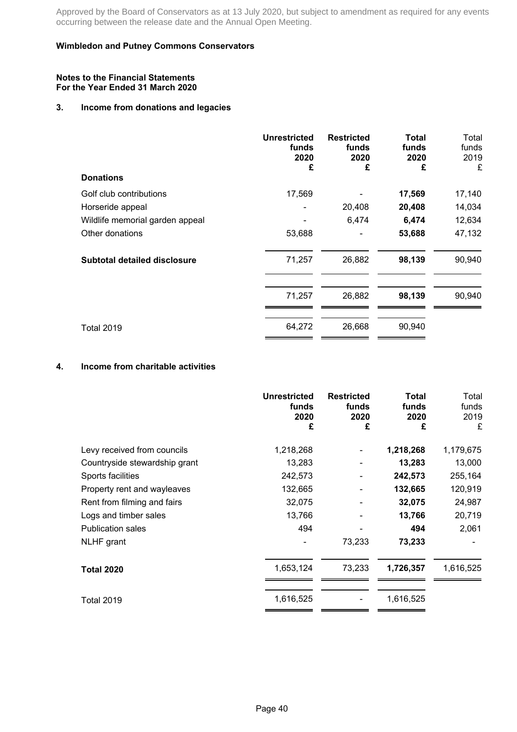Approved by the Board of Conservators as at 13 July 2020, but subject to amendment as required for any events occurring between the release date and the Annual Open Meeting.

**Wimbledon and Putney Commons Conservators**

**Notes to the Financial Statements**
**For the Year Ended 31 March 2020**

## 3. Income from donations and legacies

| | **Unrestricted funds 2020 £** | **Restricted funds 2020 £** | **Total funds 2020 £** | Total funds 2019 £ |
|---|---|---|---|---|
| **Donations** | | | | |
| Golf club contributions | 17,569 | - | **17,569** | 17,140 |
| Horseride appeal | - | 20,408 | **20,408** | 14,034 |
| Wildlife memorial garden appeal | - | 6,474 | **6,474** | 12,634 |
| Other donations | 53,688 | - | **53,688** | 47,132 |
| **Subtotal detailed disclosure** | 71,257 | 26,882 | **98,139** | 90,940 |
| | 71,257 | 26,882 | **98,139** | 90,940 |
| Total 2019 | 64,272 | 26,668 | 90,940 | |

## 4. Income from charitable activities

| | **Unrestricted funds 2020 £** | **Restricted funds 2020 £** | **Total funds 2020 £** | Total funds 2019 £ |
|---|---|---|---|---|
| Levy received from councils | 1,218,268 | - | **1,218,268** | 1,179,675 |
| Countryside stewardship grant | 13,283 | - | **13,283** | 13,000 |
| Sports facilities | 242,573 | - | **242,573** | 255,164 |
| Property rent and wayleaves | 132,665 | - | **132,665** | 120,919 |
| Rent from filming and fairs | 32,075 | - | **32,075** | 24,987 |
| Logs and timber sales | 13,766 | - | **13,766** | 20,719 |
| Publication sales | 494 | - | **494** | 2,061 |
| NLHF grant | - | 73,233 | **73,233** | - |
| **Total 2020** | 1,653,124 | 73,233 | **1,726,357** | 1,616,525 |
| Total 2019 | 1,616,525 | - | 1,616,525 | |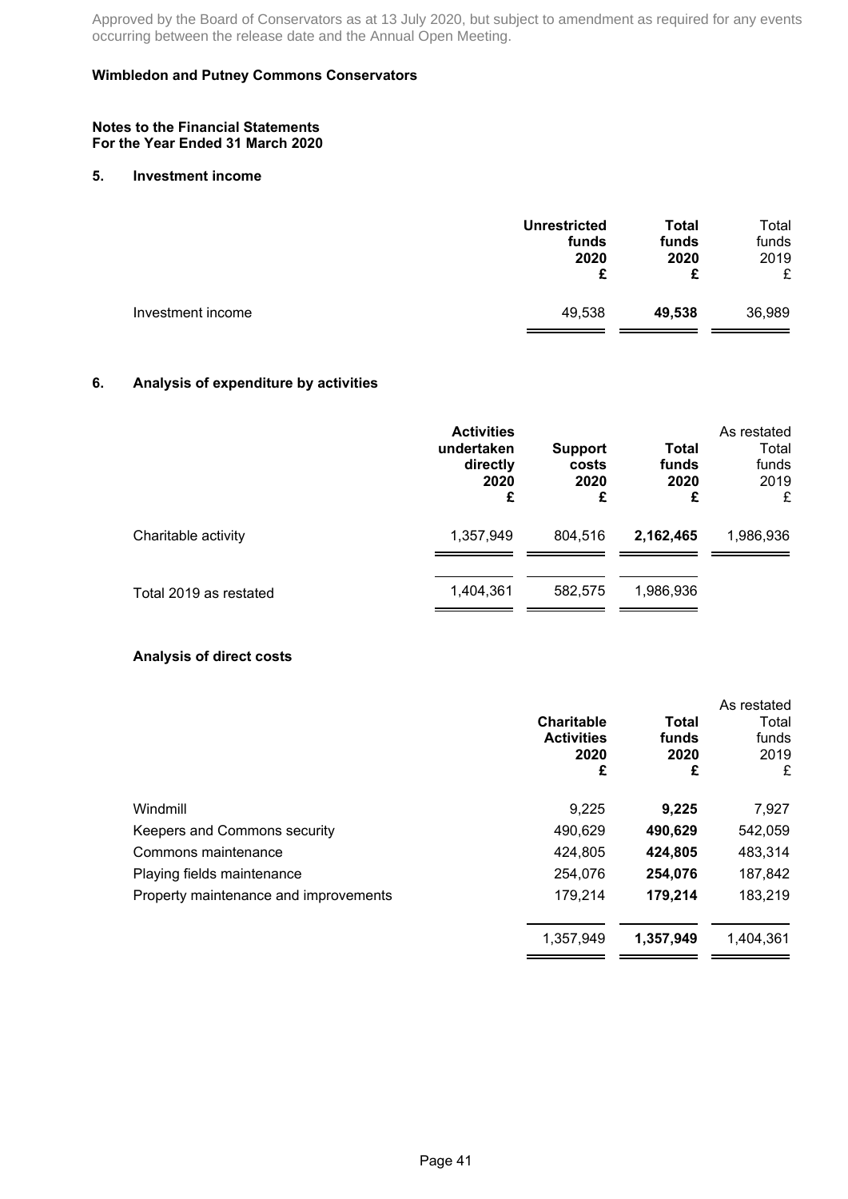Approved by the Board of Conservators as at 13 July 2020, but subject to amendment as required for any events occurring between the release date and the Annual Open Meeting.

**Wimbledon and Putney Commons Conservators**

**Notes to the Financial Statements**
**For the Year Ended 31 March 2020**

## 5. Investment income

| | **Unrestricted funds 2020 £** | **Total funds 2020 £** | Total funds 2019 £ |
|---|---|---|---|
| Investment income | 49,538 | **49,538** | 36,989 |

## 6. Analysis of expenditure by activities

| | **Activities undertaken directly 2020 £** | **Support costs 2020 £** | **Total funds 2020 £** | As restated Total funds 2019 £ |
|---|---|---|---|---|
| Charitable activity | 1,357,949 | 804,516 | **2,162,465** | 1,986,936 |
| Total 2019 as restated | 1,404,361 | 582,575 | 1,986,936 | |

### Analysis of direct costs

| | **Charitable Activities 2020 £** | **Total funds 2020 £** | As restated Total funds 2019 £ |
|---|---|---|---|
| Windmill | 9,225 | **9,225** | 7,927 |
| Keepers and Commons security | 490,629 | **490,629** | 542,059 |
| Commons maintenance | 424,805 | **424,805** | 483,314 |
| Playing fields maintenance | 254,076 | **254,076** | 187,842 |
| Property maintenance and improvements | 179,214 | **179,214** | 183,219 |
| | 1,357,949 | **1,357,949** | 1,404,361 |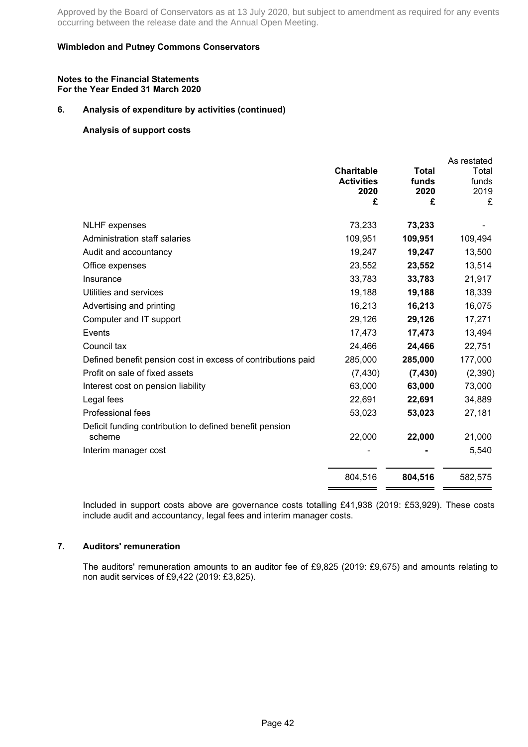Approved by the Board of Conservators as at 13 July 2020, but subject to amendment as required for any events occurring between the release date and the Annual Open Meeting.

**Wimbledon and Putney Commons Conservators**

**Notes to the Financial Statements**
**For the Year Ended 31 March 2020**

## 6. Analysis of expenditure by activities (continued)

### Analysis of support costs

| | **Charitable Activities 2020 £** | **Total funds 2020 £** | As restated Total funds 2019 £ |
|---|---|---|---|
| NLHF expenses | 73,233 | **73,233** | - |
| Administration staff salaries | 109,951 | **109,951** | 109,494 |
| Audit and accountancy | 19,247 | **19,247** | 13,500 |
| Office expenses | 23,552 | **23,552** | 13,514 |
| Insurance | 33,783 | **33,783** | 21,917 |
| Utilities and services | 19,188 | **19,188** | 18,339 |
| Advertising and printing | 16,213 | **16,213** | 16,075 |
| Computer and IT support | 29,126 | **29,126** | 17,271 |
| Events | 17,473 | **17,473** | 13,494 |
| Council tax | 24,466 | **24,466** | 22,751 |
| Defined benefit pension cost in excess of contributions paid | 285,000 | **285,000** | 177,000 |
| Profit on sale of fixed assets | (7,430) | **(7,430)** | (2,390) |
| Interest cost on pension liability | 63,000 | **63,000** | 73,000 |
| Legal fees | 22,691 | **22,691** | 34,889 |
| Professional fees | 53,023 | **53,023** | 27,181 |
| Deficit funding contribution to defined benefit pension scheme | 22,000 | **22,000** | 21,000 |
| Interim manager cost | - | **-** | 5,540 |
| | 804,516 | **804,516** | 582,575 |

Included in support costs above are governance costs totalling £41,938 (2019: £53,929). These costs include audit and accountancy, legal fees and interim manager costs.

## 7. Auditors' remuneration

The auditors' remuneration amounts to an auditor fee of £9,825 (2019: £9,675) and amounts relating to non audit services of £9,422 (2019: £3,825).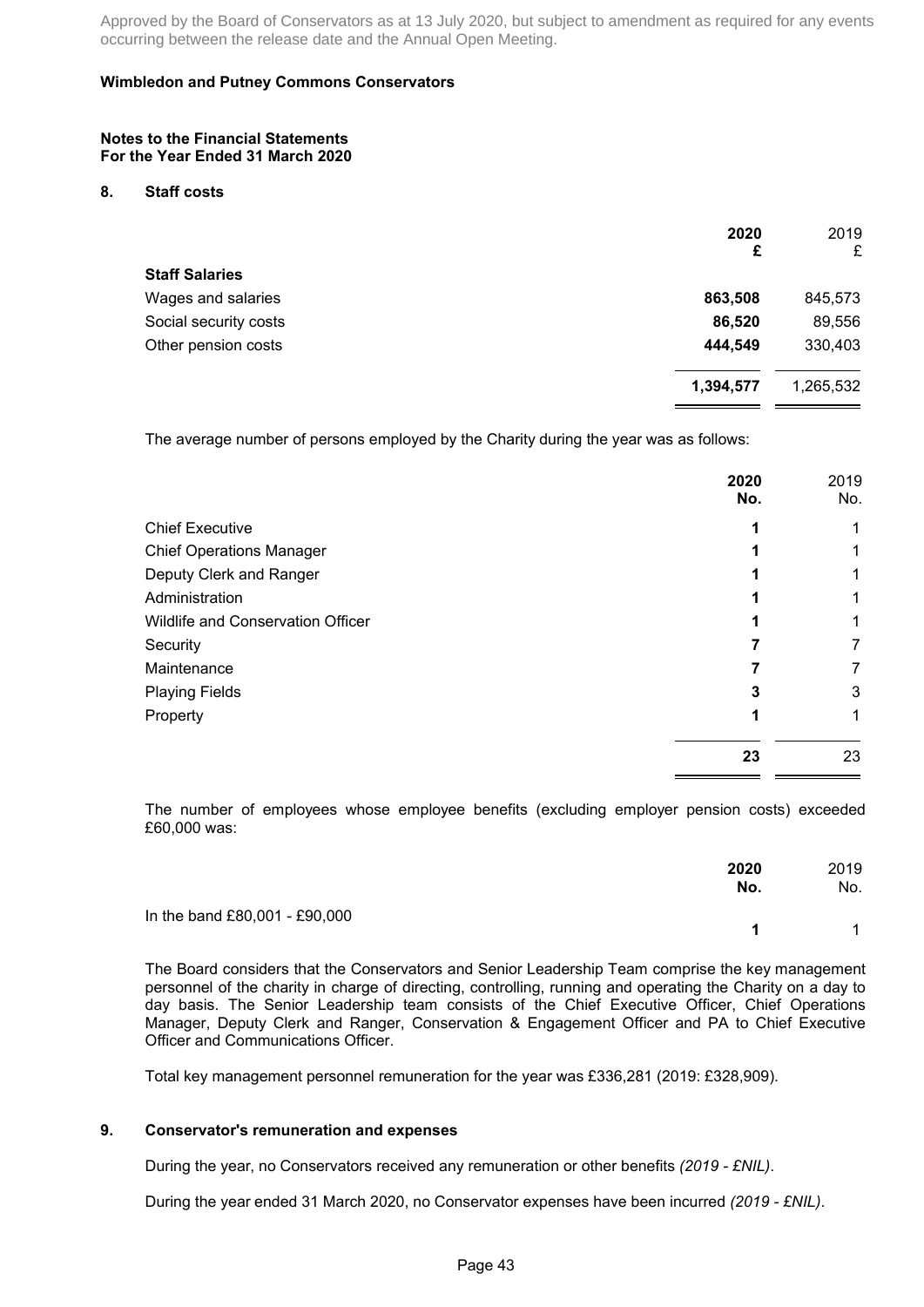Approved by the Board of Conservators as at 13 July 2020, but subject to amendment as required for any events occurring between the release date and the Annual Open Meeting.

**Wimbledon and Putney Commons Conservators**

**Notes to the Financial Statements**
**For the Year Ended 31 March 2020**

## 8. Staff costs

| | **2020** **£** | 2019 £ |
|---|---|---|
| **Staff Salaries** | | |
| Wages and salaries | **863,508** | 845,573 |
| Social security costs | **86,520** | 89,556 |
| Other pension costs | **444,549** | 330,403 |
| | **1,394,577** | 1,265,532 |

The average number of persons employed by the Charity during the year was as follows:

| | **2020** **No.** | 2019 No. |
|---|---|---|
| Chief Executive | **1** | 1 |
| Chief Operations Manager | **1** | 1 |
| Deputy Clerk and Ranger | **1** | 1 |
| Administration | **1** | 1 |
| Wildlife and Conservation Officer | **1** | 1 |
| Security | **7** | 7 |
| Maintenance | **7** | 7 |
| Playing Fields | **3** | 3 |
| Property | **1** | 1 |
| | **23** | 23 |

The number of employees whose employee benefits (excluding employer pension costs) exceeded £60,000 was:

| | **2020** **No.** | 2019 No. |
|---|---|---|
| In the band £80,001 - £90,000 | **1** | 1 |

The Board considers that the Conservators and Senior Leadership Team comprise the key management personnel of the charity in charge of directing, controlling, running and operating the Charity on a day to day basis. The Senior Leadership team consists of the Chief Executive Officer, Chief Operations Manager, Deputy Clerk and Ranger, Conservation & Engagement Officer and PA to Chief Executive Officer and Communications Officer.

Total key management personnel remuneration for the year was £336,281 (2019: £328,909).

## 9. Conservator's remuneration and expenses

During the year, no Conservators received any remuneration or other benefits *(2019 - £NIL)*.

During the year ended 31 March 2020, no Conservator expenses have been incurred *(2019 - £NIL)*.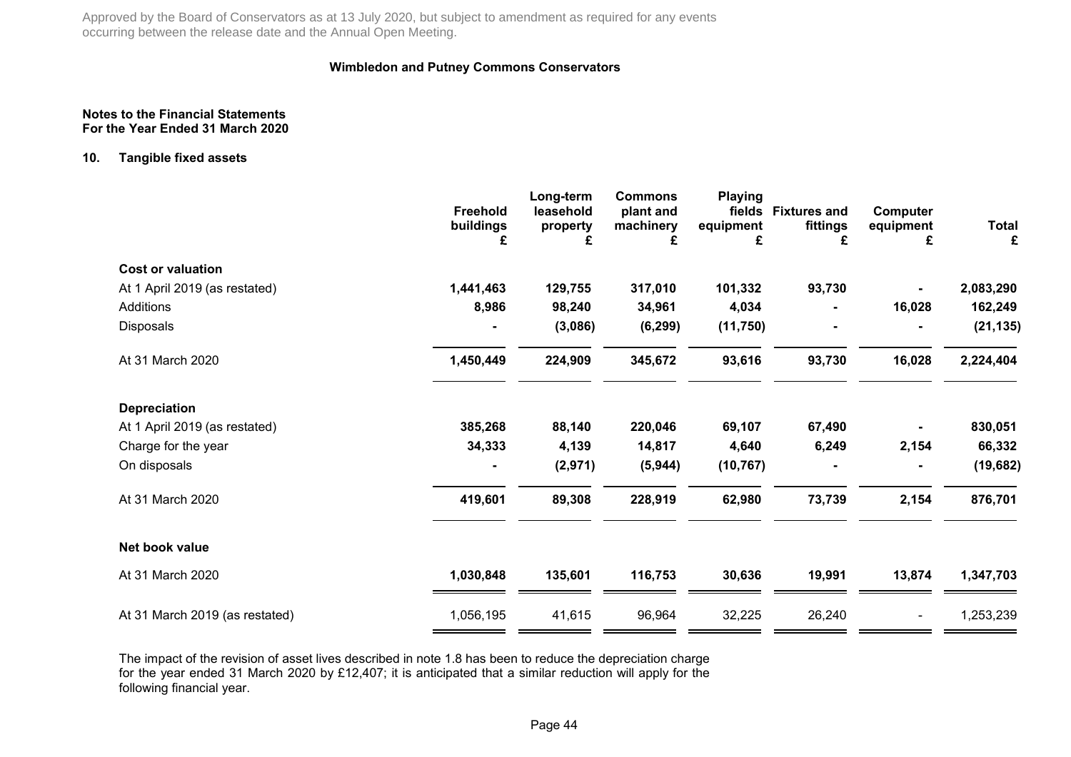Approved by the Board of Conservators as at 13 July 2020, but subject to amendment as required for any events occurring between the release date and the Annual Open Meeting.

**Wimbledon and Putney Commons Conservators**

**Notes to the Financial Statements**
**For the Year Ended 31 March 2020**

## 10. Tangible fixed assets

| | Freehold buildings £ | Long-term leasehold property £ | Commons plant and machinery £ | Playing fields equipment £ | Fixtures and fittings £ | Computer equipment £ | Total £ |
|---|---|---|---|---|---|---|---|
| **Cost or valuation** | | | | | | | |
| At 1 April 2019 (as restated) | **1,441,463** | **129,755** | **317,010** | **101,332** | **93,730** | **-** | **2,083,290** |
| Additions | **8,986** | **98,240** | **34,961** | **4,034** | **-** | **16,028** | **162,249** |
| Disposals | **-** | **(3,086)** | **(6,299)** | **(11,750)** | **-** | **-** | **(21,135)** |
| At 31 March 2020 | **1,450,449** | **224,909** | **345,672** | **93,616** | **93,730** | **16,028** | **2,224,404** |
| **Depreciation** | | | | | | | |
| At 1 April 2019 (as restated) | **385,268** | **88,140** | **220,046** | **69,107** | **67,490** | **-** | **830,051** |
| Charge for the year | **34,333** | **4,139** | **14,817** | **4,640** | **6,249** | **2,154** | **66,332** |
| On disposals | **-** | **(2,971)** | **(5,944)** | **(10,767)** | **-** | **-** | **(19,682)** |
| At 31 March 2020 | **419,601** | **89,308** | **228,919** | **62,980** | **73,739** | **2,154** | **876,701** |
| **Net book value** | | | | | | | |
| At 31 March 2020 | **1,030,848** | **135,601** | **116,753** | **30,636** | **19,991** | **13,874** | **1,347,703** |
| At 31 March 2019 (as restated) | 1,056,195 | 41,615 | 96,964 | 32,225 | 26,240 | - | 1,253,239 |

The impact of the revision of asset lives described in note 1.8 has been to reduce the depreciation charge for the year ended 31 March 2020 by £12,407; it is anticipated that a similar reduction will apply for the following financial year.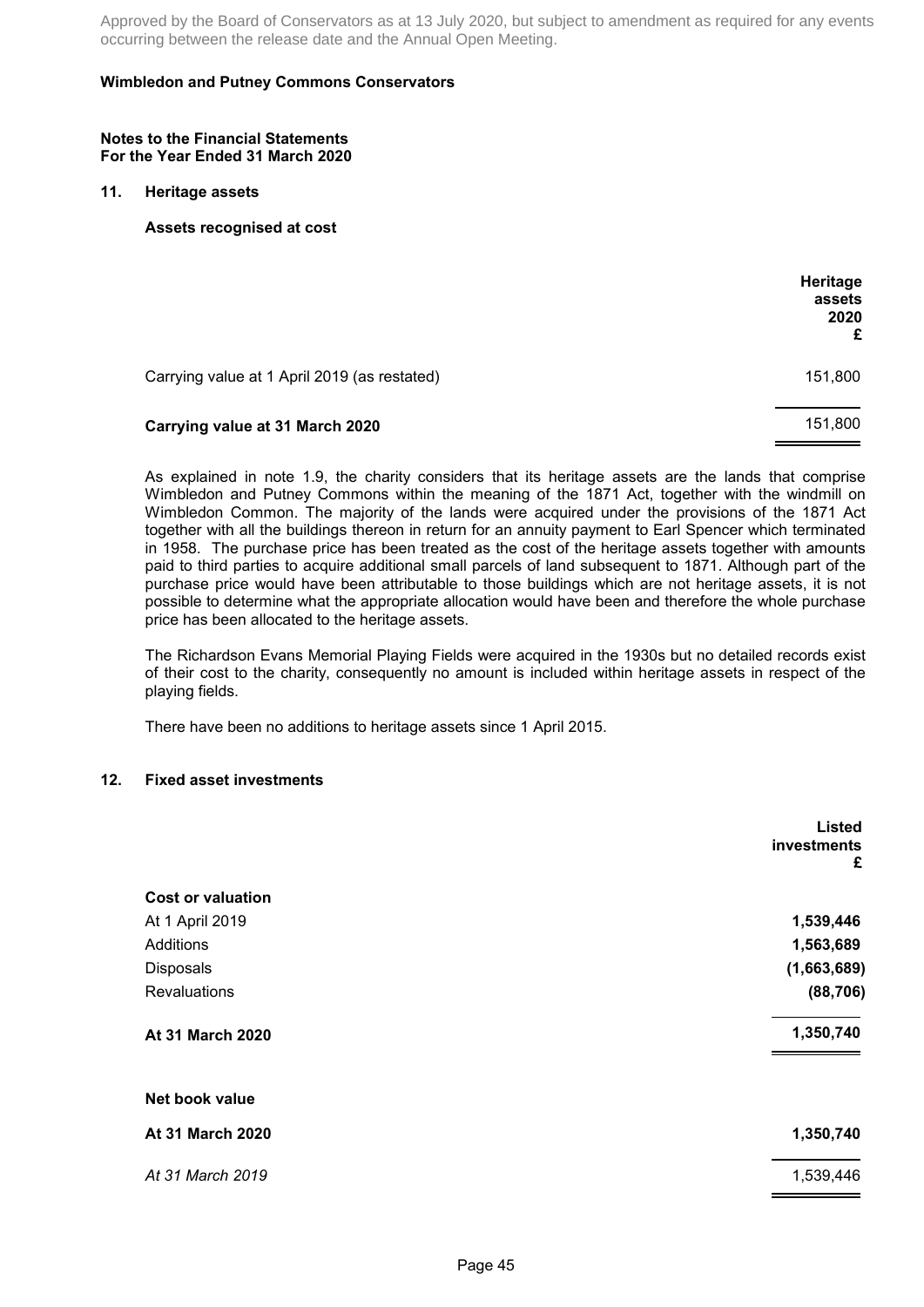Approved by the Board of Conservators as at 13 July 2020, but subject to amendment as required for any events occurring between the release date and the Annual Open Meeting.

**Wimbledon and Putney Commons Conservators**

**Notes to the Financial Statements**
**For the Year Ended 31 March 2020**

## 11. Heritage assets

### Assets recognised at cost

| | **Heritage assets 2020 £** |
|---|---|
| Carrying value at 1 April 2019 (as restated) | 151,800 |
| **Carrying value at 31 March 2020** | 151,800 |

As explained in note 1.9, the charity considers that its heritage assets are the lands that comprise Wimbledon and Putney Commons within the meaning of the 1871 Act, together with the windmill on Wimbledon Common. The majority of the lands were acquired under the provisions of the 1871 Act together with all the buildings thereon in return for an annuity payment to Earl Spencer which terminated in 1958. The purchase price has been treated as the cost of the heritage assets together with amounts paid to third parties to acquire additional small parcels of land subsequent to 1871. Although part of the purchase price would have been attributable to those buildings which are not heritage assets, it is not possible to determine what the appropriate allocation would have been and therefore the whole purchase price has been allocated to the heritage assets.

The Richardson Evans Memorial Playing Fields were acquired in the 1930s but no detailed records exist of their cost to the charity, consequently no amount is included within heritage assets in respect of the playing fields.

There have been no additions to heritage assets since 1 April 2015.

## 12. Fixed asset investments

| | **Listed investments £** |
|---|---|
| **Cost or valuation** | |
| At 1 April 2019 | **1,539,446** |
| Additions | **1,563,689** |
| Disposals | **(1,663,689)** |
| Revaluations | **(88,706)** |
| **At 31 March 2020** | 1,350,740 |
| | |
| **Net book value** | |
| **At 31 March 2020** | **1,350,740** |
| *At 31 March 2019* | 1,539,446 |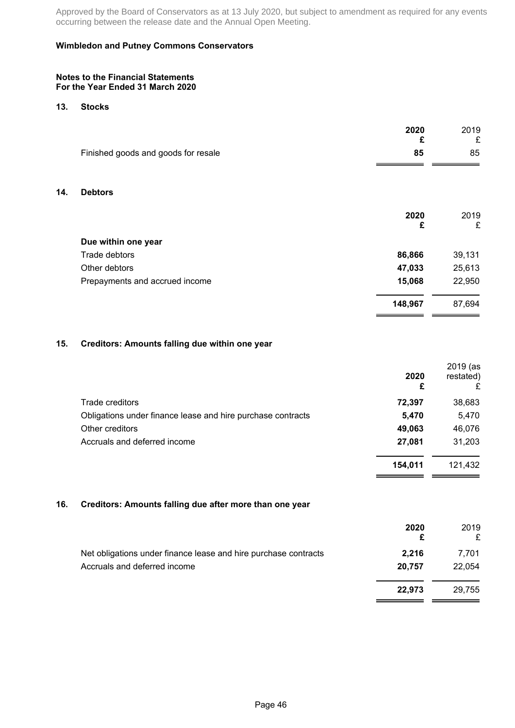**Wimbledon and Putney Commons Conservators**

**Notes to the Financial Statements**
**For the Year Ended 31 March 2020**

## 13. Stocks

| | **2020** **£** | 2019 £ |
|---|---|---|
| Finished goods and goods for resale | **85** | 85 |

## 14. Debtors

| | **2020** **£** | 2019 £ |
|---|---|---|
| **Due within one year** | | |
| Trade debtors | **86,866** | 39,131 |
| Other debtors | **47,033** | 25,613 |
| Prepayments and accrued income | **15,068** | 22,950 |
| | **148,967** | 87,694 |

## 15. Creditors: Amounts falling due within one year

| | **2020** **£** | 2019 (as restated) £ |
|---|---|---|
| Trade creditors | **72,397** | 38,683 |
| Obligations under finance lease and hire purchase contracts | **5,470** | 5,470 |
| Other creditors | **49,063** | 46,076 |
| Accruals and deferred income | **27,081** | 31,203 |
| | **154,011** | 121,432 |

## 16. Creditors: Amounts falling due after more than one year

| | **2020** **£** | 2019 £ |
|---|---|---|
| Net obligations under finance lease and hire purchase contracts | **2,216** | 7,701 |
| Accruals and deferred income | **20,757** | 22,054 |
| | **22,973** | 29,755 |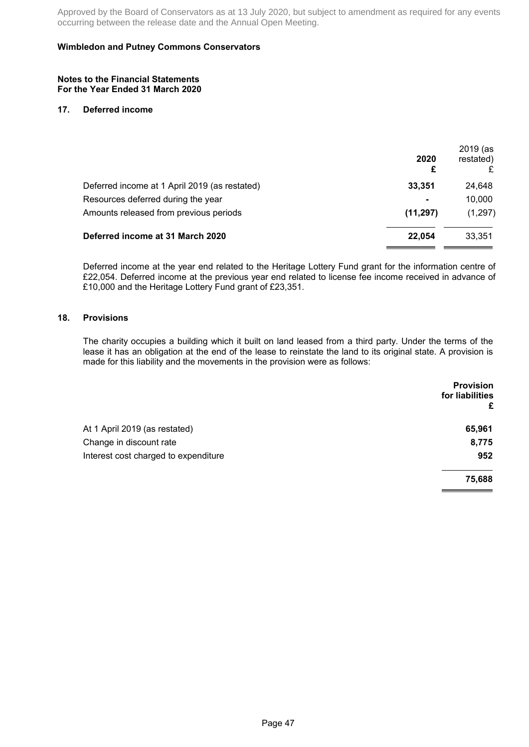Approved by the Board of Conservators as at 13 July 2020, but subject to amendment as required for any events occurring between the release date and the Annual Open Meeting.

**Wimbledon and Putney Commons Conservators**

**Notes to the Financial Statements**
**For the Year Ended 31 March 2020**

## 17. Deferred income

| | **2020** **£** | 2019 (as restated) £ |
|---|---|---|
| Deferred income at 1 April 2019 (as restated) | **33,351** | 24,648 |
| Resources deferred during the year | **-** | 10,000 |
| Amounts released from previous periods | **(11,297)** | (1,297) |
| **Deferred income at 31 March 2020** | **22,054** | 33,351 |

Deferred income at the year end related to the Heritage Lottery Fund grant for the information centre of £22,054. Deferred income at the previous year end related to license fee income received in advance of £10,000 and the Heritage Lottery Fund grant of £23,351.

## 18. Provisions

The charity occupies a building which it built on land leased from a third party. Under the terms of the lease it has an obligation at the end of the lease to reinstate the land to its original state. A provision is made for this liability and the movements in the provision were as follows:

| | **Provision for liabilities** **£** |
|---|---|
| At 1 April 2019 (as restated) | **65,961** |
| Change in discount rate | **8,775** |
| Interest cost charged to expenditure | **952** |
| | **75,688** |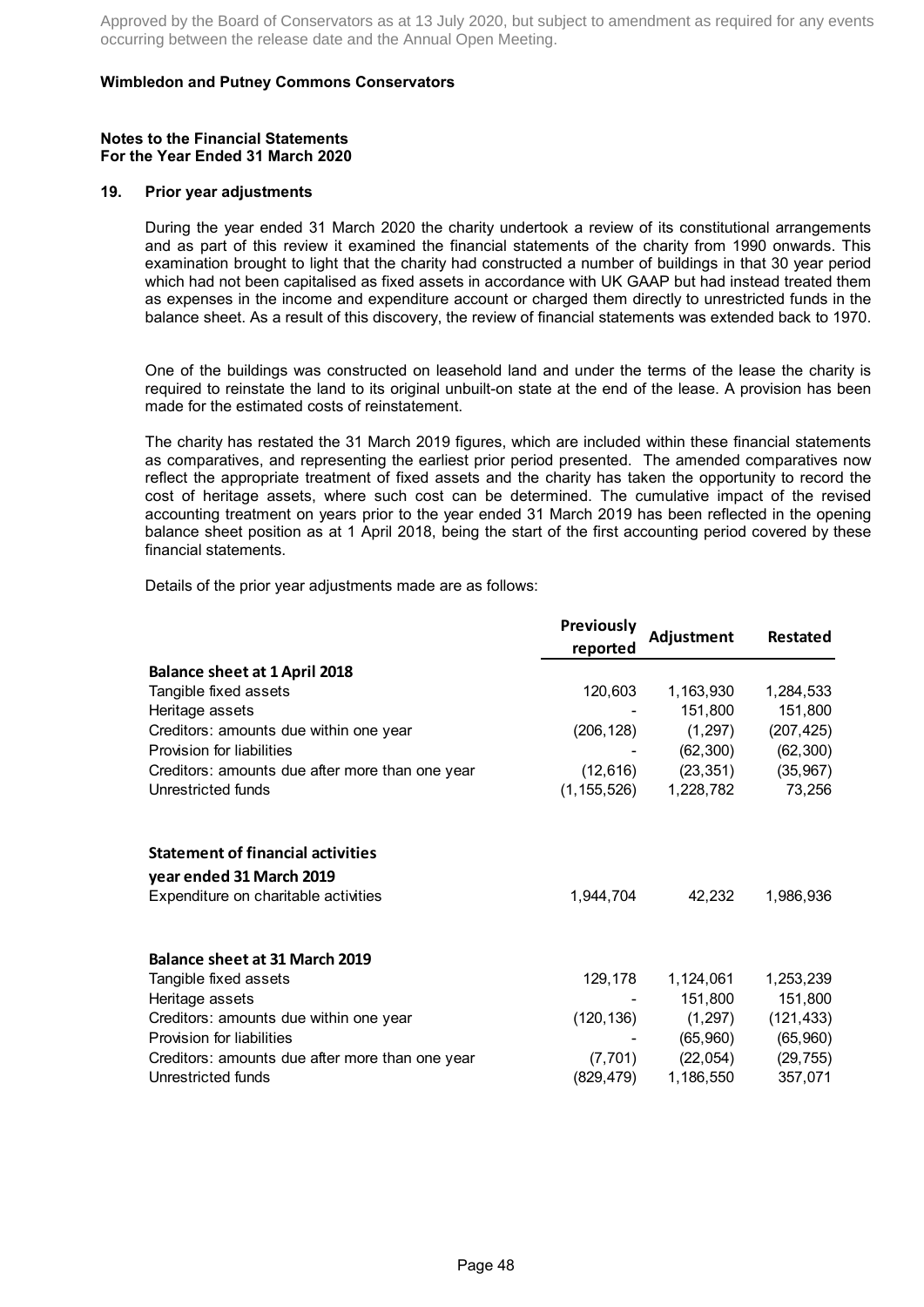Approved by the Board of Conservators as at 13 July 2020, but subject to amendment as required for any events occurring between the release date and the Annual Open Meeting.

**Wimbledon and Putney Commons Conservators**

**Notes to the Financial Statements**
**For the Year Ended 31 March 2020**

## 19. Prior year adjustments

During the year ended 31 March 2020 the charity undertook a review of its constitutional arrangements and as part of this review it examined the financial statements of the charity from 1990 onwards. This examination brought to light that the charity had constructed a number of buildings in that 30 year period which had not been capitalised as fixed assets in accordance with UK GAAP but had instead treated them as expenses in the income and expenditure account or charged them directly to unrestricted funds in the balance sheet. As a result of this discovery, the review of financial statements was extended back to 1970.

One of the buildings was constructed on leasehold land and under the terms of the lease the charity is required to reinstate the land to its original unbuilt-on state at the end of the lease. A provision has been made for the estimated costs of reinstatement.

The charity has restated the 31 March 2019 figures, which are included within these financial statements as comparatives, and representing the earliest prior period presented. The amended comparatives now reflect the appropriate treatment of fixed assets and the charity has taken the opportunity to record the cost of heritage assets, where such cost can be determined. The cumulative impact of the revised accounting treatment on years prior to the year ended 31 March 2019 has been reflected in the opening balance sheet position as at 1 April 2018, being the start of the first accounting period covered by these financial statements.

Details of the prior year adjustments made are as follows:

| | Previously reported | Adjustment | Restated |
|---|---|---|---|
| **Balance sheet at 1 April 2018** | | | |
| Tangible fixed assets | 120,603 | 1,163,930 | 1,284,533 |
| Heritage assets | - | 151,800 | 151,800 |
| Creditors: amounts due within one year | (206,128) | (1,297) | (207,425) |
| Provision for liabilities | - | (62,300) | (62,300) |
| Creditors: amounts due after more than one year | (12,616) | (23,351) | (35,967) |
| Unrestricted funds | (1,155,526) | 1,228,782 | 73,256 |
| | | | |
| **Statement of financial activities year ended 31 March 2019** | | | |
| Expenditure on charitable activities | 1,944,704 | 42,232 | 1,986,936 |
| | | | |
| **Balance sheet at 31 March 2019** | | | |
| Tangible fixed assets | 129,178 | 1,124,061 | 1,253,239 |
| Heritage assets | - | 151,800 | 151,800 |
| Creditors: amounts due within one year | (120,136) | (1,297) | (121,433) |
| Provision for liabilities | - | (65,960) | (65,960) |
| Creditors: amounts due after more than one year | (7,701) | (22,054) | (29,755) |
| Unrestricted funds | (829,479) | 1,186,550 | 357,071 |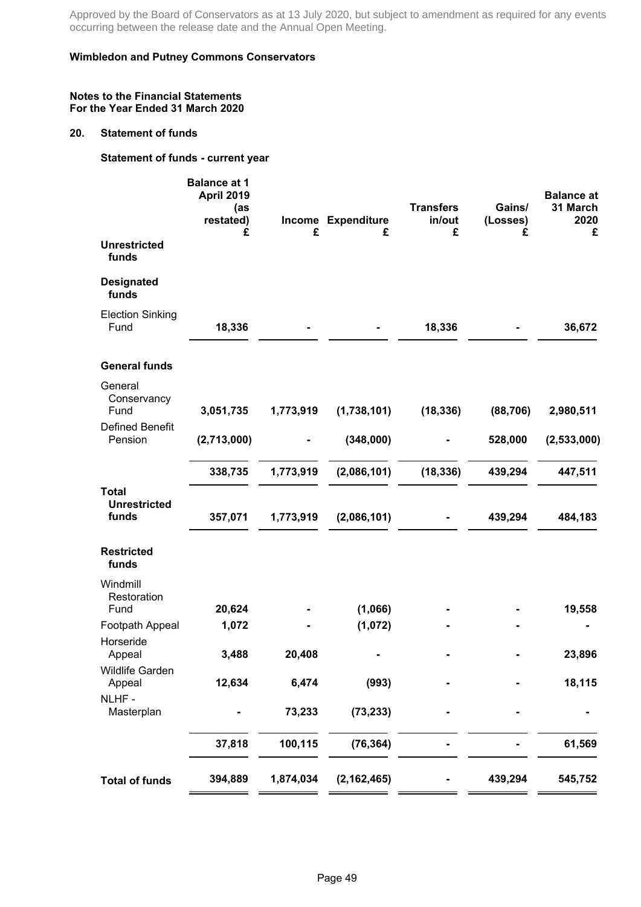Approved by the Board of Conservators as at 13 July 2020, but subject to amendment as required for any events occurring between the release date and the Annual Open Meeting.

**Wimbledon and Putney Commons Conservators**

**Notes to the Financial Statements**
**For the Year Ended 31 March 2020**

## 20. Statement of funds

### Statement of funds - current year

| | Balance at 1 April 2019 (as restated) £ | Income £ | Expenditure £ | Transfers in/out £ | Gains/ (Losses) £ | Balance at 31 March 2020 £ |
|---|---|---|---|---|---|---|
| **Unrestricted funds** | | | | | | |
| **Designated funds** | | | | | | |
| Election Sinking Fund | **18,336** | **-** | **-** | **18,336** | **-** | **36,672** |
| **General funds** | | | | | | |
| General Conservancy Fund | **3,051,735** | **1,773,919** | **(1,738,101)** | **(18,336)** | **(88,706)** | **2,980,511** |
| Defined Benefit Pension | **(2,713,000)** | **-** | **(348,000)** | **-** | **528,000** | **(2,533,000)** |
| | **338,735** | **1,773,919** | **(2,086,101)** | **(18,336)** | **439,294** | **447,511** |
| **Total Unrestricted funds** | **357,071** | **1,773,919** | **(2,086,101)** | **-** | **439,294** | **484,183** |
| **Restricted funds** | | | | | | |
| Windmill Restoration Fund | **20,624** | **-** | **(1,066)** | **-** | **-** | **19,558** |
| Footpath Appeal | **1,072** | **-** | **(1,072)** | **-** | **-** | **-** |
| Horseride Appeal | **3,488** | **20,408** | **-** | **-** | **-** | **23,896** |
| Wildlife Garden Appeal | **12,634** | **6,474** | **(993)** | **-** | **-** | **18,115** |
| NLHF - Masterplan | **-** | **73,233** | **(73,233)** | **-** | **-** | **-** |
| | **37,818** | **100,115** | **(76,364)** | **-** | **-** | **61,569** |
| **Total of funds** | **394,889** | **1,874,034** | **(2,162,465)** | **-** | **439,294** | **545,752** |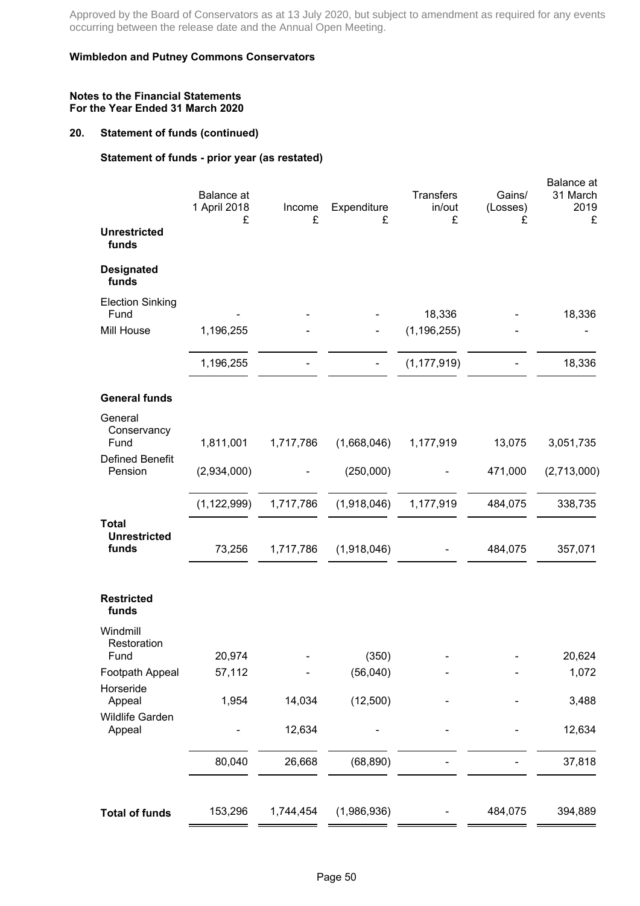Approved by the Board of Conservators as at 13 July 2020, but subject to amendment as required for any events occurring between the release date and the Annual Open Meeting.

**Wimbledon and Putney Commons Conservators**

**Notes to the Financial Statements**
**For the Year Ended 31 March 2020**

## 20. Statement of funds (continued)

### Statement of funds - prior year (as restated)

| | Balance at 1 April 2018 £ | Income £ | Expenditure £ | Transfers in/out £ | Gains/ (Losses) £ | Balance at 31 March 2019 £ |
|---|---|---|---|---|---|---|
| **Unrestricted funds** | | | | | | |
| **Designated funds** | | | | | | |
| Election Sinking Fund | - | - | - | 18,336 | - | 18,336 |
| Mill House | 1,196,255 | - | - | (1,196,255) | - | - |
| | 1,196,255 | - | - | (1,177,919) | - | 18,336 |
| **General funds** | | | | | | |
| General Conservancy Fund | 1,811,001 | 1,717,786 | (1,668,046) | 1,177,919 | 13,075 | 3,051,735 |
| Defined Benefit Pension | (2,934,000) | - | (250,000) | - | 471,000 | (2,713,000) |
| | (1,122,999) | 1,717,786 | (1,918,046) | 1,177,919 | 484,075 | 338,735 |
| **Total Unrestricted funds** | 73,256 | 1,717,786 | (1,918,046) | - | 484,075 | 357,071 |
| **Restricted funds** | | | | | | |
| Windmill Restoration Fund | 20,974 | - | (350) | - | - | 20,624 |
| Footpath Appeal | 57,112 | - | (56,040) | - | - | 1,072 |
| Horseride Appeal | 1,954 | 14,034 | (12,500) | - | - | 3,488 |
| Wildlife Garden Appeal | - | 12,634 | - | - | - | 12,634 |
| | 80,040 | 26,668 | (68,890) | - | - | 37,818 |
| **Total of funds** | 153,296 | 1,744,454 | (1,986,936) | - | 484,075 | 394,889 |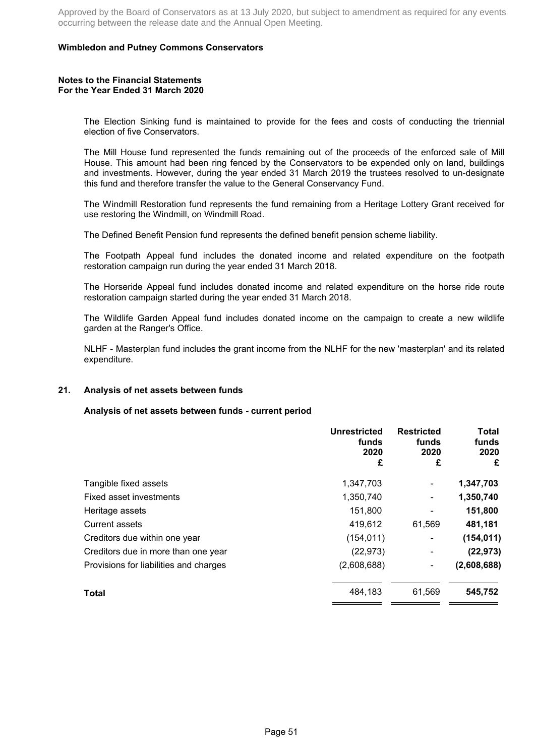**Wimbledon and Putney Commons Conservators**

**Notes to the Financial Statements**
**For the Year Ended 31 March 2020**

The Election Sinking fund is maintained to provide for the fees and costs of conducting the triennial election of five Conservators.

The Mill House fund represented the funds remaining out of the proceeds of the enforced sale of Mill House. This amount had been ring fenced by the Conservators to be expended only on land, buildings and investments. However, during the year ended 31 March 2019 the trustees resolved to un-designate this fund and therefore transfer the value to the General Conservancy Fund.

The Windmill Restoration fund represents the fund remaining from a Heritage Lottery Grant received for use restoring the Windmill, on Windmill Road.

The Defined Benefit Pension fund represents the defined benefit pension scheme liability.

The Footpath Appeal fund includes the donated income and related expenditure on the footpath restoration campaign run during the year ended 31 March 2018.

The Horseride Appeal fund includes donated income and related expenditure on the horse ride route restoration campaign started during the year ended 31 March 2018.

The Wildlife Garden Appeal fund includes donated income on the campaign to create a new wildlife garden at the Ranger's Office.

NLHF - Masterplan fund includes the grant income from the NLHF for the new 'masterplan' and its related expenditure.

## 21. Analysis of net assets between funds

### Analysis of net assets between funds - current period

| | Unrestricted funds 2020 £ | Restricted funds 2020 £ | Total funds 2020 £ |
|---|---|---|---|
| Tangible fixed assets | 1,347,703 | - | **1,347,703** |
| Fixed asset investments | 1,350,740 | - | **1,350,740** |
| Heritage assets | 151,800 | - | **151,800** |
| Current assets | 419,612 | 61,569 | **481,181** |
| Creditors due within one year | (154,011) | - | **(154,011)** |
| Creditors due in more than one year | (22,973) | - | **(22,973)** |
| Provisions for liabilities and charges | (2,608,688) | - | **(2,608,688)** |
| **Total** | 484,183 | 61,569 | **545,752** |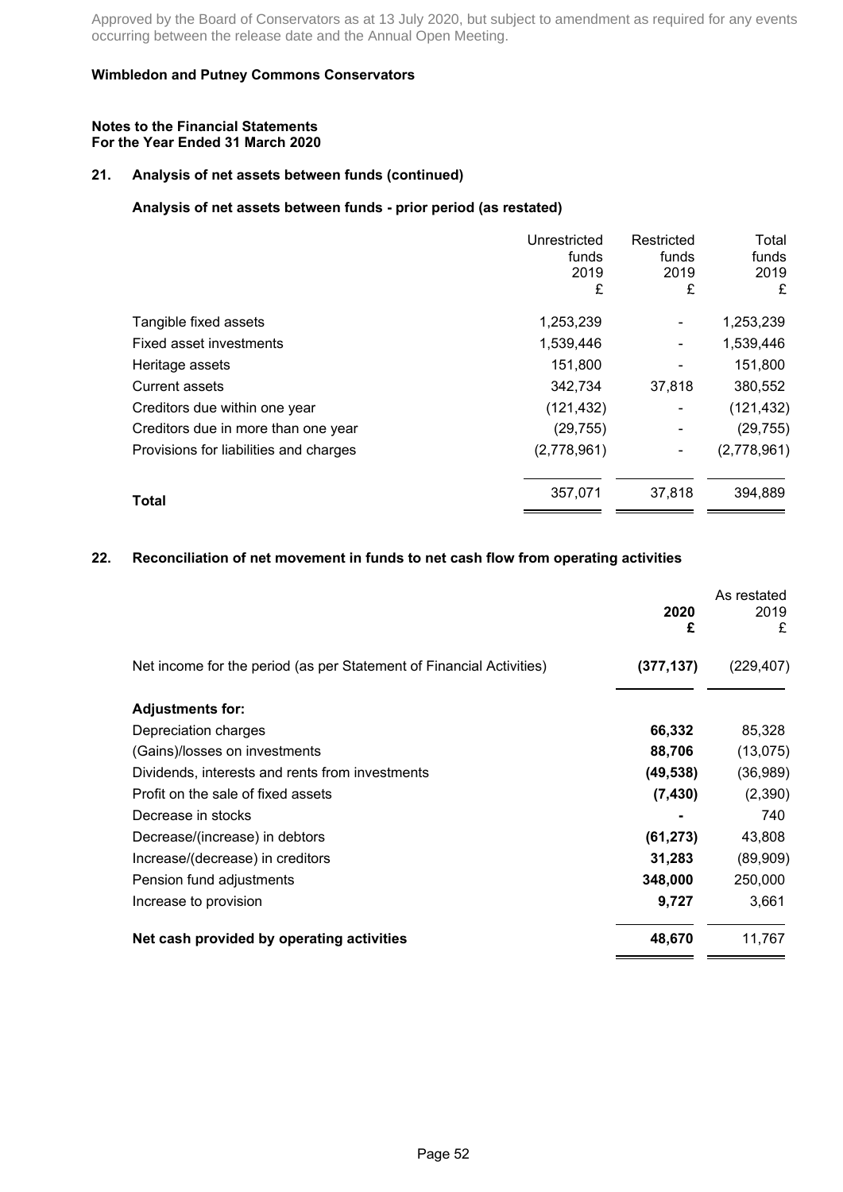Approved by the Board of Conservators as at 13 July 2020, but subject to amendment as required for any events occurring between the release date and the Annual Open Meeting.

**Wimbledon and Putney Commons Conservators**

**Notes to the Financial Statements**
**For the Year Ended 31 March 2020**

## 21. Analysis of net assets between funds (continued)

### Analysis of net assets between funds - prior period (as restated)

| | Unrestricted funds 2019 £ | Restricted funds 2019 £ | Total funds 2019 £ |
|---|---|---|---|
| Tangible fixed assets | 1,253,239 | - | 1,253,239 |
| Fixed asset investments | 1,539,446 | - | 1,539,446 |
| Heritage assets | 151,800 | - | 151,800 |
| Current assets | 342,734 | 37,818 | 380,552 |
| Creditors due within one year | (121,432) | - | (121,432) |
| Creditors due in more than one year | (29,755) | - | (29,755) |
| Provisions for liabilities and charges | (2,778,961) | - | (2,778,961) |
| **Total** | 357,071 | 37,818 | 394,889 |

## 22. Reconciliation of net movement in funds to net cash flow from operating activities

| | **2020 £** | As restated 2019 £ |
|---|---|---|
| Net income for the period (as per Statement of Financial Activities) | **(377,137)** | (229,407) |
| **Adjustments for:** | | |
| Depreciation charges | **66,332** | 85,328 |
| (Gains)/losses on investments | **88,706** | (13,075) |
| Dividends, interests and rents from investments | **(49,538)** | (36,989) |
| Profit on the sale of fixed assets | **(7,430)** | (2,390) |
| Decrease in stocks | **-** | 740 |
| Decrease/(increase) in debtors | **(61,273)** | 43,808 |
| Increase/(decrease) in creditors | **31,283** | (89,909) |
| Pension fund adjustments | **348,000** | 250,000 |
| Increase to provision | **9,727** | 3,661 |
| **Net cash provided by operating activities** | **48,670** | 11,767 |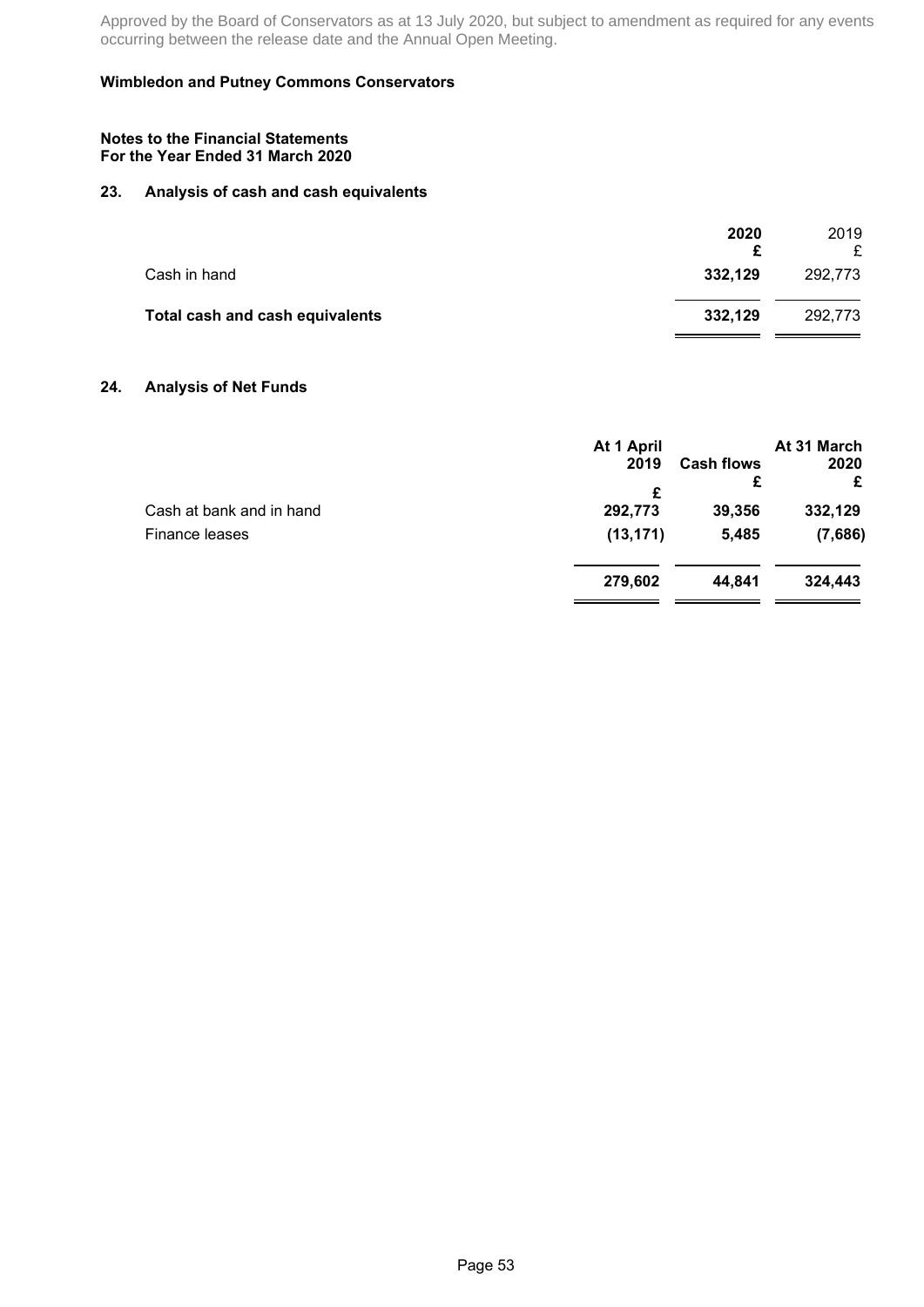Approved by the Board of Conservators as at 13 July 2020, but subject to amendment as required for any events occurring between the release date and the Annual Open Meeting.

**Wimbledon and Putney Commons Conservators**

**Notes to the Financial Statements**
**For the Year Ended 31 March 2020**

## 23. Analysis of cash and cash equivalents

| | **2020** **£** | 2019 £ |
|---|---|---|
| Cash in hand | **332,129** | 292,773 |
| **Total cash and cash equivalents** | **332,129** | 292,773 |

## 24. Analysis of Net Funds

| | **At 1 April 2019** **£** | **Cash flows** **£** | **At 31 March 2020** **£** |
|---|---|---|---|
| Cash at bank and in hand | **292,773** | **39,356** | **332,129** |
| Finance leases | **(13,171)** | **5,485** | **(7,686)** |
| | **279,602** | **44,841** | **324,443** |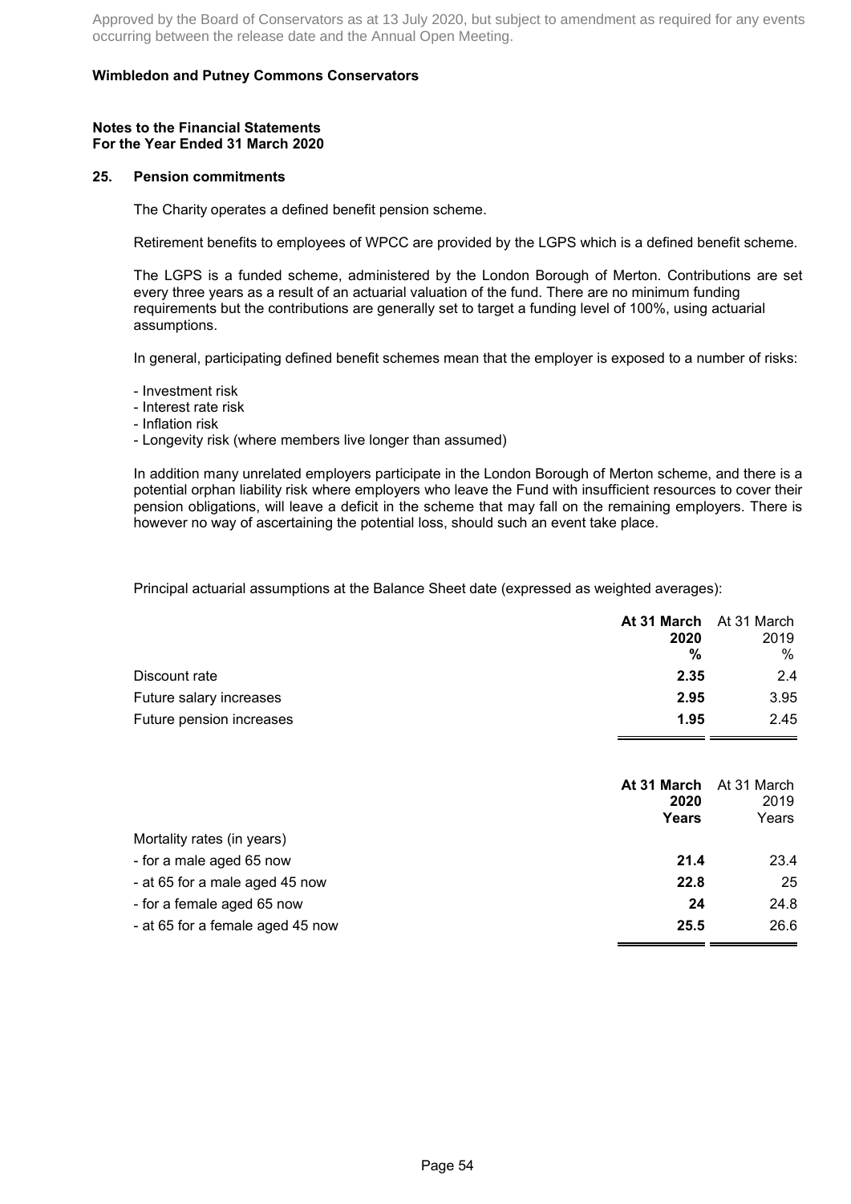Approved by the Board of Conservators as at 13 July 2020, but subject to amendment as required for any events occurring between the release date and the Annual Open Meeting.

**Wimbledon and Putney Commons Conservators**

**Notes to the Financial Statements**
**For the Year Ended 31 March 2020**

## 25. Pension commitments

The Charity operates a defined benefit pension scheme.

Retirement benefits to employees of WPCC are provided by the LGPS which is a defined benefit scheme.

The LGPS is a funded scheme, administered by the London Borough of Merton. Contributions are set every three years as a result of an actuarial valuation of the fund. There are no minimum funding requirements but the contributions are generally set to target a funding level of 100%, using actuarial assumptions.

In general, participating defined benefit schemes mean that the employer is exposed to a number of risks:

- Investment risk
- Interest rate risk
- Inflation risk
- Longevity risk (where members live longer than assumed)

In addition many unrelated employers participate in the London Borough of Merton scheme, and there is a potential orphan liability risk where employers who leave the Fund with insufficient resources to cover their pension obligations, will leave a deficit in the scheme that may fall on the remaining employers. There is however no way of ascertaining the potential loss, should such an event take place.

Principal actuarial assumptions at the Balance Sheet date (expressed as weighted averages):

| | **At 31 March 2020 %** | At 31 March 2019 % |
|---|---|---|
| Discount rate | **2.35** | 2.4 |
| Future salary increases | **2.95** | 3.95 |
| Future pension increases | **1.95** | 2.45 |

| | **At 31 March 2020 Years** | At 31 March 2019 Years |
|---|---|---|
| Mortality rates (in years) | | |
| - for a male aged 65 now | **21.4** | 23.4 |
| - at 65 for a male aged 45 now | **22.8** | 25 |
| - for a female aged 65 now | **24** | 24.8 |
| - at 65 for a female aged 45 now | **25.5** | 26.6 |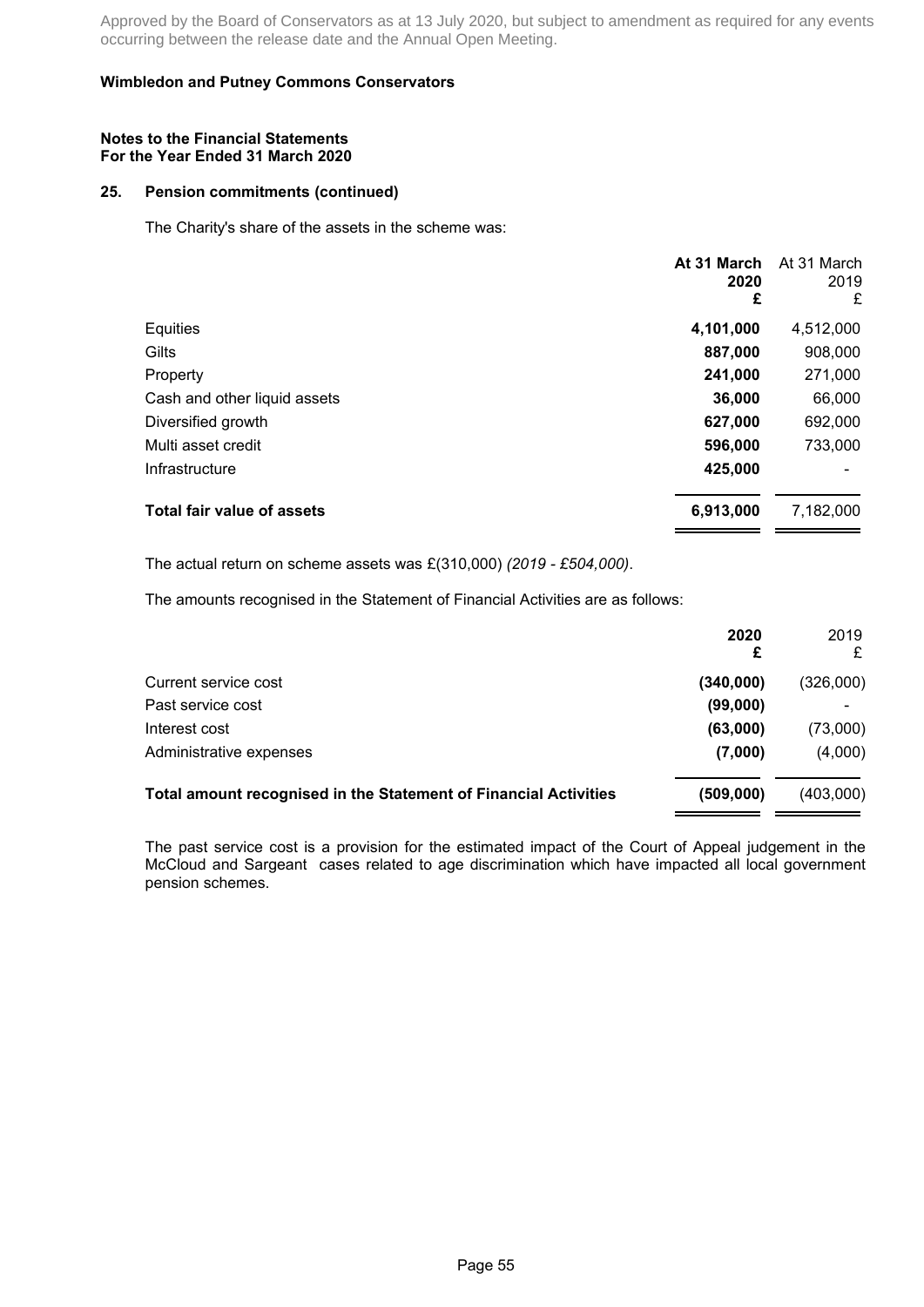Approved by the Board of Conservators as at 13 July 2020, but subject to amendment as required for any events occurring between the release date and the Annual Open Meeting.

**Wimbledon and Putney Commons Conservators**

**Notes to the Financial Statements**
**For the Year Ended 31 March 2020**

**25. Pension commitments (continued)**

The Charity's share of the assets in the scheme was:

| | **At 31 March 2020 £** | At 31 March 2019 £ |
|---|---|---|
| Equities | **4,101,000** | 4,512,000 |
| Gilts | **887,000** | 908,000 |
| Property | **241,000** | 271,000 |
| Cash and other liquid assets | **36,000** | 66,000 |
| Diversified growth | **627,000** | 692,000 |
| Multi asset credit | **596,000** | 733,000 |
| Infrastructure | **425,000** | - |
| **Total fair value of assets** | **6,913,000** | 7,182,000 |

The actual return on scheme assets was £(310,000) *(2019 - £504,000)*.

The amounts recognised in the Statement of Financial Activities are as follows:

| | **2020 £** | 2019 £ |
|---|---|---|
| Current service cost | **(340,000)** | (326,000) |
| Past service cost | **(99,000)** | - |
| Interest cost | **(63,000)** | (73,000) |
| Administrative expenses | **(7,000)** | (4,000) |
| **Total amount recognised in the Statement of Financial Activities** | **(509,000)** | (403,000) |

The past service cost is a provision for the estimated impact of the Court of Appeal judgement in the McCloud and Sargeant cases related to age discrimination which have impacted all local government pension schemes.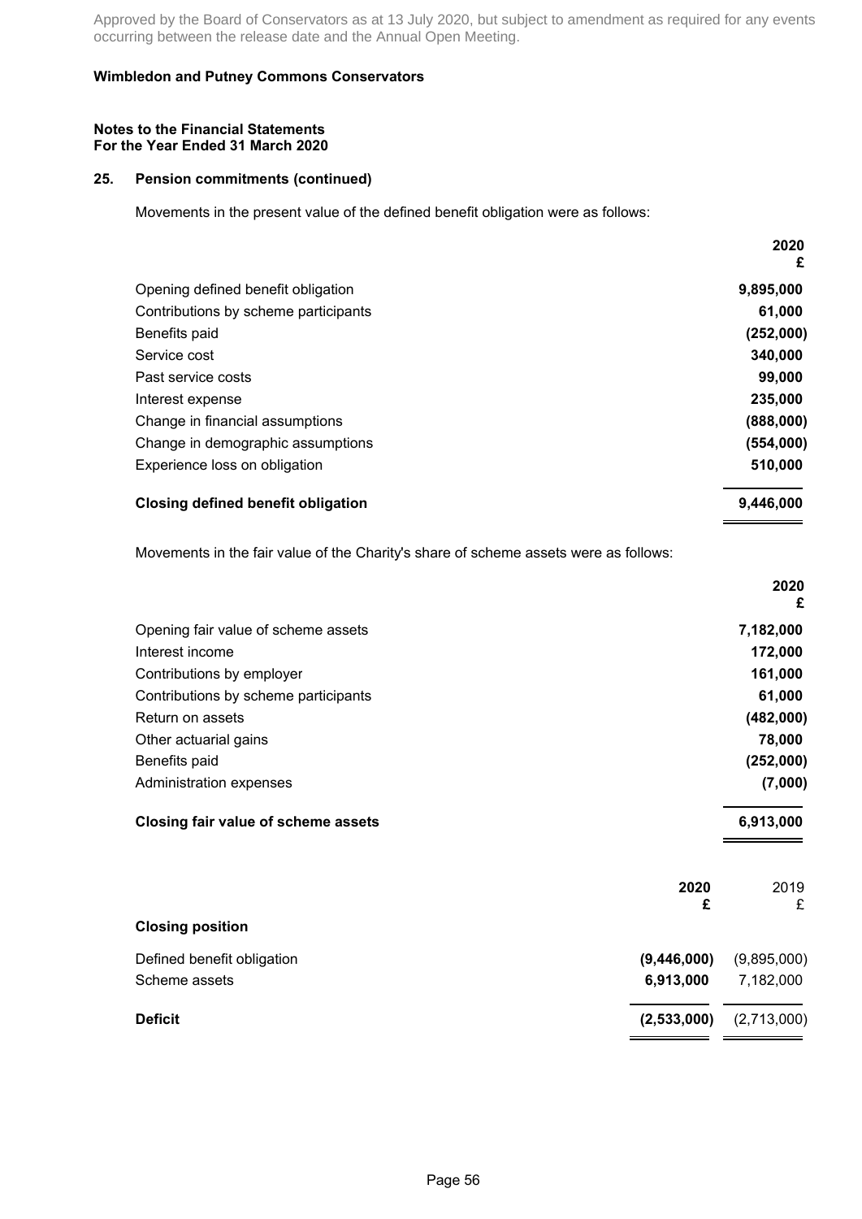Approved by the Board of Conservators as at 13 July 2020, but subject to amendment as required for any events occurring between the release date and the Annual Open Meeting.

**Wimbledon and Putney Commons Conservators**

**Notes to the Financial Statements**
**For the Year Ended 31 March 2020**

## 25. Pension commitments (continued)

Movements in the present value of the defined benefit obligation were as follows:

| | 2020 £ |
|---|---|
| Opening defined benefit obligation | 9,895,000 |
| Contributions by scheme participants | 61,000 |
| Benefits paid | (252,000) |
| Service cost | 340,000 |
| Past service costs | 99,000 |
| Interest expense | 235,000 |
| Change in financial assumptions | (888,000) |
| Change in demographic assumptions | (554,000) |
| Experience loss on obligation | 510,000 |
| **Closing defined benefit obligation** | **9,446,000** |

Movements in the fair value of the Charity's share of scheme assets were as follows:

| | 2020 £ |
|---|---|
| Opening fair value of scheme assets | 7,182,000 |
| Interest income | 172,000 |
| Contributions by employer | 161,000 |
| Contributions by scheme participants | 61,000 |
| Return on assets | (482,000) |
| Other actuarial gains | 78,000 |
| Benefits paid | (252,000) |
| Administration expenses | (7,000) |
| **Closing fair value of scheme assets** | **6,913,000** |

| | 2020 £ | 2019 £ |
|---|---|---|
| **Closing position** | | |
| Defined benefit obligation | (9,446,000) | (9,895,000) |
| Scheme assets | 6,913,000 | 7,182,000 |
| **Deficit** | **(2,533,000)** | (2,713,000) |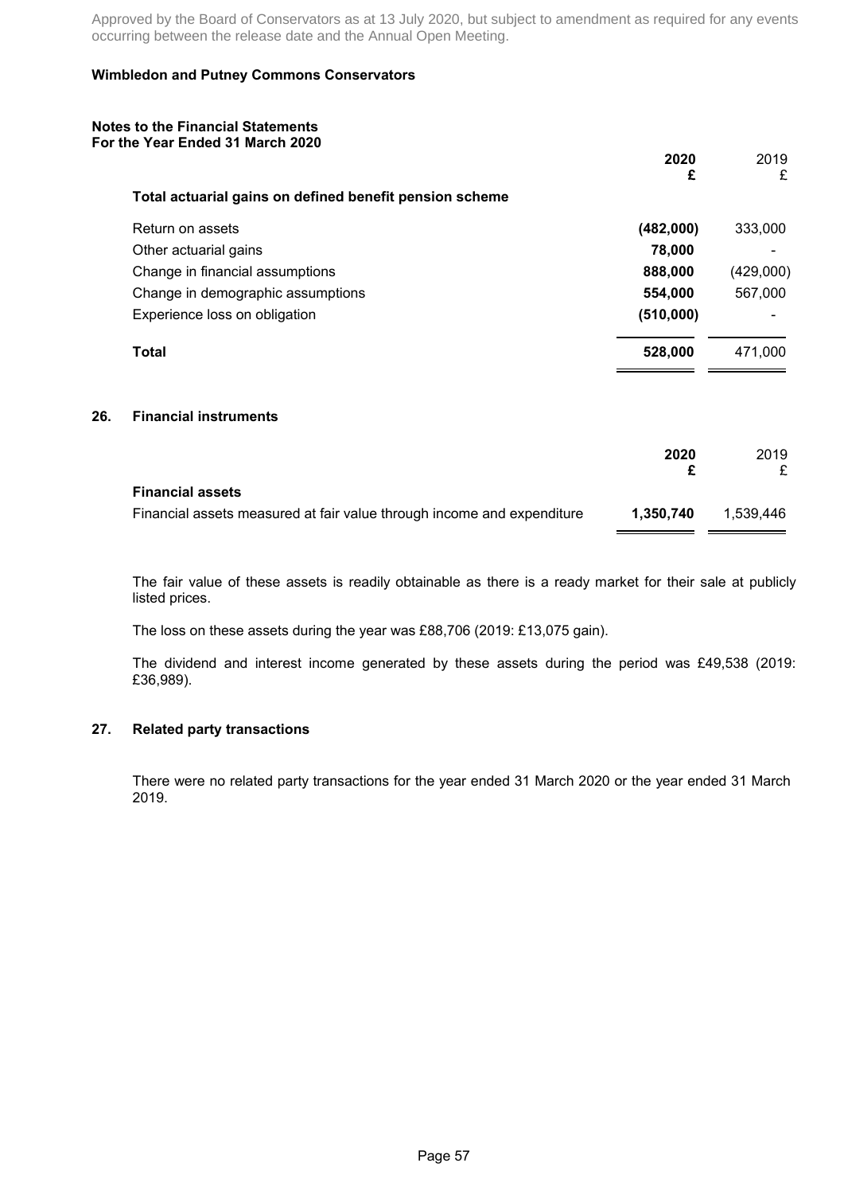Approved by the Board of Conservators as at 13 July 2020, but subject to amendment as required for any events occurring between the release date and the Annual Open Meeting.

**Wimbledon and Putney Commons Conservators**

**Notes to the Financial Statements**
**For the Year Ended 31 March 2020**

| | **2020** **£** | 2019 £ |
|---|---|---|
| **Total actuarial gains on defined benefit pension scheme** | | |
| Return on assets | **(482,000)** | 333,000 |
| Other actuarial gains | **78,000** | - |
| Change in financial assumptions | **888,000** | (429,000) |
| Change in demographic assumptions | **554,000** | 567,000 |
| Experience loss on obligation | **(510,000)** | - |
| **Total** | **528,000** | 471,000 |

## 26. Financial instruments

| | **2020** **£** | 2019 £ |
|---|---|---|
| **Financial assets** | | |
| Financial assets measured at fair value through income and expenditure | **1,350,740** | 1,539,446 |

The fair value of these assets is readily obtainable as there is a ready market for their sale at publicly listed prices.

The loss on these assets during the year was £88,706 (2019: £13,075 gain).

The dividend and interest income generated by these assets during the period was £49,538 (2019: £36,989).

## 27. Related party transactions

There were no related party transactions for the year ended 31 March 2020 or the year ended 31 March 2019.